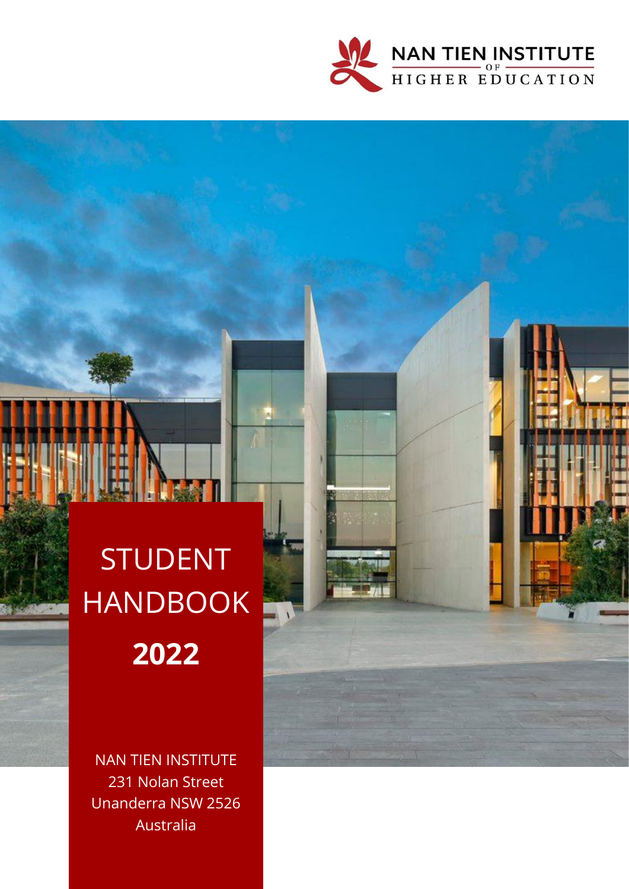NAN TIEN INSTITUTE OF HIGHER EDUCATION

# STUDENT HANDBOOK

# 2022

NAN TIEN INSTITUTE
231 Nolan Street
Unanderra NSW 2526
Australia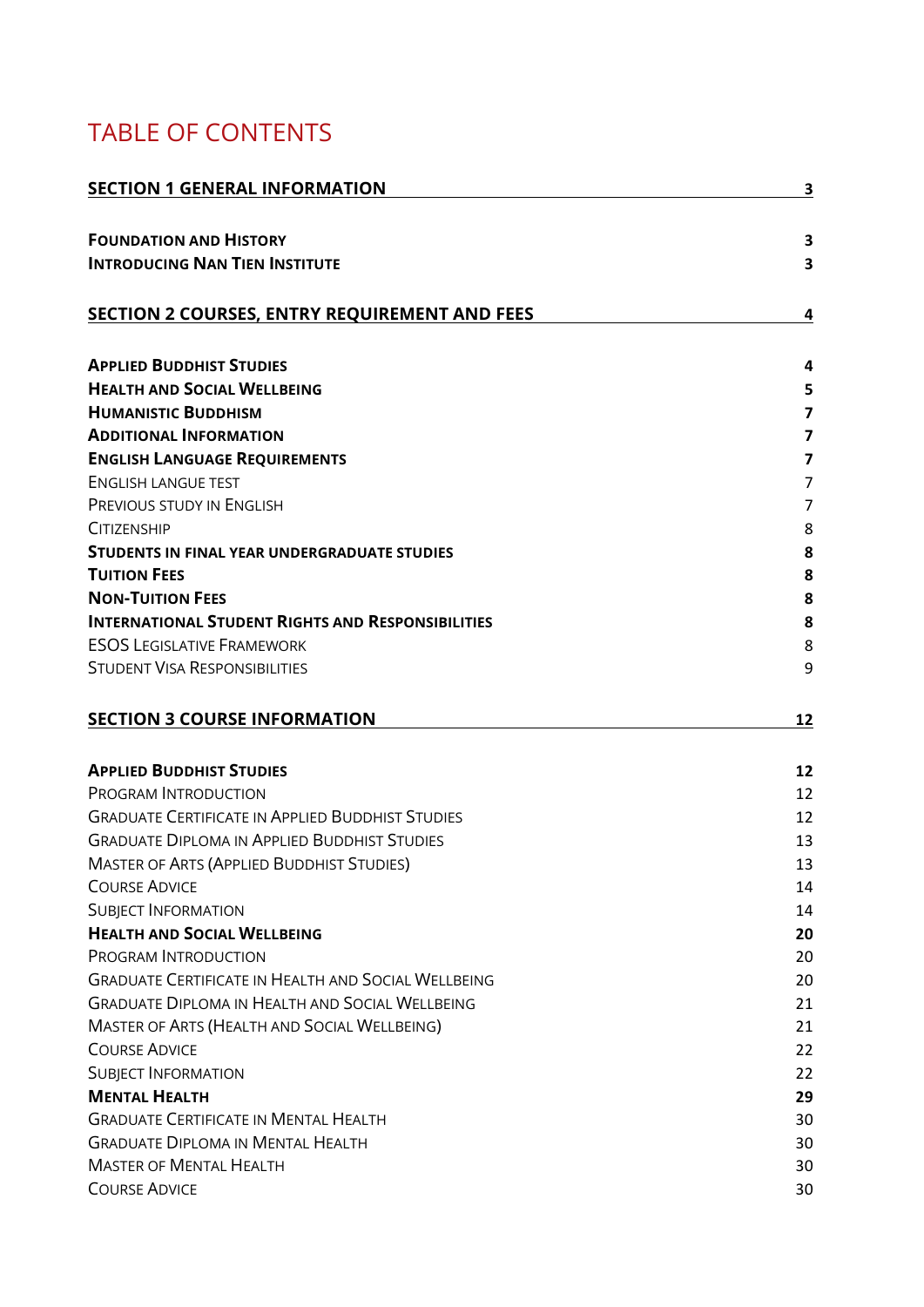# TABLE OF CONTENTS

| | |
|---|---|
| **SECTION 1 GENERAL INFORMATION** | **3** |
| **FOUNDATION AND HISTORY** | **3** |
| **INTRODUCING NAN TIEN INSTITUTE** | **3** |
| **SECTION 2 COURSES, ENTRY REQUIREMENT AND FEES** | **4** |
| **APPLIED BUDDHIST STUDIES** | **4** |
| **HEALTH AND SOCIAL WELLBEING** | **5** |
| **HUMANISTIC BUDDHISM** | **7** |
| **ADDITIONAL INFORMATION** | **7** |
| **ENGLISH LANGUAGE REQUIREMENTS** | **7** |
| ENGLISH LANGUE TEST | 7 |
| PREVIOUS STUDY IN ENGLISH | 7 |
| CITIZENSHIP | 8 |
| **STUDENTS IN FINAL YEAR UNDERGRADUATE STUDIES** | **8** |
| **TUITION FEES** | **8** |
| **NON-TUITION FEES** | **8** |
| **INTERNATIONAL STUDENT RIGHTS AND RESPONSIBILITIES** | **8** |
| ESOS LEGISLATIVE FRAMEWORK | 8 |
| STUDENT VISA RESPONSIBILITIES | 9 |
| **SECTION 3 COURSE INFORMATION** | **12** |
| **APPLIED BUDDHIST STUDIES** | **12** |
| PROGRAM INTRODUCTION | 12 |
| GRADUATE CERTIFICATE IN APPLIED BUDDHIST STUDIES | 12 |
| GRADUATE DIPLOMA IN APPLIED BUDDHIST STUDIES | 13 |
| MASTER OF ARTS (APPLIED BUDDHIST STUDIES) | 13 |
| COURSE ADVICE | 14 |
| SUBJECT INFORMATION | 14 |
| **HEALTH AND SOCIAL WELLBEING** | **20** |
| PROGRAM INTRODUCTION | 20 |
| GRADUATE CERTIFICATE IN HEALTH AND SOCIAL WELLBEING | 20 |
| GRADUATE DIPLOMA IN HEALTH AND SOCIAL WELLBEING | 21 |
| MASTER OF ARTS (HEALTH AND SOCIAL WELLBEING) | 21 |
| COURSE ADVICE | 22 |
| SUBJECT INFORMATION | 22 |
| **MENTAL HEALTH** | **29** |
| GRADUATE CERTIFICATE IN MENTAL HEALTH | 30 |
| GRADUATE DIPLOMA IN MENTAL HEALTH | 30 |
| MASTER OF MENTAL HEALTH | 30 |
| COURSE ADVICE | 30 |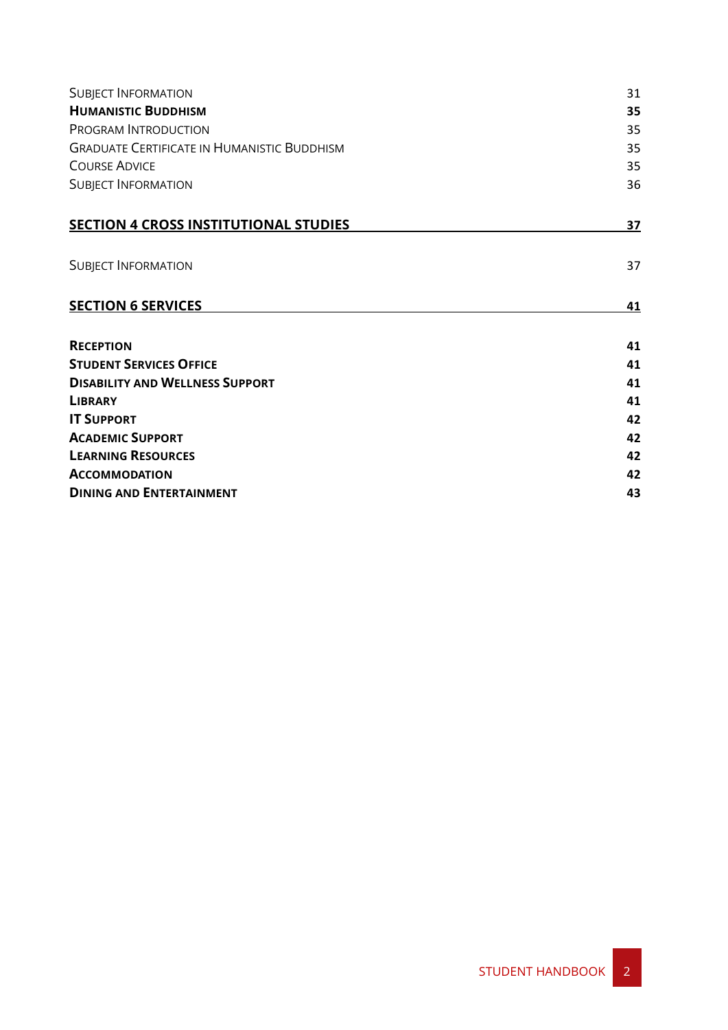Subject Information 31
**Humanistic Buddhism** **35**
Program Introduction 35
Graduate Certificate in Humanistic Buddhism 35
Course Advice 35
Subject Information 36

**SECTION 4 CROSS INSTITUTIONAL STUDIES** **37**

Subject Information 37

**SECTION 6 SERVICES** **41**

**Reception** **41**
**Student Services Office** **41**
**Disability and Wellness Support** **41**
**Library** **41**
**IT Support** **42**
**Academic Support** **42**
**Learning Resources** **42**
**Accommodation** **42**
**Dining and Entertainment** **43**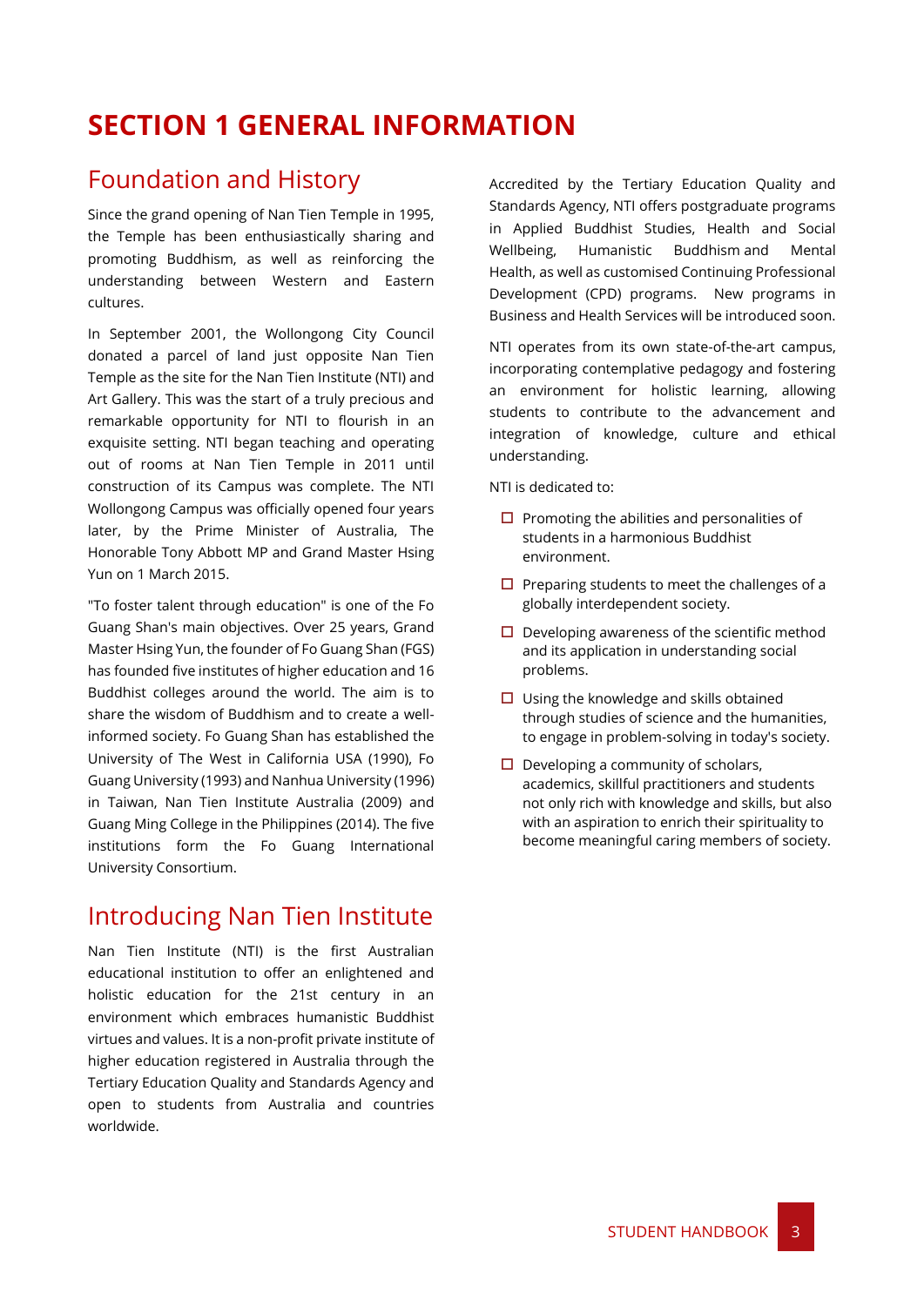# SECTION 1 GENERAL INFORMATION

## Foundation and History

Since the grand opening of Nan Tien Temple in 1995, the Temple has been enthusiastically sharing and promoting Buddhism, as well as reinforcing the understanding between Western and Eastern cultures.

In September 2001, the Wollongong City Council donated a parcel of land just opposite Nan Tien Temple as the site for the Nan Tien Institute (NTI) and Art Gallery. This was the start of a truly precious and remarkable opportunity for NTI to flourish in an exquisite setting. NTI began teaching and operating out of rooms at Nan Tien Temple in 2011 until construction of its Campus was complete. The NTI Wollongong Campus was officially opened four years later, by the Prime Minister of Australia, The Honorable Tony Abbott MP and Grand Master Hsing Yun on 1 March 2015.

"To foster talent through education" is one of the Fo Guang Shan's main objectives. Over 25 years, Grand Master Hsing Yun, the founder of Fo Guang Shan (FGS) has founded five institutes of higher education and 16 Buddhist colleges around the world. The aim is to share the wisdom of Buddhism and to create a well-informed society. Fo Guang Shan has established the University of The West in California USA (1990), Fo Guang University (1993) and Nanhua University (1996) in Taiwan, Nan Tien Institute Australia (2009) and Guang Ming College in the Philippines (2014). The five institutions form the Fo Guang International University Consortium.

## Introducing Nan Tien Institute

Nan Tien Institute (NTI) is the first Australian educational institution to offer an enlightened and holistic education for the 21st century in an environment which embraces humanistic Buddhist virtues and values. It is a non-profit private institute of higher education registered in Australia through the Tertiary Education Quality and Standards Agency and open to students from Australia and countries worldwide.

Accredited by the Tertiary Education Quality and Standards Agency, NTI offers postgraduate programs in Applied Buddhist Studies, Health and Social Wellbeing, Humanistic Buddhism and Mental Health, as well as customised Continuing Professional Development (CPD) programs. New programs in Business and Health Services will be introduced soon.

NTI operates from its own state-of-the-art campus, incorporating contemplative pedagogy and fostering an environment for holistic learning, allowing students to contribute to the advancement and integration of knowledge, culture and ethical understanding.

NTI is dedicated to:

- Promoting the abilities and personalities of students in a harmonious Buddhist environment.
- Preparing students to meet the challenges of a globally interdependent society.
- Developing awareness of the scientific method and its application in understanding social problems.
- Using the knowledge and skills obtained through studies of science and the humanities, to engage in problem-solving in today's society.
- Developing a community of scholars, academics, skillful practitioners and students not only rich with knowledge and skills, but also with an aspiration to enrich their spirituality to become meaningful caring members of society.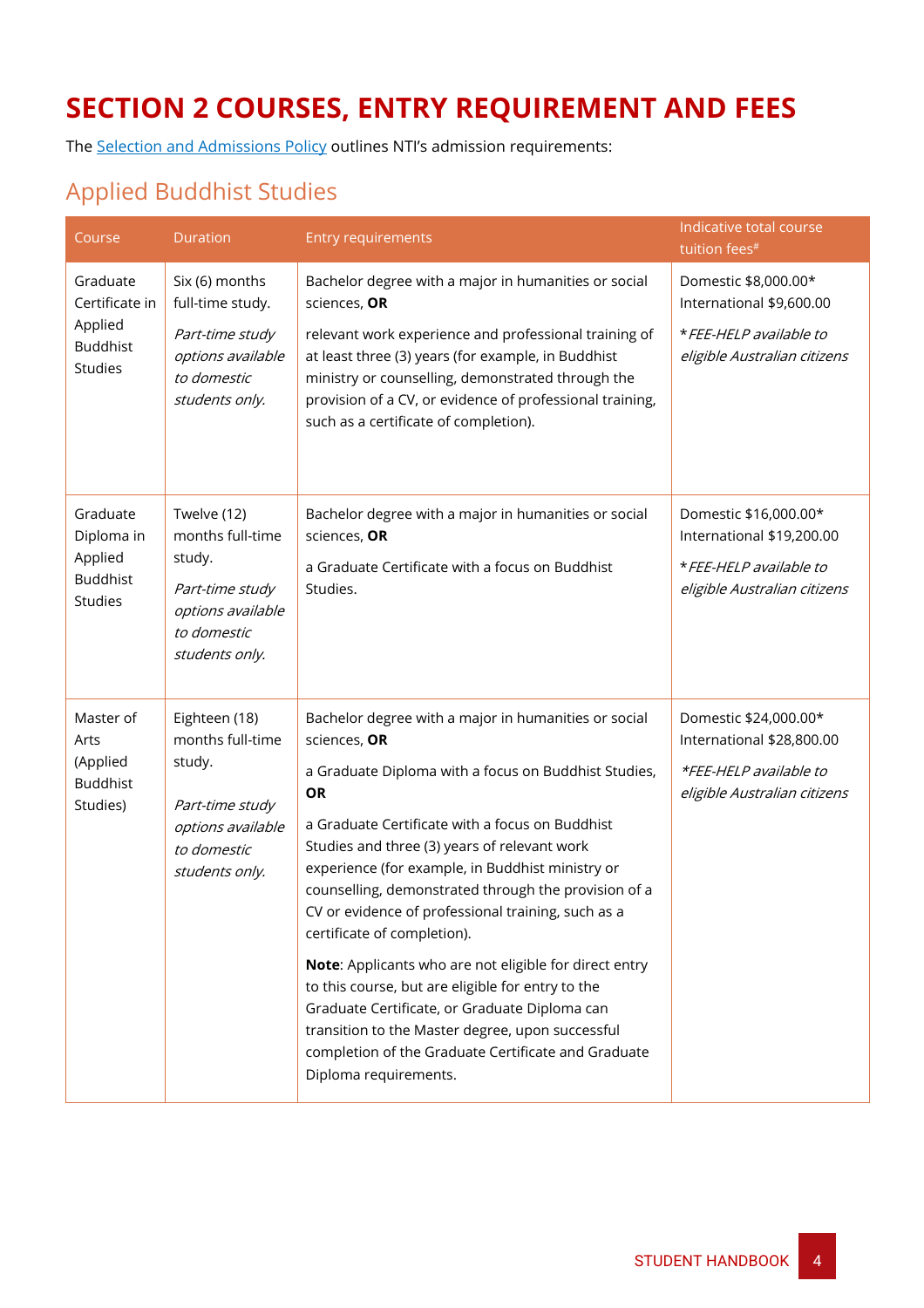# SECTION 2 COURSES, ENTRY REQUIREMENT AND FEES

The Selection and Admissions Policy outlines NTI's admission requirements:

## Applied Buddhist Studies

| Course | Duration | Entry requirements | Indicative total course tuition fees# |
|---|---|---|---|
| Graduate Certificate in Applied Buddhist Studies | Six (6) months full-time study. *Part-time study options available to domestic students only.* | Bachelor degree with a major in humanities or social sciences, **OR** relevant work experience and professional training of at least three (3) years (for example, in Buddhist ministry or counselling, demonstrated through the provision of a CV, or evidence of professional training, such as a certificate of completion). | Domestic $8,000.00* International $9,600.00 **FEE-HELP available to eligible Australian citizens* |
| Graduate Diploma in Applied Buddhist Studies | Twelve (12) months full-time study. *Part-time study options available to domestic students only.* | Bachelor degree with a major in humanities or social sciences, **OR** a Graduate Certificate with a focus on Buddhist Studies. | Domestic $16,000.00* International $19,200.00 **FEE-HELP available to eligible Australian citizens* |
| Master of Arts (Applied Buddhist Studies) | Eighteen (18) months full-time study. *Part-time study options available to domestic students only.* | Bachelor degree with a major in humanities or social sciences, **OR** a Graduate Diploma with a focus on Buddhist Studies, **OR** a Graduate Certificate with a focus on Buddhist Studies and three (3) years of relevant work experience (for example, in Buddhist ministry or counselling, demonstrated through the provision of a CV or evidence of professional training, such as a certificate of completion). **Note**: Applicants who are not eligible for direct entry to this course, but are eligible for entry to the Graduate Certificate, or Graduate Diploma can transition to the Master degree, upon successful completion of the Graduate Certificate and Graduate Diploma requirements. | Domestic $24,000.00* International $28,800.00 **FEE-HELP available to eligible Australian citizens* |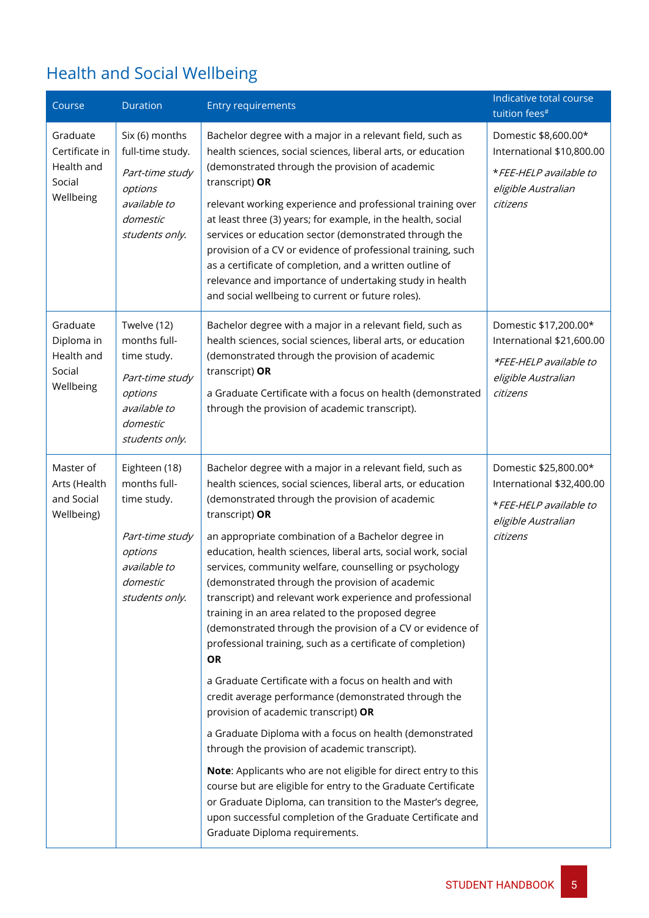## Health and Social Wellbeing

| Course | Duration | Entry requirements | Indicative total course tuition fees# |
|---|---|---|---|
| Graduate Certificate in Health and Social Wellbeing | Six (6) months full-time study.<br><br>*Part-time study options available to domestic students only.* | Bachelor degree with a major in a relevant field, such as health sciences, social sciences, liberal arts, or education (demonstrated through the provision of academic transcript) **OR**<br><br>relevant working experience and professional training over at least three (3) years; for example, in the health, social services or education sector (demonstrated through the provision of a CV or evidence of professional training, such as a certificate of completion, and a written outline of relevance and importance of undertaking study in health and social wellbeing to current or future roles). | Domestic $8,600.00*<br>International $10,800.00<br><br>*\*FEE-HELP available to eligible Australian citizens* |
| Graduate Diploma in Health and Social Wellbeing | Twelve (12) months full-time study.<br><br>*Part-time study options available to domestic students only.* | Bachelor degree with a major in a relevant field, such as health sciences, social sciences, liberal arts, or education (demonstrated through the provision of academic transcript) **OR**<br><br>a Graduate Certificate with a focus on health (demonstrated through the provision of academic transcript). | Domestic $17,200.00*<br>International $21,600.00<br><br>*\*FEE-HELP available to eligible Australian citizens* |
| Master of Arts (Health and Social Wellbeing) | Eighteen (18) months full-time study.<br><br>*Part-time study options available to domestic students only.* | Bachelor degree with a major in a relevant field, such as health sciences, social sciences, liberal arts, or education (demonstrated through the provision of academic transcript) **OR**<br><br>an appropriate combination of a Bachelor degree in education, health sciences, liberal arts, social work, social services, community welfare, counselling or psychology (demonstrated through the provision of academic transcript) and relevant work experience and professional training in an area related to the proposed degree (demonstrated through the provision of a CV or evidence of professional training, such as a certificate of completion) **OR**<br><br>a Graduate Certificate with a focus on health and with credit average performance (demonstrated through the provision of academic transcript) **OR**<br><br>a Graduate Diploma with a focus on health (demonstrated through the provision of academic transcript).<br><br>**Note**: Applicants who are not eligible for direct entry to this course but are eligible for entry to the Graduate Certificate or Graduate Diploma, can transition to the Master's degree, upon successful completion of the Graduate Certificate and Graduate Diploma requirements. | Domestic $25,800.00*<br>International $32,400.00<br><br>*\*FEE-HELP available to eligible Australian citizens* |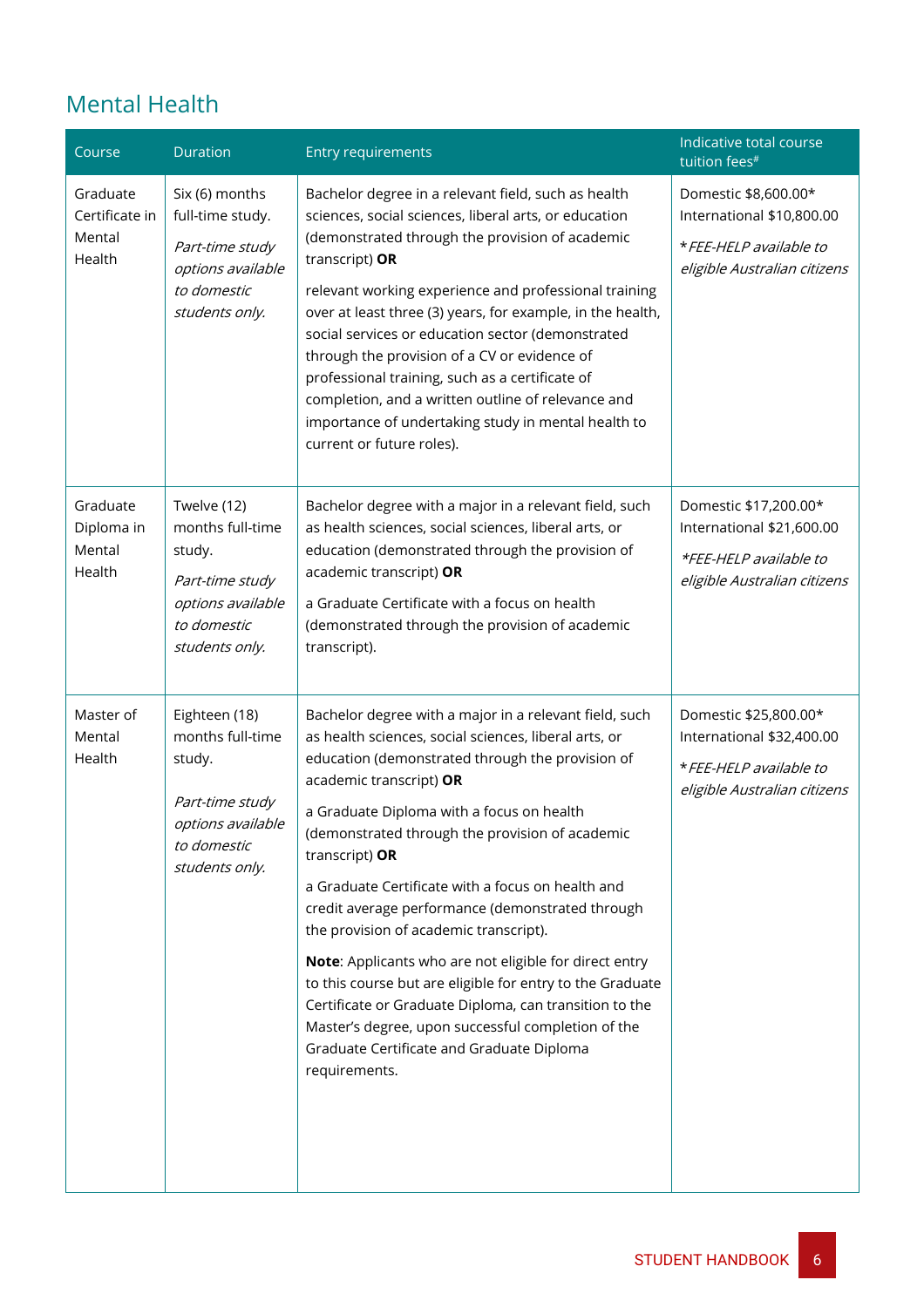## Mental Health

| Course | Duration | Entry requirements | Indicative total course tuition fees# |
|---|---|---|---|
| Graduate Certificate in Mental Health | Six (6) months full-time study.<br><br>*Part-time study options available to domestic students only.* | Bachelor degree in a relevant field, such as health sciences, social sciences, liberal arts, or education (demonstrated through the provision of academic transcript) **OR**<br><br>relevant working experience and professional training over at least three (3) years, for example, in the health, social services or education sector (demonstrated through the provision of a CV or evidence of professional training, such as a certificate of completion, and a written outline of relevance and importance of undertaking study in mental health to current or future roles). | Domestic $8,600.00*<br>International $10,800.00<br><br>*\*FEE-HELP available to eligible Australian citizens* |
| Graduate Diploma in Mental Health | Twelve (12) months full-time study.<br><br>*Part-time study options available to domestic students only.* | Bachelor degree with a major in a relevant field, such as health sciences, social sciences, liberal arts, or education (demonstrated through the provision of academic transcript) **OR**<br><br>a Graduate Certificate with a focus on health (demonstrated through the provision of academic transcript). | Domestic $17,200.00*<br>International $21,600.00<br><br>*\*FEE-HELP available to eligible Australian citizens* |
| Master of Mental Health | Eighteen (18) months full-time study.<br><br>*Part-time study options available to domestic students only.* | Bachelor degree with a major in a relevant field, such as health sciences, social sciences, liberal arts, or education (demonstrated through the provision of academic transcript) **OR**<br><br>a Graduate Diploma with a focus on health (demonstrated through the provision of academic transcript) **OR**<br><br>a Graduate Certificate with a focus on health and credit average performance (demonstrated through the provision of academic transcript).<br><br>**Note**: Applicants who are not eligible for direct entry to this course but are eligible for entry to the Graduate Certificate or Graduate Diploma, can transition to the Master's degree, upon successful completion of the Graduate Certificate and Graduate Diploma requirements. | Domestic $25,800.00*<br>International $32,400.00<br><br>*\*FEE-HELP available to eligible Australian citizens* |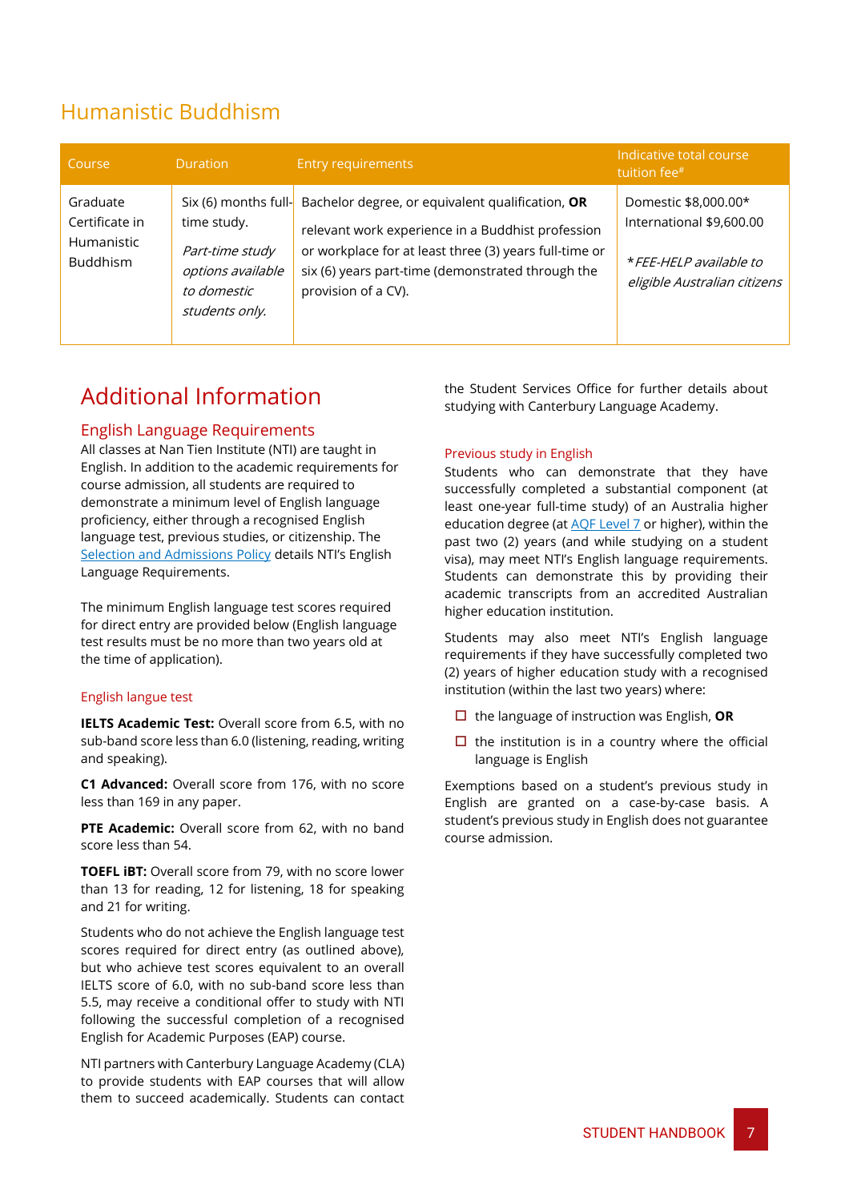## Humanistic Buddhism

| Course | Duration | Entry requirements | Indicative total course tuition fee# |
|---|---|---|---|
| Graduate Certificate in Humanistic Buddhism | Six (6) months full-time study. *Part-time study options available to domestic students only.* | Bachelor degree, or equivalent qualification, **OR** relevant work experience in a Buddhist profession or workplace for at least three (3) years full-time or six (6) years part-time (demonstrated through the provision of a CV). | Domestic $8,000.00* International $9,600.00 *\*FEE-HELP available to eligible Australian citizens* |

# Additional Information

## English Language Requirements

All classes at Nan Tien Institute (NTI) are taught in English. In addition to the academic requirements for course admission, all students are required to demonstrate a minimum level of English language proficiency, either through a recognised English language test, previous studies, or citizenship. The Selection and Admissions Policy details NTI's English Language Requirements.

The minimum English language test scores required for direct entry are provided below (English language test results must be no more than two years old at the time of application).

### English langue test

**IELTS Academic Test:** Overall score from 6.5, with no sub-band score less than 6.0 (listening, reading, writing and speaking).

**C1 Advanced:** Overall score from 176, with no score less than 169 in any paper.

**PTE Academic:** Overall score from 62, with no band score less than 54.

**TOEFL iBT:** Overall score from 79, with no score lower than 13 for reading, 12 for listening, 18 for speaking and 21 for writing.

Students who do not achieve the English language test scores required for direct entry (as outlined above), but who achieve test scores equivalent to an overall IELTS score of 6.0, with no sub-band score less than 5.5, may receive a conditional offer to study with NTI following the successful completion of a recognised English for Academic Purposes (EAP) course.

NTI partners with Canterbury Language Academy (CLA) to provide students with EAP courses that will allow them to succeed academically. Students can contact the Student Services Office for further details about studying with Canterbury Language Academy.

### Previous study in English

Students who can demonstrate that they have successfully completed a substantial component (at least one-year full-time study) of an Australia higher education degree (at AQF Level 7 or higher), within the past two (2) years (and while studying on a student visa), may meet NTI's English language requirements. Students can demonstrate this by providing their academic transcripts from an accredited Australian higher education institution.

Students may also meet NTI's English language requirements if they have successfully completed two (2) years of higher education study with a recognised institution (within the last two years) where:

- the language of instruction was English, **OR**
- the institution is in a country where the official language is English

Exemptions based on a student's previous study in English are granted on a case-by-case basis. A student's previous study in English does not guarantee course admission.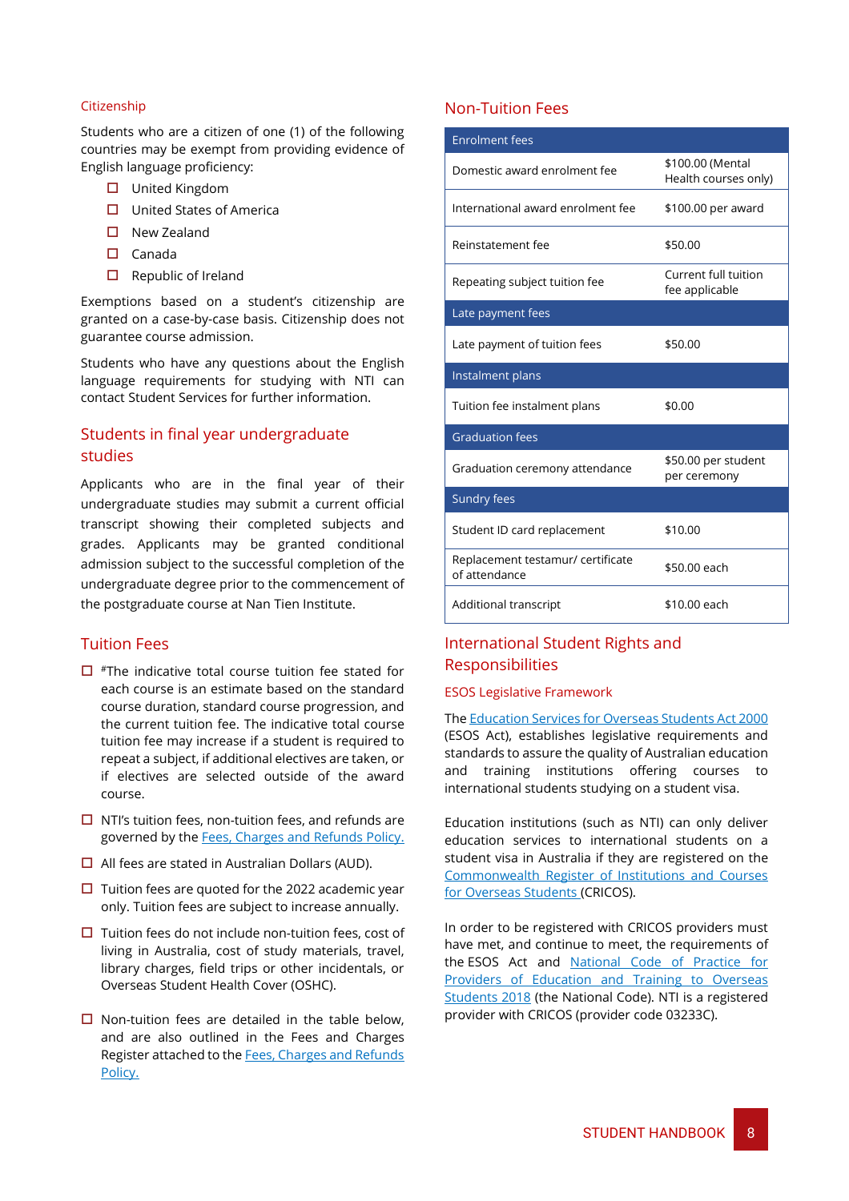### Citizenship

Students who are a citizen of one (1) of the following countries may be exempt from providing evidence of English language proficiency:

- United Kingdom
- United States of America
- New Zealand
- Canada
- Republic of Ireland

Exemptions based on a student's citizenship are granted on a case-by-case basis. Citizenship does not guarantee course admission.

Students who have any questions about the English language requirements for studying with NTI can contact Student Services for further information.

## Students in final year undergraduate studies

Applicants who are in the final year of their undergraduate studies may submit a current official transcript showing their completed subjects and grades. Applicants may be granted conditional admission subject to the successful completion of the undergraduate degree prior to the commencement of the postgraduate course at Nan Tien Institute.

## Tuition Fees

- #The indicative total course tuition fee stated for each course is an estimate based on the standard course duration, standard course progression, and the current tuition fee. The indicative total course tuition fee may increase if a student is required to repeat a subject, if additional electives are taken, or if electives are selected outside of the award course.
- NTI's tuition fees, non-tuition fees, and refunds are governed by the Fees, Charges and Refunds Policy.
- All fees are stated in Australian Dollars (AUD).
- Tuition fees are quoted for the 2022 academic year only. Tuition fees are subject to increase annually.
- Tuition fees do not include non-tuition fees, cost of living in Australia, cost of study materials, travel, library charges, field trips or other incidentals, or Overseas Student Health Cover (OSHC).
- Non-tuition fees are detailed in the table below, and are also outlined in the Fees and Charges Register attached to the Fees, Charges and Refunds Policy.

## Non-Tuition Fees

| Enrolment fees | |
|---|---|
| Domestic award enrolment fee | $100.00 (Mental Health courses only) |
| International award enrolment fee | $100.00 per award |
| Reinstatement fee | $50.00 |
| Repeating subject tuition fee | Current full tuition fee applicable |
| **Late payment fees** | |
| Late payment of tuition fees | $50.00 |
| **Instalment plans** | |
| Tuition fee instalment plans | $0.00 |
| **Graduation fees** | |
| Graduation ceremony attendance | $50.00 per student per ceremony |
| **Sundry fees** | |
| Student ID card replacement | $10.00 |
| Replacement testamur/ certificate of attendance | $50.00 each |
| Additional transcript | $10.00 each |

## International Student Rights and Responsibilities

### ESOS Legislative Framework

The Education Services for Overseas Students Act 2000 (ESOS Act), establishes legislative requirements and standards to assure the quality of Australian education and training institutions offering courses to international students studying on a student visa.

Education institutions (such as NTI) can only deliver education services to international students on a student visa in Australia if they are registered on the Commonwealth Register of Institutions and Courses for Overseas Students (CRICOS).

In order to be registered with CRICOS providers must have met, and continue to meet, the requirements of the ESOS Act and National Code of Practice for Providers of Education and Training to Overseas Students 2018 (the National Code). NTI is a registered provider with CRICOS (provider code 03233C).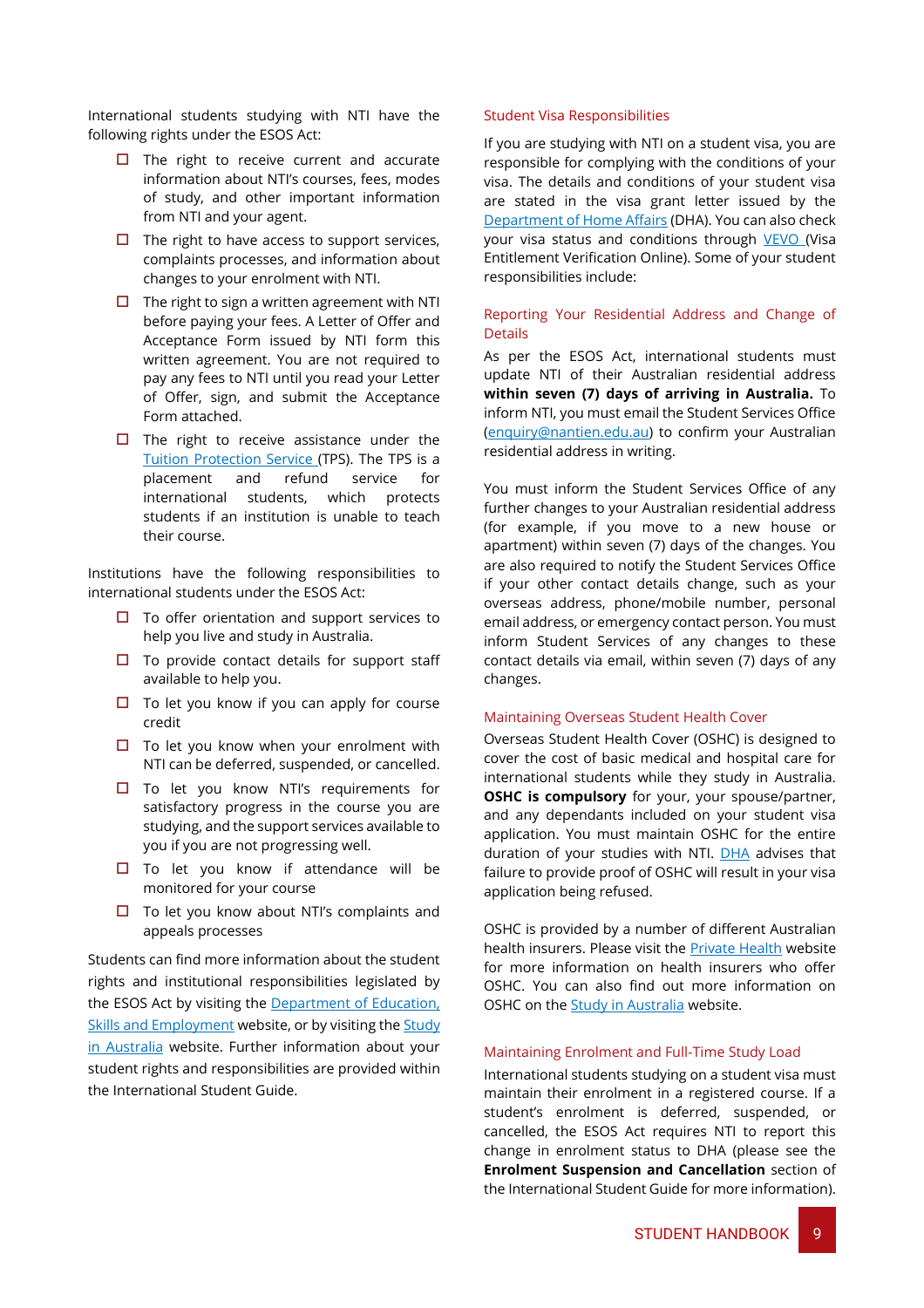International students studying with NTI have the following rights under the ESOS Act:

- The right to receive current and accurate information about NTI's courses, fees, modes of study, and other important information from NTI and your agent.
- The right to have access to support services, complaints processes, and information about changes to your enrolment with NTI.
- The right to sign a written agreement with NTI before paying your fees. A Letter of Offer and Acceptance Form issued by NTI form this written agreement. You are not required to pay any fees to NTI until you read your Letter of Offer, sign, and submit the Acceptance Form attached.
- The right to receive assistance under the Tuition Protection Service (TPS). The TPS is a placement and refund service for international students, which protects students if an institution is unable to teach their course.

Institutions have the following responsibilities to international students under the ESOS Act:

- To offer orientation and support services to help you live and study in Australia.
- To provide contact details for support staff available to help you.
- To let you know if you can apply for course credit
- To let you know when your enrolment with NTI can be deferred, suspended, or cancelled.
- To let you know NTI's requirements for satisfactory progress in the course you are studying, and the support services available to you if you are not progressing well.
- To let you know if attendance will be monitored for your course
- To let you know about NTI's complaints and appeals processes

Students can find more information about the student rights and institutional responsibilities legislated by the ESOS Act by visiting the Department of Education, Skills and Employment website, or by visiting the Study in Australia website. Further information about your student rights and responsibilities are provided within the International Student Guide.

## Student Visa Responsibilities

If you are studying with NTI on a student visa, you are responsible for complying with the conditions of your visa. The details and conditions of your student visa are stated in the visa grant letter issued by the Department of Home Affairs (DHA). You can also check your visa status and conditions through VEVO (Visa Entitlement Verification Online). Some of your student responsibilities include:

### Reporting Your Residential Address and Change of Details

As per the ESOS Act, international students must update NTI of their Australian residential address **within seven (7) days of arriving in Australia.** To inform NTI, you must email the Student Services Office (enquiry@nantien.edu.au) to confirm your Australian residential address in writing.

You must inform the Student Services Office of any further changes to your Australian residential address (for example, if you move to a new house or apartment) within seven (7) days of the changes. You are also required to notify the Student Services Office if your other contact details change, such as your overseas address, phone/mobile number, personal email address, or emergency contact person. You must inform Student Services of any changes to these contact details via email, within seven (7) days of any changes.

### Maintaining Overseas Student Health Cover

Overseas Student Health Cover (OSHC) is designed to cover the cost of basic medical and hospital care for international students while they study in Australia. **OSHC is compulsory** for your, your spouse/partner, and any dependants included on your student visa application. You must maintain OSHC for the entire duration of your studies with NTI. DHA advises that failure to provide proof of OSHC will result in your visa application being refused.

OSHC is provided by a number of different Australian health insurers. Please visit the Private Health website for more information on health insurers who offer OSHC. You can also find out more information on OSHC on the Study in Australia website.

### Maintaining Enrolment and Full-Time Study Load

International students studying on a student visa must maintain their enrolment in a registered course. If a student's enrolment is deferred, suspended, or cancelled, the ESOS Act requires NTI to report this change in enrolment status to DHA (please see the **Enrolment Suspension and Cancellation** section of the International Student Guide for more information).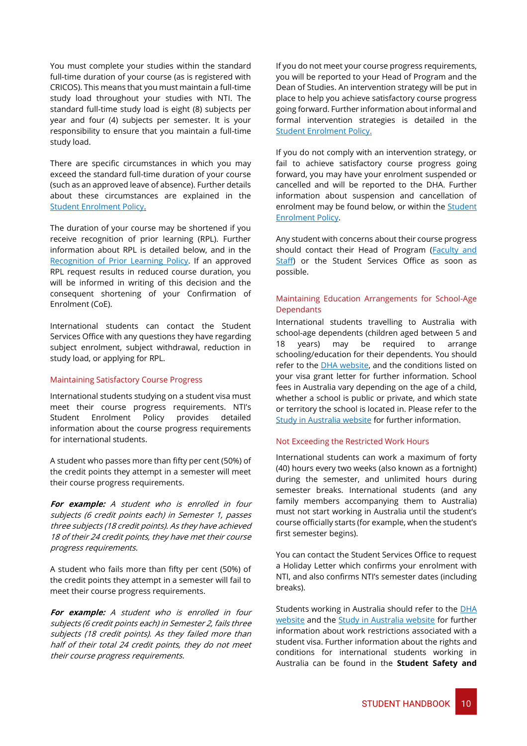You must complete your studies within the standard full-time duration of your course (as is registered with CRICOS). This means that you must maintain a full-time study load throughout your studies with NTI. The standard full-time study load is eight (8) subjects per year and four (4) subjects per semester. It is your responsibility to ensure that you maintain a full-time study load.

There are specific circumstances in which you may exceed the standard full-time duration of your course (such as an approved leave of absence). Further details about these circumstances are explained in the Student Enrolment Policy.

The duration of your course may be shortened if you receive recognition of prior learning (RPL). Further information about RPL is detailed below, and in the Recognition of Prior Learning Policy. If an approved RPL request results in reduced course duration, you will be informed in writing of this decision and the consequent shortening of your Confirmation of Enrolment (CoE).

International students can contact the Student Services Office with any questions they have regarding subject enrolment, subject withdrawal, reduction in study load, or applying for RPL.

### Maintaining Satisfactory Course Progress

International students studying on a student visa must meet their course progress requirements. NTI's Student Enrolment Policy provides detailed information about the course progress requirements for international students.

A student who passes more than fifty per cent (50%) of the credit points they attempt in a semester will meet their course progress requirements.

***For example:*** *A student who is enrolled in four subjects (6 credit points each) in Semester 1, passes three subjects (18 credit points). As they have achieved 18 of their 24 credit points, they have met their course progress requirements.*

A student who fails more than fifty per cent (50%) of the credit points they attempt in a semester will fail to meet their course progress requirements.

***For example:*** *A student who is enrolled in four subjects (6 credit points each) in Semester 2, fails three subjects (18 credit points). As they failed more than half of their total 24 credit points, they do not meet their course progress requirements.*

If you do not meet your course progress requirements, you will be reported to your Head of Program and the Dean of Studies. An intervention strategy will be put in place to help you achieve satisfactory course progress going forward. Further information about informal and formal intervention strategies is detailed in the Student Enrolment Policy.

If you do not comply with an intervention strategy, or fail to achieve satisfactory course progress going forward, you may have your enrolment suspended or cancelled and will be reported to the DHA. Further information about suspension and cancellation of enrolment may be found below, or within the Student Enrolment Policy.

Any student with concerns about their course progress should contact their Head of Program (Faculty and Staff) or the Student Services Office as soon as possible.

### Maintaining Education Arrangements for School-Age Dependants

International students travelling to Australia with school-age dependents (children aged between 5 and 18 years) may be required to arrange schooling/education for their dependents. You should refer to the DHA website, and the conditions listed on your visa grant letter for further information. School fees in Australia vary depending on the age of a child, whether a school is public or private, and which state or territory the school is located in. Please refer to the Study in Australia website for further information.

### Not Exceeding the Restricted Work Hours

International students can work a maximum of forty (40) hours every two weeks (also known as a fortnight) during the semester, and unlimited hours during semester breaks. International students (and any family members accompanying them to Australia) must not start working in Australia until the student's course officially starts (for example, when the student's first semester begins).

You can contact the Student Services Office to request a Holiday Letter which confirms your enrolment with NTI, and also confirms NTI's semester dates (including breaks).

Students working in Australia should refer to the DHA website and the Study in Australia website for further information about work restrictions associated with a student visa. Further information about the rights and conditions for international students working in Australia can be found in the **Student Safety and**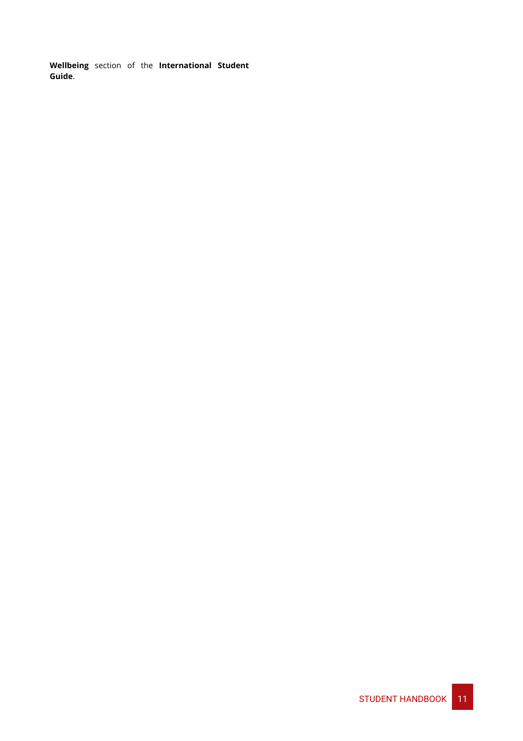**Wellbeing** section of the **International Student Guide**.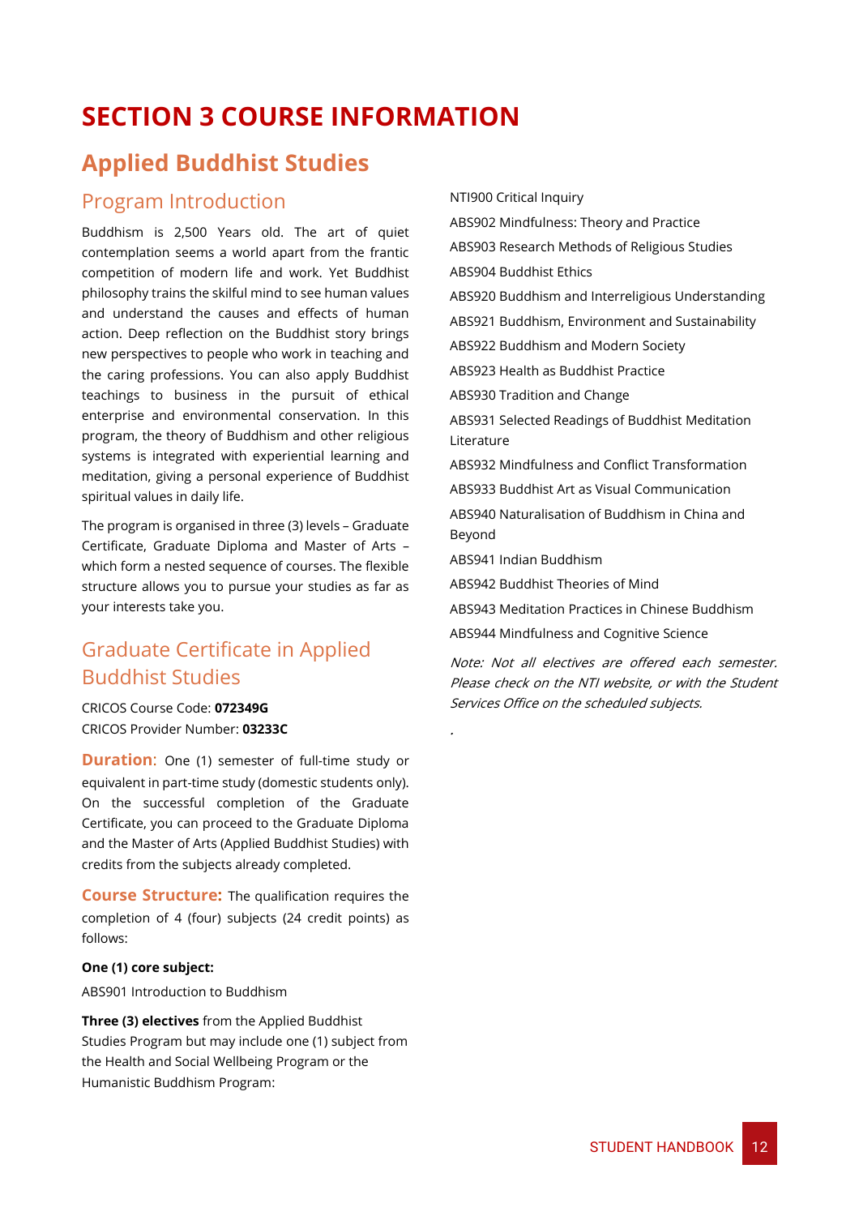# SECTION 3 COURSE INFORMATION

## Applied Buddhist Studies

### Program Introduction

Buddhism is 2,500 Years old. The art of quiet contemplation seems a world apart from the frantic competition of modern life and work. Yet Buddhist philosophy trains the skilful mind to see human values and understand the causes and effects of human action. Deep reflection on the Buddhist story brings new perspectives to people who work in teaching and the caring professions. You can also apply Buddhist teachings to business in the pursuit of ethical enterprise and environmental conservation. In this program, the theory of Buddhism and other religious systems is integrated with experiential learning and meditation, giving a personal experience of Buddhist spiritual values in daily life.

The program is organised in three (3) levels – Graduate Certificate, Graduate Diploma and Master of Arts – which form a nested sequence of courses. The flexible structure allows you to pursue your studies as far as your interests take you.

### Graduate Certificate in Applied Buddhist Studies

CRICOS Course Code: **072349G**
CRICOS Provider Number: **03233C**

**Duration**: One (1) semester of full-time study or equivalent in part-time study (domestic students only). On the successful completion of the Graduate Certificate, you can proceed to the Graduate Diploma and the Master of Arts (Applied Buddhist Studies) with credits from the subjects already completed.

**Course Structure:** The qualification requires the completion of 4 (four) subjects (24 credit points) as follows:

**One (1) core subject:**

ABS901 Introduction to Buddhism

**Three (3) electives** from the Applied Buddhist Studies Program but may include one (1) subject from the Health and Social Wellbeing Program or the Humanistic Buddhism Program:

NTI900 Critical Inquiry

ABS902 Mindfulness: Theory and Practice

ABS903 Research Methods of Religious Studies

ABS904 Buddhist Ethics

ABS920 Buddhism and Interreligious Understanding

ABS921 Buddhism, Environment and Sustainability

ABS922 Buddhism and Modern Society

ABS923 Health as Buddhist Practice

ABS930 Tradition and Change

ABS931 Selected Readings of Buddhist Meditation Literature

ABS932 Mindfulness and Conflict Transformation

ABS933 Buddhist Art as Visual Communication

ABS940 Naturalisation of Buddhism in China and Beyond

ABS941 Indian Buddhism

ABS942 Buddhist Theories of Mind

ABS943 Meditation Practices in Chinese Buddhism

ABS944 Mindfulness and Cognitive Science

*Note: Not all electives are offered each semester. Please check on the NTI website, or with the Student Services Office on the scheduled subjects.*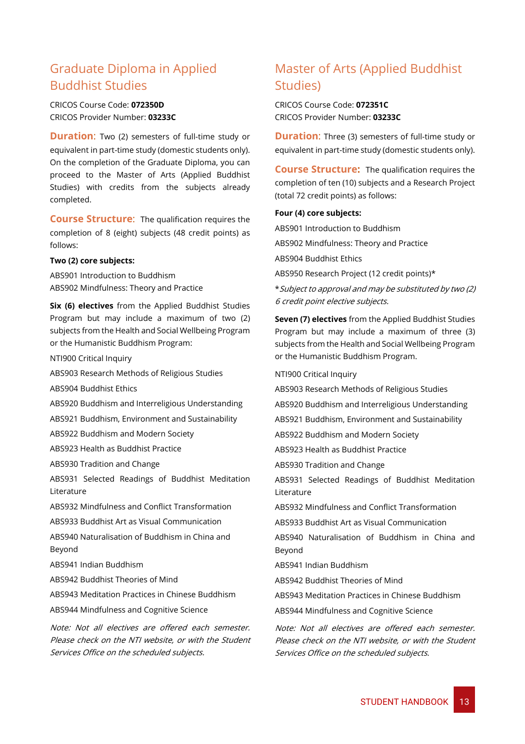## Graduate Diploma in Applied Buddhist Studies

CRICOS Course Code: **072350D**
CRICOS Provider Number: **03233C**

**Duration**: Two (2) semesters of full-time study or equivalent in part-time study (domestic students only). On the completion of the Graduate Diploma, you can proceed to the Master of Arts (Applied Buddhist Studies) with credits from the subjects already completed.

**Course Structure**: The qualification requires the completion of 8 (eight) subjects (48 credit points) as follows:

**Two (2) core subjects:**

ABS901 Introduction to Buddhism
ABS902 Mindfulness: Theory and Practice

**Six (6) electives** from the Applied Buddhist Studies Program but may include a maximum of two (2) subjects from the Health and Social Wellbeing Program or the Humanistic Buddhism Program:

NTI900 Critical Inquiry

ABS903 Research Methods of Religious Studies

ABS904 Buddhist Ethics

ABS920 Buddhism and Interreligious Understanding

ABS921 Buddhism, Environment and Sustainability

ABS922 Buddhism and Modern Society

ABS923 Health as Buddhist Practice

ABS930 Tradition and Change

ABS931 Selected Readings of Buddhist Meditation Literature

ABS932 Mindfulness and Conflict Transformation

ABS933 Buddhist Art as Visual Communication

ABS940 Naturalisation of Buddhism in China and Beyond

ABS941 Indian Buddhism

ABS942 Buddhist Theories of Mind

ABS943 Meditation Practices in Chinese Buddhism

ABS944 Mindfulness and Cognitive Science

*Note: Not all electives are offered each semester. Please check on the NTI website, or with the Student Services Office on the scheduled subjects.*

## Master of Arts (Applied Buddhist Studies)

CRICOS Course Code: **072351C**
CRICOS Provider Number: **03233C**

**Duration**: Three (3) semesters of full-time study or equivalent in part-time study (domestic students only).

**Course Structure**: The qualification requires the completion of ten (10) subjects and a Research Project (total 72 credit points) as follows:

**Four (4) core subjects:**

ABS901 Introduction to Buddhism

ABS902 Mindfulness: Theory and Practice

ABS904 Buddhist Ethics

ABS950 Research Project (12 credit points)*

**Subject to approval and may be substituted by two (2) 6 credit point elective subjects.*

**Seven (7) electives** from the Applied Buddhist Studies Program but may include a maximum of three (3) subjects from the Health and Social Wellbeing Program or the Humanistic Buddhism Program.

NTI900 Critical Inquiry

ABS903 Research Methods of Religious Studies

ABS920 Buddhism and Interreligious Understanding

ABS921 Buddhism, Environment and Sustainability

ABS922 Buddhism and Modern Society

ABS923 Health as Buddhist Practice

ABS930 Tradition and Change

ABS931 Selected Readings of Buddhist Meditation Literature

ABS932 Mindfulness and Conflict Transformation

ABS933 Buddhist Art as Visual Communication

ABS940 Naturalisation of Buddhism in China and Beyond

ABS941 Indian Buddhism

ABS942 Buddhist Theories of Mind

ABS943 Meditation Practices in Chinese Buddhism

ABS944 Mindfulness and Cognitive Science

*Note: Not all electives are offered each semester. Please check on the NTI website, or with the Student Services Office on the scheduled subjects.*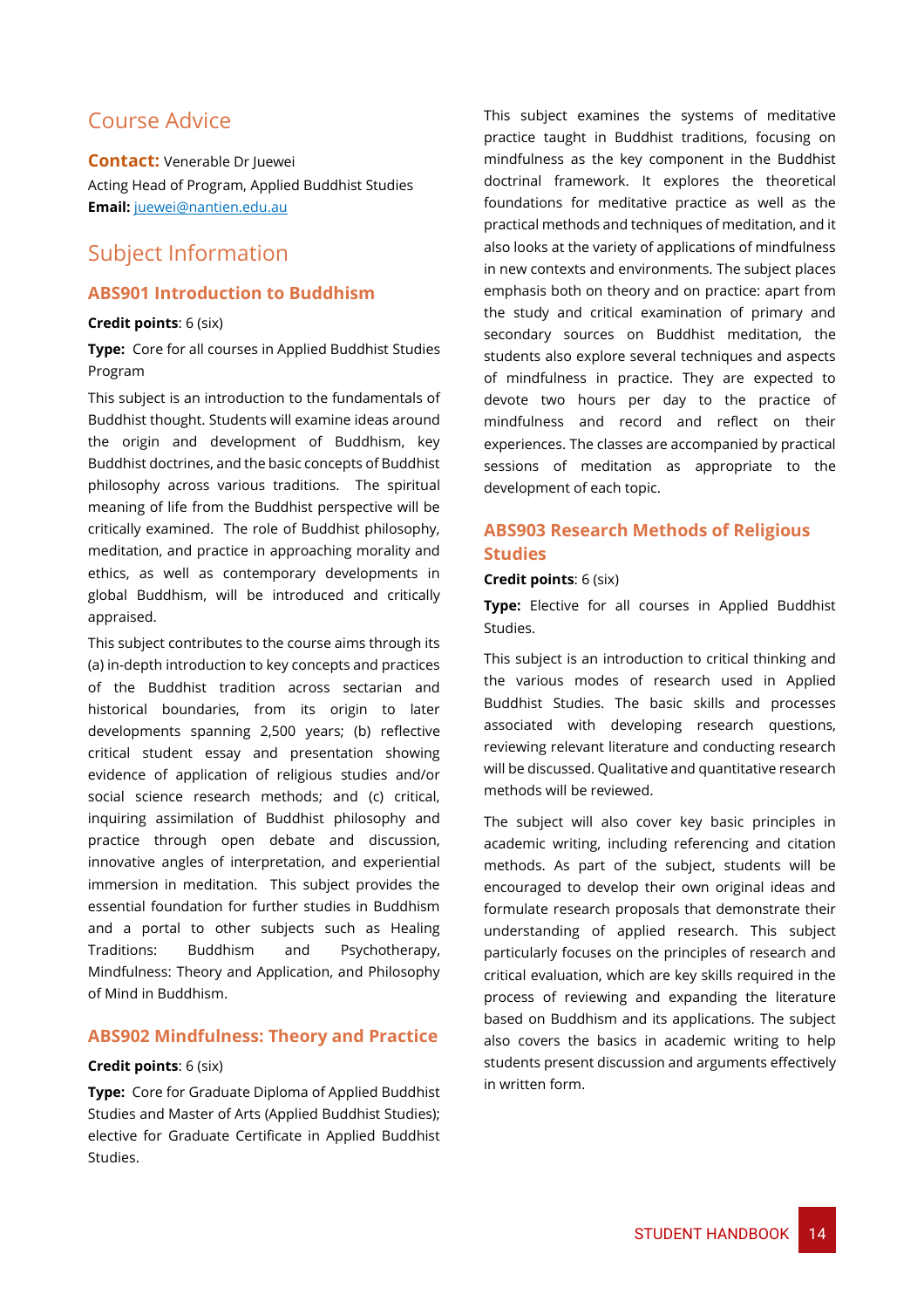## Course Advice

**Contact:** Venerable Dr Juewei
Acting Head of Program, Applied Buddhist Studies
**Email:** juewei@nantien.edu.au

## Subject Information

### ABS901 Introduction to Buddhism

**Credit points**: 6 (six)

**Type:** Core for all courses in Applied Buddhist Studies Program

This subject is an introduction to the fundamentals of Buddhist thought. Students will examine ideas around the origin and development of Buddhism, key Buddhist doctrines, and the basic concepts of Buddhist philosophy across various traditions. The spiritual meaning of life from the Buddhist perspective will be critically examined. The role of Buddhist philosophy, meditation, and practice in approaching morality and ethics, as well as contemporary developments in global Buddhism, will be introduced and critically appraised.

This subject contributes to the course aims through its (a) in-depth introduction to key concepts and practices of the Buddhist tradition across sectarian and historical boundaries, from its origin to later developments spanning 2,500 years; (b) reflective critical student essay and presentation showing evidence of application of religious studies and/or social science research methods; and (c) critical, inquiring assimilation of Buddhist philosophy and practice through open debate and discussion, innovative angles of interpretation, and experiential immersion in meditation. This subject provides the essential foundation for further studies in Buddhism and a portal to other subjects such as Healing Traditions: Buddhism and Psychotherapy, Mindfulness: Theory and Application, and Philosophy of Mind in Buddhism.

### ABS902 Mindfulness: Theory and Practice

**Credit points**: 6 (six)

**Type:** Core for Graduate Diploma of Applied Buddhist Studies and Master of Arts (Applied Buddhist Studies); elective for Graduate Certificate in Applied Buddhist Studies.

This subject examines the systems of meditative practice taught in Buddhist traditions, focusing on mindfulness as the key component in the Buddhist doctrinal framework. It explores the theoretical foundations for meditative practice as well as the practical methods and techniques of meditation, and it also looks at the variety of applications of mindfulness in new contexts and environments. The subject places emphasis both on theory and on practice: apart from the study and critical examination of primary and secondary sources on Buddhist meditation, the students also explore several techniques and aspects of mindfulness in practice. They are expected to devote two hours per day to the practice of mindfulness and record and reflect on their experiences. The classes are accompanied by practical sessions of meditation as appropriate to the development of each topic.

### ABS903 Research Methods of Religious Studies

**Credit points**: 6 (six)

**Type:** Elective for all courses in Applied Buddhist Studies.

This subject is an introduction to critical thinking and the various modes of research used in Applied Buddhist Studies. The basic skills and processes associated with developing research questions, reviewing relevant literature and conducting research will be discussed. Qualitative and quantitative research methods will be reviewed.

The subject will also cover key basic principles in academic writing, including referencing and citation methods. As part of the subject, students will be encouraged to develop their own original ideas and formulate research proposals that demonstrate their understanding of applied research. This subject particularly focuses on the principles of research and critical evaluation, which are key skills required in the process of reviewing and expanding the literature based on Buddhism and its applications. The subject also covers the basics in academic writing to help students present discussion and arguments effectively in written form.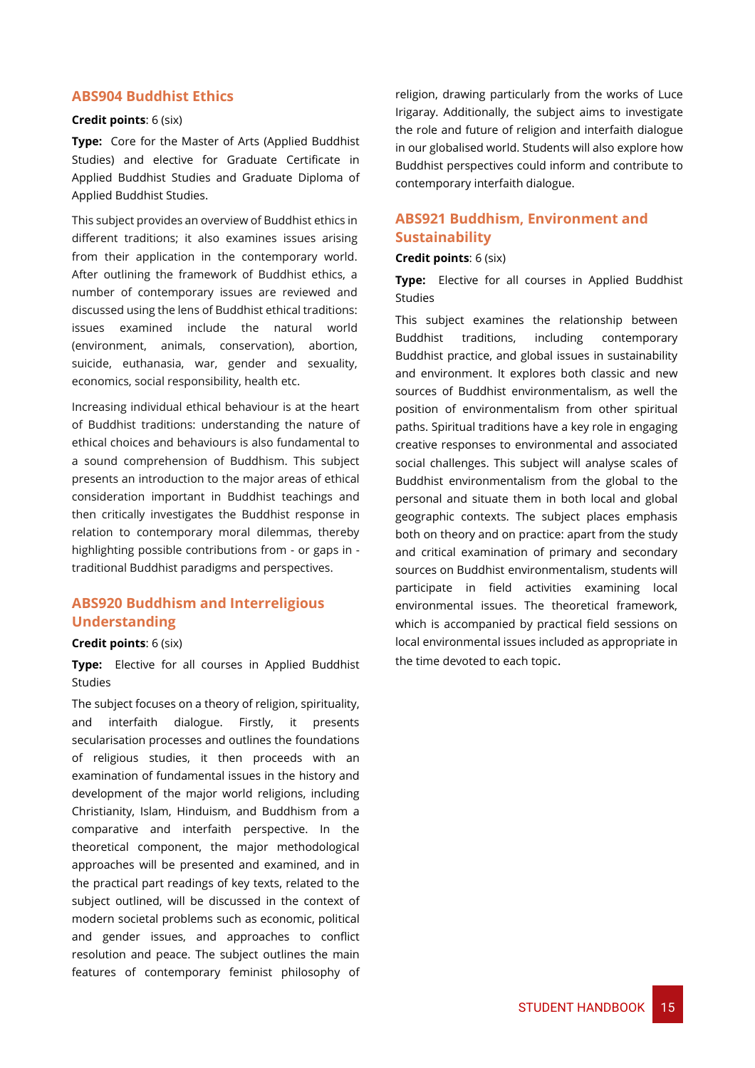## ABS904 Buddhist Ethics

**Credit points**: 6 (six)

**Type:** Core for the Master of Arts (Applied Buddhist Studies) and elective for Graduate Certificate in Applied Buddhist Studies and Graduate Diploma of Applied Buddhist Studies.

This subject provides an overview of Buddhist ethics in different traditions; it also examines issues arising from their application in the contemporary world. After outlining the framework of Buddhist ethics, a number of contemporary issues are reviewed and discussed using the lens of Buddhist ethical traditions: issues examined include the natural world (environment, animals, conservation), abortion, suicide, euthanasia, war, gender and sexuality, economics, social responsibility, health etc.

Increasing individual ethical behaviour is at the heart of Buddhist traditions: understanding the nature of ethical choices and behaviours is also fundamental to a sound comprehension of Buddhism. This subject presents an introduction to the major areas of ethical consideration important in Buddhist teachings and then critically investigates the Buddhist response in relation to contemporary moral dilemmas, thereby highlighting possible contributions from - or gaps in - traditional Buddhist paradigms and perspectives.

## ABS920 Buddhism and Interreligious Understanding

**Credit points**: 6 (six)

**Type:** Elective for all courses in Applied Buddhist Studies

The subject focuses on a theory of religion, spirituality, and interfaith dialogue. Firstly, it presents secularisation processes and outlines the foundations of religious studies, it then proceeds with an examination of fundamental issues in the history and development of the major world religions, including Christianity, Islam, Hinduism, and Buddhism from a comparative and interfaith perspective. In the theoretical component, the major methodological approaches will be presented and examined, and in the practical part readings of key texts, related to the subject outlined, will be discussed in the context of modern societal problems such as economic, political and gender issues, and approaches to conflict resolution and peace. The subject outlines the main features of contemporary feminist philosophy of religion, drawing particularly from the works of Luce Irigaray. Additionally, the subject aims to investigate the role and future of religion and interfaith dialogue in our globalised world. Students will also explore how Buddhist perspectives could inform and contribute to contemporary interfaith dialogue.

## ABS921 Buddhism, Environment and Sustainability

**Credit points**: 6 (six)

**Type:** Elective for all courses in Applied Buddhist Studies

This subject examines the relationship between Buddhist traditions, including contemporary Buddhist practice, and global issues in sustainability and environment. It explores both classic and new sources of Buddhist environmentalism, as well the position of environmentalism from other spiritual paths. Spiritual traditions have a key role in engaging creative responses to environmental and associated social challenges. This subject will analyse scales of Buddhist environmentalism from the global to the personal and situate them in both local and global geographic contexts. The subject places emphasis both on theory and on practice: apart from the study and critical examination of primary and secondary sources on Buddhist environmentalism, students will participate in field activities examining local environmental issues. The theoretical framework, which is accompanied by practical field sessions on local environmental issues included as appropriate in the time devoted to each topic.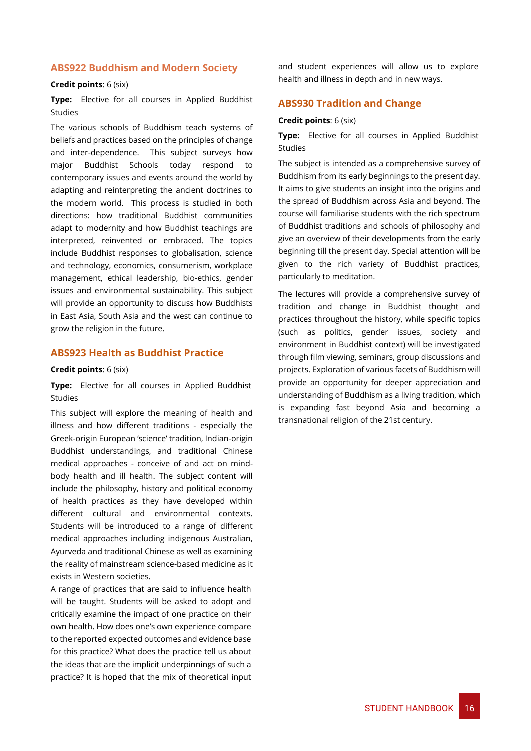## ABS922 Buddhism and Modern Society

**Credit points**: 6 (six)

**Type:** Elective for all courses in Applied Buddhist Studies

The various schools of Buddhism teach systems of beliefs and practices based on the principles of change and inter-dependence. This subject surveys how major Buddhist Schools today respond to contemporary issues and events around the world by adapting and reinterpreting the ancient doctrines to the modern world. This process is studied in both directions: how traditional Buddhist communities adapt to modernity and how Buddhist teachings are interpreted, reinvented or embraced. The topics include Buddhist responses to globalisation, science and technology, economics, consumerism, workplace management, ethical leadership, bio-ethics, gender issues and environmental sustainability. This subject will provide an opportunity to discuss how Buddhists in East Asia, South Asia and the west can continue to grow the religion in the future.

## ABS923 Health as Buddhist Practice

**Credit points**: 6 (six)

**Type:** Elective for all courses in Applied Buddhist Studies

This subject will explore the meaning of health and illness and how different traditions - especially the Greek-origin European 'science' tradition, Indian-origin Buddhist understandings, and traditional Chinese medical approaches - conceive of and act on mind-body health and ill health. The subject content will include the philosophy, history and political economy of health practices as they have developed within different cultural and environmental contexts. Students will be introduced to a range of different medical approaches including indigenous Australian, Ayurveda and traditional Chinese as well as examining the reality of mainstream science-based medicine as it exists in Western societies.

A range of practices that are said to influence health will be taught. Students will be asked to adopt and critically examine the impact of one practice on their own health. How does one's own experience compare to the reported expected outcomes and evidence base for this practice? What does the practice tell us about the ideas that are the implicit underpinnings of such a practice? It is hoped that the mix of theoretical input and student experiences will allow us to explore health and illness in depth and in new ways.

## ABS930 Tradition and Change

**Credit points**: 6 (six)

**Type:** Elective for all courses in Applied Buddhist Studies

The subject is intended as a comprehensive survey of Buddhism from its early beginnings to the present day. It aims to give students an insight into the origins and the spread of Buddhism across Asia and beyond. The course will familiarise students with the rich spectrum of Buddhist traditions and schools of philosophy and give an overview of their developments from the early beginning till the present day. Special attention will be given to the rich variety of Buddhist practices, particularly to meditation.

The lectures will provide a comprehensive survey of tradition and change in Buddhist thought and practices throughout the history, while specific topics (such as politics, gender issues, society and environment in Buddhist context) will be investigated through film viewing, seminars, group discussions and projects. Exploration of various facets of Buddhism will provide an opportunity for deeper appreciation and understanding of Buddhism as a living tradition, which is expanding fast beyond Asia and becoming a transnational religion of the 21st century.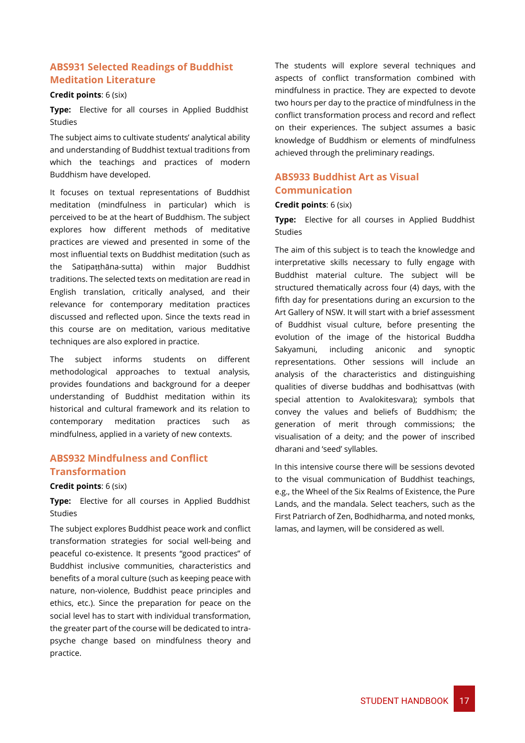## ABS931 Selected Readings of Buddhist Meditation Literature

**Credit points**: 6 (six)

**Type:** Elective for all courses in Applied Buddhist Studies

The subject aims to cultivate students' analytical ability and understanding of Buddhist textual traditions from which the teachings and practices of modern Buddhism have developed.

It focuses on textual representations of Buddhist meditation (mindfulness in particular) which is perceived to be at the heart of Buddhism. The subject explores how different methods of meditative practices are viewed and presented in some of the most influential texts on Buddhist meditation (such as the Satipaṭṭhāna-sutta) within major Buddhist traditions. The selected texts on meditation are read in English translation, critically analysed, and their relevance for contemporary meditation practices discussed and reflected upon. Since the texts read in this course are on meditation, various meditative techniques are also explored in practice.

The subject informs students on different methodological approaches to textual analysis, provides foundations and background for a deeper understanding of Buddhist meditation within its historical and cultural framework and its relation to contemporary meditation practices such as mindfulness, applied in a variety of new contexts.

## ABS932 Mindfulness and Conflict Transformation

**Credit points**: 6 (six)

**Type:** Elective for all courses in Applied Buddhist Studies

The subject explores Buddhist peace work and conflict transformation strategies for social well-being and peaceful co-existence. It presents "good practices" of Buddhist inclusive communities, characteristics and benefits of a moral culture (such as keeping peace with nature, non-violence, Buddhist peace principles and ethics, etc.). Since the preparation for peace on the social level has to start with individual transformation, the greater part of the course will be dedicated to intra-psyche change based on mindfulness theory and practice.

The students will explore several techniques and aspects of conflict transformation combined with mindfulness in practice. They are expected to devote two hours per day to the practice of mindfulness in the conflict transformation process and record and reflect on their experiences. The subject assumes a basic knowledge of Buddhism or elements of mindfulness achieved through the preliminary readings.

## ABS933 Buddhist Art as Visual Communication

**Credit points**: 6 (six)

**Type:** Elective for all courses in Applied Buddhist Studies

The aim of this subject is to teach the knowledge and interpretative skills necessary to fully engage with Buddhist material culture. The subject will be structured thematically across four (4) days, with the fifth day for presentations during an excursion to the Art Gallery of NSW. It will start with a brief assessment of Buddhist visual culture, before presenting the evolution of the image of the historical Buddha Sakyamuni, including aniconic and synoptic representations. Other sessions will include an analysis of the characteristics and distinguishing qualities of diverse buddhas and bodhisattvas (with special attention to Avalokitesvara); symbols that convey the values and beliefs of Buddhism; the generation of merit through commissions; the visualisation of a deity; and the power of inscribed dharani and 'seed' syllables.

In this intensive course there will be sessions devoted to the visual communication of Buddhist teachings, e.g., the Wheel of the Six Realms of Existence, the Pure Lands, and the mandala. Select teachers, such as the First Patriarch of Zen, Bodhidharma, and noted monks, lamas, and laymen, will be considered as well.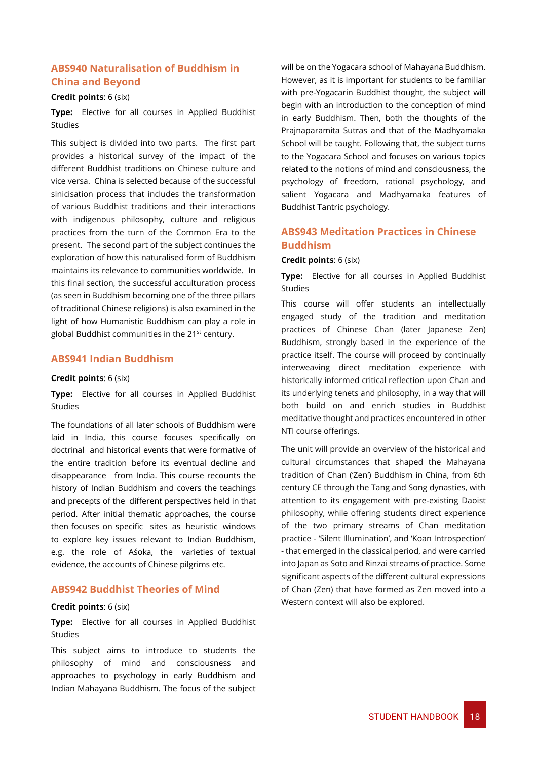## ABS940 Naturalisation of Buddhism in China and Beyond

**Credit points**: 6 (six)

**Type:** Elective for all courses in Applied Buddhist Studies

This subject is divided into two parts. The first part provides a historical survey of the impact of the different Buddhist traditions on Chinese culture and vice versa. China is selected because of the successful sinicisation process that includes the transformation of various Buddhist traditions and their interactions with indigenous philosophy, culture and religious practices from the turn of the Common Era to the present. The second part of the subject continues the exploration of how this naturalised form of Buddhism maintains its relevance to communities worldwide. In this final section, the successful acculturation process (as seen in Buddhism becoming one of the three pillars of traditional Chinese religions) is also examined in the light of how Humanistic Buddhism can play a role in global Buddhist communities in the 21st century.

## ABS941 Indian Buddhism

**Credit points**: 6 (six)

**Type:** Elective for all courses in Applied Buddhist Studies

The foundations of all later schools of Buddhism were laid in India, this course focuses specifically on doctrinal and historical events that were formative of the entire tradition before its eventual decline and disappearance from India. This course recounts the history of Indian Buddhism and covers the teachings and precepts of the different perspectives held in that period. After initial thematic approaches, the course then focuses on specific sites as heuristic windows to explore key issues relevant to Indian Buddhism, e.g. the role of Aśoka, the varieties of textual evidence, the accounts of Chinese pilgrims etc.

## ABS942 Buddhist Theories of Mind

**Credit points**: 6 (six)

**Type:** Elective for all courses in Applied Buddhist Studies

This subject aims to introduce to students the philosophy of mind and consciousness and approaches to psychology in early Buddhism and Indian Mahayana Buddhism. The focus of the subject will be on the Yogacara school of Mahayana Buddhism. However, as it is important for students to be familiar with pre-Yogacarin Buddhist thought, the subject will begin with an introduction to the conception of mind in early Buddhism. Then, both the thoughts of the Prajnaparamita Sutras and that of the Madhyamaka School will be taught. Following that, the subject turns to the Yogacara School and focuses on various topics related to the notions of mind and consciousness, the psychology of freedom, rational psychology, and salient Yogacara and Madhyamaka features of Buddhist Tantric psychology.

## ABS943 Meditation Practices in Chinese Buddhism

**Credit points**: 6 (six)

**Type:** Elective for all courses in Applied Buddhist Studies

This course will offer students an intellectually engaged study of the tradition and meditation practices of Chinese Chan (later Japanese Zen) Buddhism, strongly based in the experience of the practice itself. The course will proceed by continually interweaving direct meditation experience with historically informed critical reflection upon Chan and its underlying tenets and philosophy, in a way that will both build on and enrich studies in Buddhist meditative thought and practices encountered in other NTI course offerings.

The unit will provide an overview of the historical and cultural circumstances that shaped the Mahayana tradition of Chan ('Zen') Buddhism in China, from 6th century CE through the Tang and Song dynasties, with attention to its engagement with pre-existing Daoist philosophy, while offering students direct experience of the two primary streams of Chan meditation practice - 'Silent Illumination', and 'Koan Introspection' - that emerged in the classical period, and were carried into Japan as Soto and Rinzai streams of practice. Some significant aspects of the different cultural expressions of Chan (Zen) that have formed as Zen moved into a Western context will also be explored.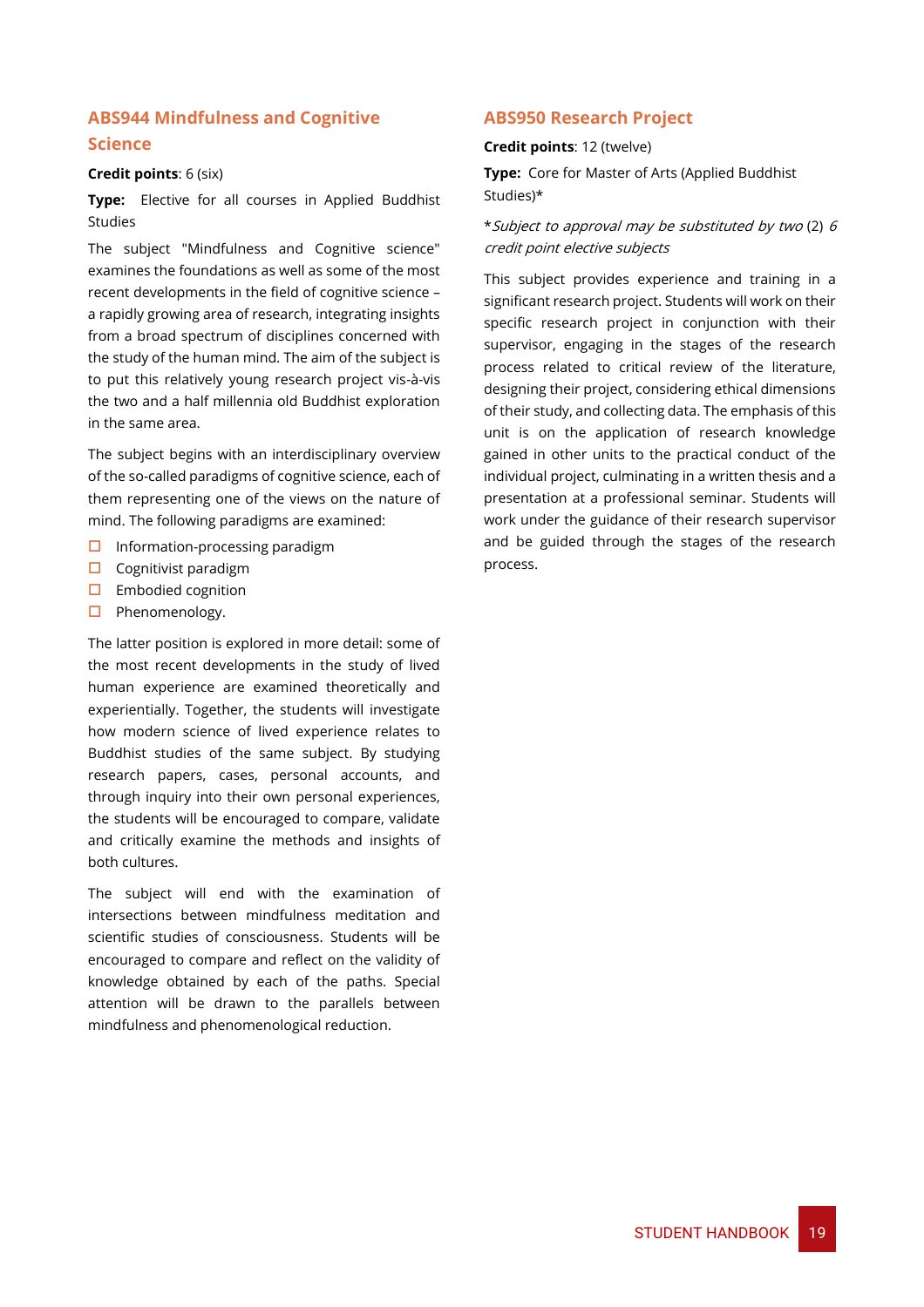## ABS944 Mindfulness and Cognitive Science

**Credit points**: 6 (six)

**Type:** Elective for all courses in Applied Buddhist Studies

The subject "Mindfulness and Cognitive science" examines the foundations as well as some of the most recent developments in the field of cognitive science – a rapidly growing area of research, integrating insights from a broad spectrum of disciplines concerned with the study of the human mind. The aim of the subject is to put this relatively young research project vis-à-vis the two and a half millennia old Buddhist exploration in the same area.

The subject begins with an interdisciplinary overview of the so-called paradigms of cognitive science, each of them representing one of the views on the nature of mind. The following paradigms are examined:

- Information-processing paradigm
- Cognitivist paradigm
- Embodied cognition
- Phenomenology.

The latter position is explored in more detail: some of the most recent developments in the study of lived human experience are examined theoretically and experientially. Together, the students will investigate how modern science of lived experience relates to Buddhist studies of the same subject. By studying research papers, cases, personal accounts, and through inquiry into their own personal experiences, the students will be encouraged to compare, validate and critically examine the methods and insights of both cultures.

The subject will end with the examination of intersections between mindfulness meditation and scientific studies of consciousness. Students will be encouraged to compare and reflect on the validity of knowledge obtained by each of the paths. Special attention will be drawn to the parallels between mindfulness and phenomenological reduction.

## ABS950 Research Project

**Credit points**: 12 (twelve)

**Type:** Core for Master of Arts (Applied Buddhist Studies)*

**Subject to approval may be substituted by two* (2) *6 credit point elective subjects*

This subject provides experience and training in a significant research project. Students will work on their specific research project in conjunction with their supervisor, engaging in the stages of the research process related to critical review of the literature, designing their project, considering ethical dimensions of their study, and collecting data. The emphasis of this unit is on the application of research knowledge gained in other units to the practical conduct of the individual project, culminating in a written thesis and a presentation at a professional seminar. Students will work under the guidance of their research supervisor and be guided through the stages of the research process.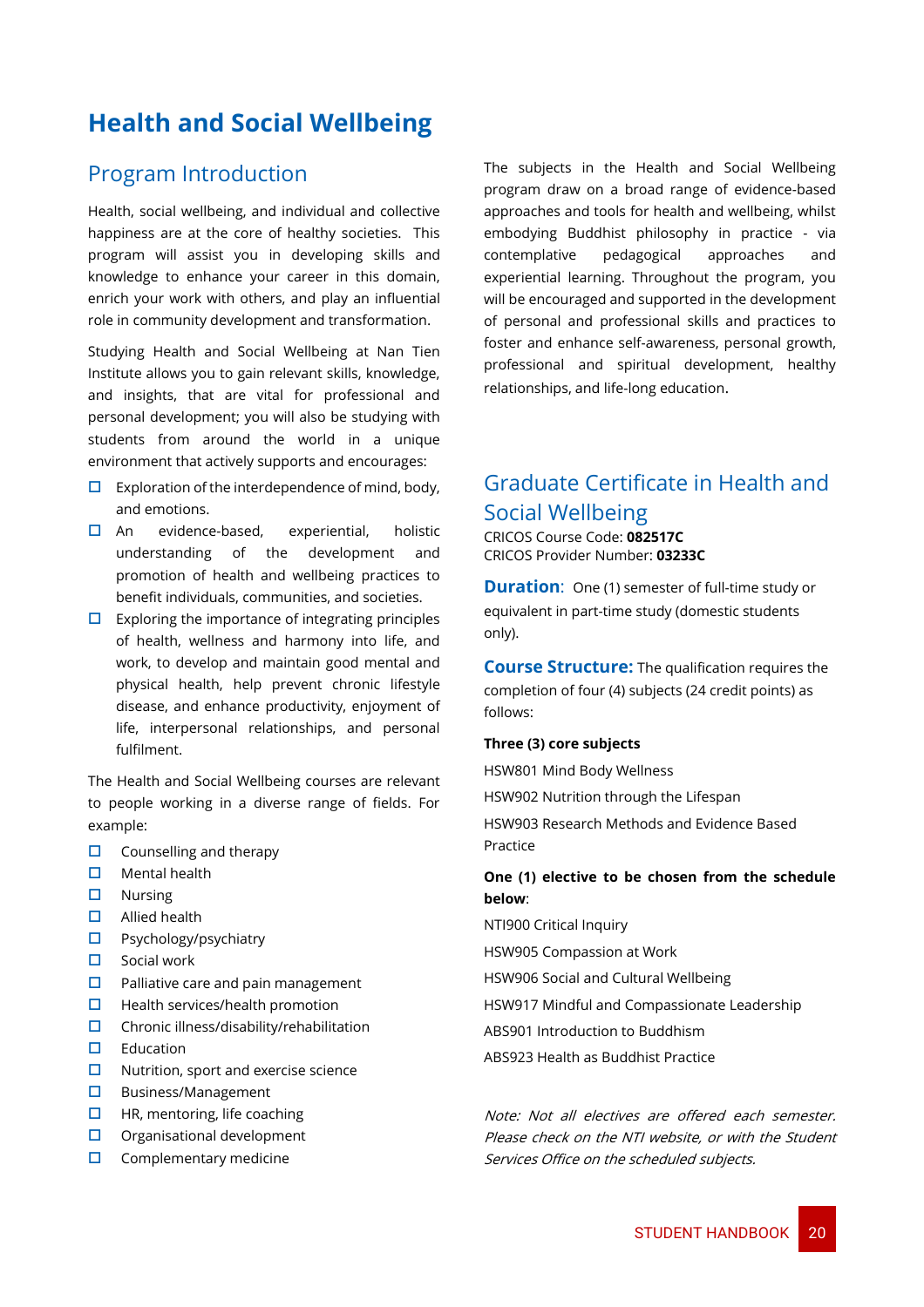# Health and Social Wellbeing

## Program Introduction

Health, social wellbeing, and individual and collective happiness are at the core of healthy societies. This program will assist you in developing skills and knowledge to enhance your career in this domain, enrich your work with others, and play an influential role in community development and transformation.

Studying Health and Social Wellbeing at Nan Tien Institute allows you to gain relevant skills, knowledge, and insights, that are vital for professional and personal development; you will also be studying with students from around the world in a unique environment that actively supports and encourages:

- Exploration of the interdependence of mind, body, and emotions.
- An evidence-based, experiential, holistic understanding of the development and promotion of health and wellbeing practices to benefit individuals, communities, and societies.
- Exploring the importance of integrating principles of health, wellness and harmony into life, and work, to develop and maintain good mental and physical health, help prevent chronic lifestyle disease, and enhance productivity, enjoyment of life, interpersonal relationships, and personal fulfilment.

The Health and Social Wellbeing courses are relevant to people working in a diverse range of fields. For example:

- Counselling and therapy
- Mental health
- Nursing
- Allied health
- Psychology/psychiatry
- Social work
- Palliative care and pain management
- Health services/health promotion
- Chronic illness/disability/rehabilitation
- Education
- Nutrition, sport and exercise science
- Business/Management
- HR, mentoring, life coaching
- Organisational development
- Complementary medicine

The subjects in the Health and Social Wellbeing program draw on a broad range of evidence-based approaches and tools for health and wellbeing, whilst embodying Buddhist philosophy in practice - via contemplative pedagogical approaches and experiential learning. Throughout the program, you will be encouraged and supported in the development of personal and professional skills and practices to foster and enhance self-awareness, personal growth, professional and spiritual development, healthy relationships, and life-long education.

## Graduate Certificate in Health and Social Wellbeing

CRICOS Course Code: **082517C**
CRICOS Provider Number: **03233C**

**Duration**: One (1) semester of full-time study or equivalent in part-time study (domestic students only).

**Course Structure:** The qualification requires the completion of four (4) subjects (24 credit points) as follows:

**Three (3) core subjects**

HSW801 Mind Body Wellness

HSW902 Nutrition through the Lifespan

HSW903 Research Methods and Evidence Based Practice

**One (1) elective to be chosen from the schedule below**:

NTI900 Critical Inquiry

HSW905 Compassion at Work

HSW906 Social and Cultural Wellbeing

HSW917 Mindful and Compassionate Leadership

ABS901 Introduction to Buddhism

ABS923 Health as Buddhist Practice

*Note: Not all electives are offered each semester. Please check on the NTI website, or with the Student Services Office on the scheduled subjects.*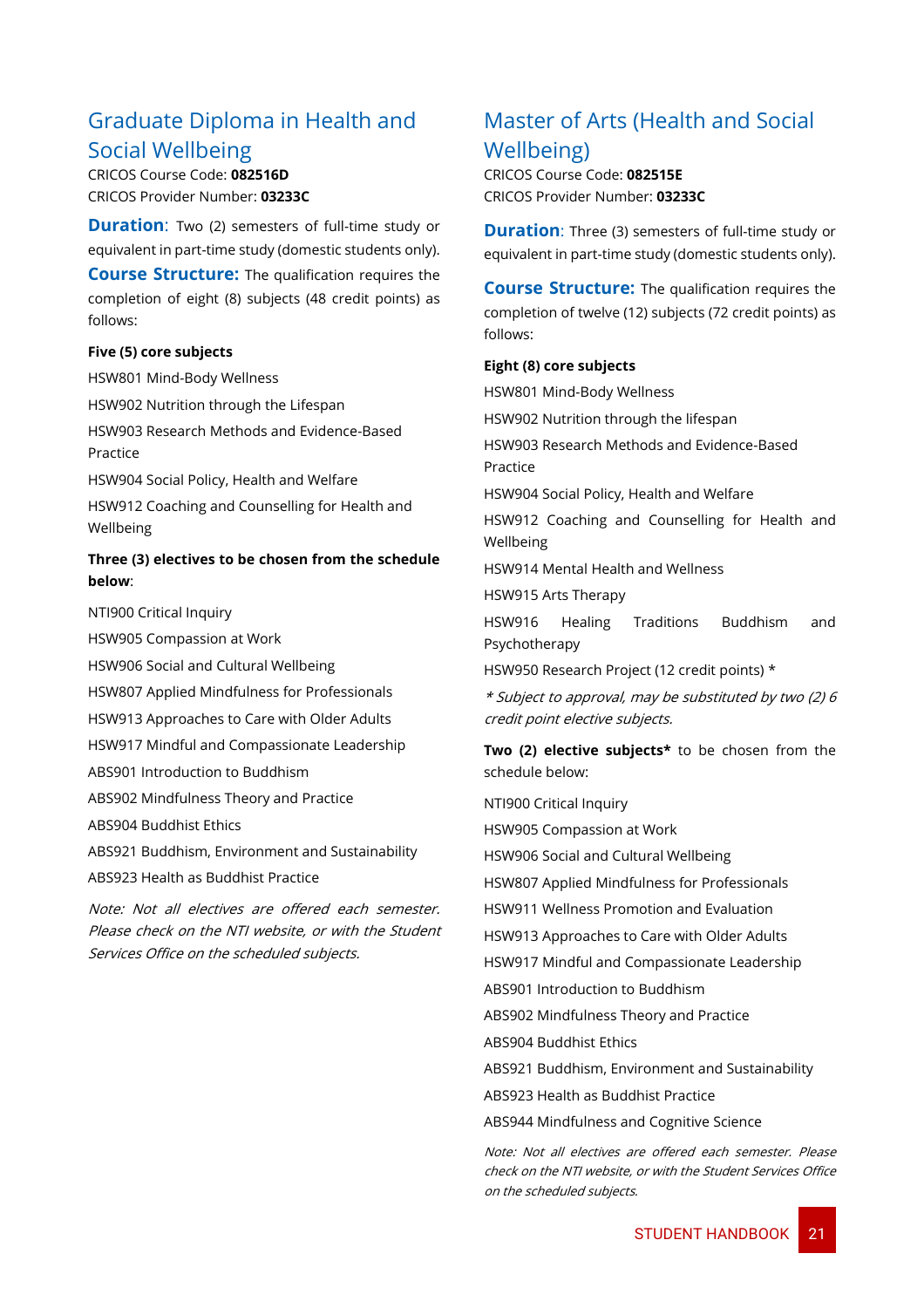## Graduate Diploma in Health and Social Wellbeing

CRICOS Course Code: **082516D**
CRICOS Provider Number: **03233C**

**Duration**: Two (2) semesters of full-time study or equivalent in part-time study (domestic students only).

**Course Structure:** The qualification requires the completion of eight (8) subjects (48 credit points) as follows:

**Five (5) core subjects**

HSW801 Mind-Body Wellness

HSW902 Nutrition through the Lifespan

HSW903 Research Methods and Evidence-Based Practice

HSW904 Social Policy, Health and Welfare

HSW912 Coaching and Counselling for Health and Wellbeing

**Three (3) electives to be chosen from the schedule below**:

NTI900 Critical Inquiry

HSW905 Compassion at Work

HSW906 Social and Cultural Wellbeing

HSW807 Applied Mindfulness for Professionals

HSW913 Approaches to Care with Older Adults

HSW917 Mindful and Compassionate Leadership

ABS901 Introduction to Buddhism

ABS902 Mindfulness Theory and Practice

ABS904 Buddhist Ethics

ABS921 Buddhism, Environment and Sustainability

ABS923 Health as Buddhist Practice

*Note: Not all electives are offered each semester. Please check on the NTI website, or with the Student Services Office on the scheduled subjects.*

## Master of Arts (Health and Social Wellbeing)

CRICOS Course Code: **082515E**
CRICOS Provider Number: **03233C**

**Duration**: Three (3) semesters of full-time study or equivalent in part-time study (domestic students only).

**Course Structure:** The qualification requires the completion of twelve (12) subjects (72 credit points) as follows:

**Eight (8) core subjects**

HSW801 Mind-Body Wellness

HSW902 Nutrition through the lifespan

HSW903 Research Methods and Evidence-Based Practice

HSW904 Social Policy, Health and Welfare

HSW912 Coaching and Counselling for Health and Wellbeing

HSW914 Mental Health and Wellness

HSW915 Arts Therapy

HSW916 Healing Traditions Buddhism and Psychotherapy

HSW950 Research Project (12 credit points) *

*\* Subject to approval, may be substituted by two (2) 6 credit point elective subjects.*

**Two (2) elective subjects*** to be chosen from the schedule below:

NTI900 Critical Inquiry

HSW905 Compassion at Work

HSW906 Social and Cultural Wellbeing

HSW807 Applied Mindfulness for Professionals

HSW911 Wellness Promotion and Evaluation

HSW913 Approaches to Care with Older Adults

HSW917 Mindful and Compassionate Leadership

ABS901 Introduction to Buddhism

ABS902 Mindfulness Theory and Practice

ABS904 Buddhist Ethics

ABS921 Buddhism, Environment and Sustainability

ABS923 Health as Buddhist Practice

ABS944 Mindfulness and Cognitive Science

*Note: Not all electives are offered each semester. Please check on the NTI website, or with the Student Services Office on the scheduled subjects.*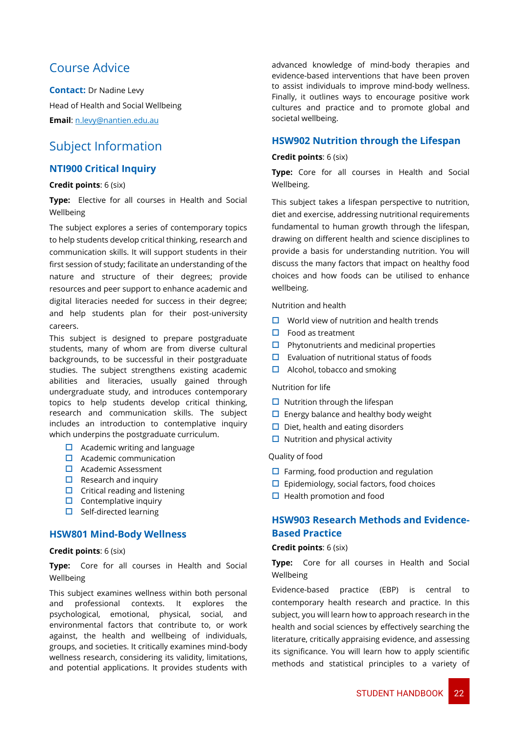## Course Advice

**Contact:** Dr Nadine Levy

Head of Health and Social Wellbeing

**Email**: [n.levy@nantien.edu.au](mailto:n.levy@nantien.edu.au)

## Subject Information

### NTI900 Critical Inquiry

**Credit points**: 6 (six)

**Type:** Elective for all courses in Health and Social Wellbeing

The subject explores a series of contemporary topics to help students develop critical thinking, research and communication skills. It will support students in their first session of study; facilitate an understanding of the nature and structure of their degrees; provide resources and peer support to enhance academic and digital literacies needed for success in their degree; and help students plan for their post-university careers.

This subject is designed to prepare postgraduate students, many of whom are from diverse cultural backgrounds, to be successful in their postgraduate studies. The subject strengthens existing academic abilities and literacies, usually gained through undergraduate study, and introduces contemporary topics to help students develop critical thinking, research and communication skills. The subject includes an introduction to contemplative inquiry which underpins the postgraduate curriculum.

- Academic writing and language
- Academic communication
- Academic Assessment
- Research and inquiry
- Critical reading and listening
- Contemplative inquiry
- Self-directed learning

### HSW801 Mind-Body Wellness

**Credit points**: 6 (six)

**Type:** Core for all courses in Health and Social Wellbeing

This subject examines wellness within both personal and professional contexts. It explores the psychological, emotional, physical, social, and environmental factors that contribute to, or work against, the health and wellbeing of individuals, groups, and societies. It critically examines mind-body wellness research, considering its validity, limitations, and potential applications. It provides students with advanced knowledge of mind-body therapies and evidence-based interventions that have been proven to assist individuals to improve mind-body wellness. Finally, it outlines ways to encourage positive work cultures and practice and to promote global and societal wellbeing.

### HSW902 Nutrition through the Lifespan

**Credit points**: 6 (six)

**Type:** Core for all courses in Health and Social Wellbeing.

This subject takes a lifespan perspective to nutrition, diet and exercise, addressing nutritional requirements fundamental to human growth through the lifespan, drawing on different health and science disciplines to provide a basis for understanding nutrition. You will discuss the many factors that impact on healthy food choices and how foods can be utilised to enhance wellbeing.

Nutrition and health

- World view of nutrition and health trends
- Food as treatment
- Phytonutrients and medicinal properties
- Evaluation of nutritional status of foods
- Alcohol, tobacco and smoking

Nutrition for life

- Nutrition through the lifespan
- Energy balance and healthy body weight
- Diet, health and eating disorders
- Nutrition and physical activity

Quality of food

- Farming, food production and regulation
- Epidemiology, social factors, food choices
- Health promotion and food

### HSW903 Research Methods and Evidence-Based Practice

**Credit points**: 6 (six)

**Type:** Core for all courses in Health and Social Wellbeing

Evidence-based practice (EBP) is central to contemporary health research and practice. In this subject, you will learn how to approach research in the health and social sciences by effectively searching the literature, critically appraising evidence, and assessing its significance. You will learn how to apply scientific methods and statistical principles to a variety of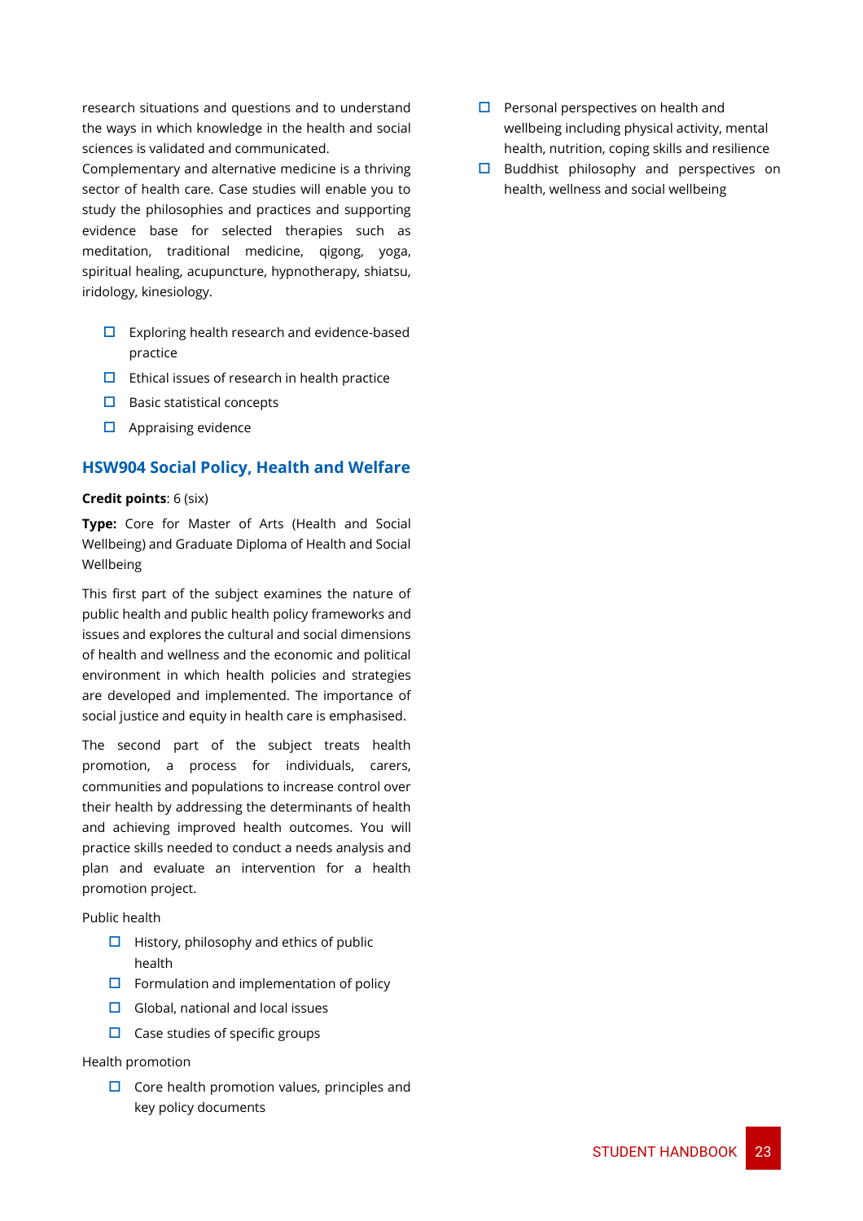research situations and questions and to understand the ways in which knowledge in the health and social sciences is validated and communicated.

Complementary and alternative medicine is a thriving sector of health care. Case studies will enable you to study the philosophies and practices and supporting evidence base for selected therapies such as meditation, traditional medicine, qigong, yoga, spiritual healing, acupuncture, hypnotherapy, shiatsu, iridology, kinesiology.

- Exploring health research and evidence-based practice
- Ethical issues of research in health practice
- Basic statistical concepts
- Appraising evidence

## HSW904 Social Policy, Health and Welfare

**Credit points**: 6 (six)

**Type:** Core for Master of Arts (Health and Social Wellbeing) and Graduate Diploma of Health and Social Wellbeing

This first part of the subject examines the nature of public health and public health policy frameworks and issues and explores the cultural and social dimensions of health and wellness and the economic and political environment in which health policies and strategies are developed and implemented. The importance of social justice and equity in health care is emphasised.

The second part of the subject treats health promotion, a process for individuals, carers, communities and populations to increase control over their health by addressing the determinants of health and achieving improved health outcomes. You will practice skills needed to conduct a needs analysis and plan and evaluate an intervention for a health promotion project.

Public health

- History, philosophy and ethics of public health
- Formulation and implementation of policy
- Global, national and local issues
- Case studies of specific groups

Health promotion

- Core health promotion values, principles and key policy documents
- Personal perspectives on health and wellbeing including physical activity, mental health, nutrition, coping skills and resilience
- Buddhist philosophy and perspectives on health, wellness and social wellbeing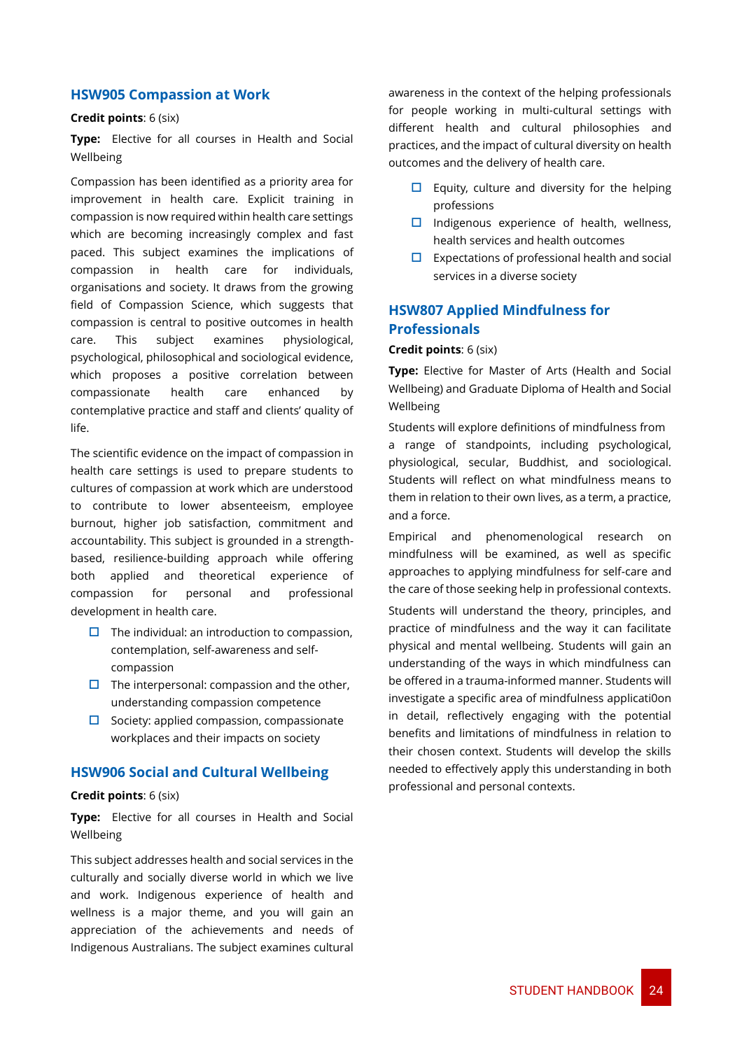## HSW905 Compassion at Work

**Credit points**: 6 (six)

**Type:** Elective for all courses in Health and Social Wellbeing

Compassion has been identified as a priority area for improvement in health care. Explicit training in compassion is now required within health care settings which are becoming increasingly complex and fast paced. This subject examines the implications of compassion in health care for individuals, organisations and society. It draws from the growing field of Compassion Science, which suggests that compassion is central to positive outcomes in health care. This subject examines physiological, psychological, philosophical and sociological evidence, which proposes a positive correlation between compassionate health care enhanced by contemplative practice and staff and clients' quality of life.

The scientific evidence on the impact of compassion in health care settings is used to prepare students to cultures of compassion at work which are understood to contribute to lower absenteeism, employee burnout, higher job satisfaction, commitment and accountability. This subject is grounded in a strength-based, resilience-building approach while offering both applied and theoretical experience of compassion for personal and professional development in health care.

- The individual: an introduction to compassion, contemplation, self-awareness and self-compassion
- The interpersonal: compassion and the other, understanding compassion competence
- Society: applied compassion, compassionate workplaces and their impacts on society

## HSW906 Social and Cultural Wellbeing

**Credit points**: 6 (six)

**Type:** Elective for all courses in Health and Social Wellbeing

This subject addresses health and social services in the culturally and socially diverse world in which we live and work. Indigenous experience of health and wellness is a major theme, and you will gain an appreciation of the achievements and needs of Indigenous Australians. The subject examines cultural awareness in the context of the helping professionals for people working in multi-cultural settings with different health and cultural philosophies and practices, and the impact of cultural diversity on health outcomes and the delivery of health care.

- Equity, culture and diversity for the helping professions
- Indigenous experience of health, wellness, health services and health outcomes
- Expectations of professional health and social services in a diverse society

## HSW807 Applied Mindfulness for Professionals

**Credit points**: 6 (six)

**Type:** Elective for Master of Arts (Health and Social Wellbeing) and Graduate Diploma of Health and Social Wellbeing

Students will explore definitions of mindfulness from a range of standpoints, including psychological, physiological, secular, Buddhist, and sociological. Students will reflect on what mindfulness means to them in relation to their own lives, as a term, a practice, and a force.

Empirical and phenomenological research on mindfulness will be examined, as well as specific approaches to applying mindfulness for self-care and the care of those seeking help in professional contexts.

Students will understand the theory, principles, and practice of mindfulness and the way it can facilitate physical and mental wellbeing. Students will gain an understanding of the ways in which mindfulness can be offered in a trauma-informed manner. Students will investigate a specific area of mindfulness applicati0on in detail, reflectively engaging with the potential benefits and limitations of mindfulness in relation to their chosen context. Students will develop the skills needed to effectively apply this understanding in both professional and personal contexts.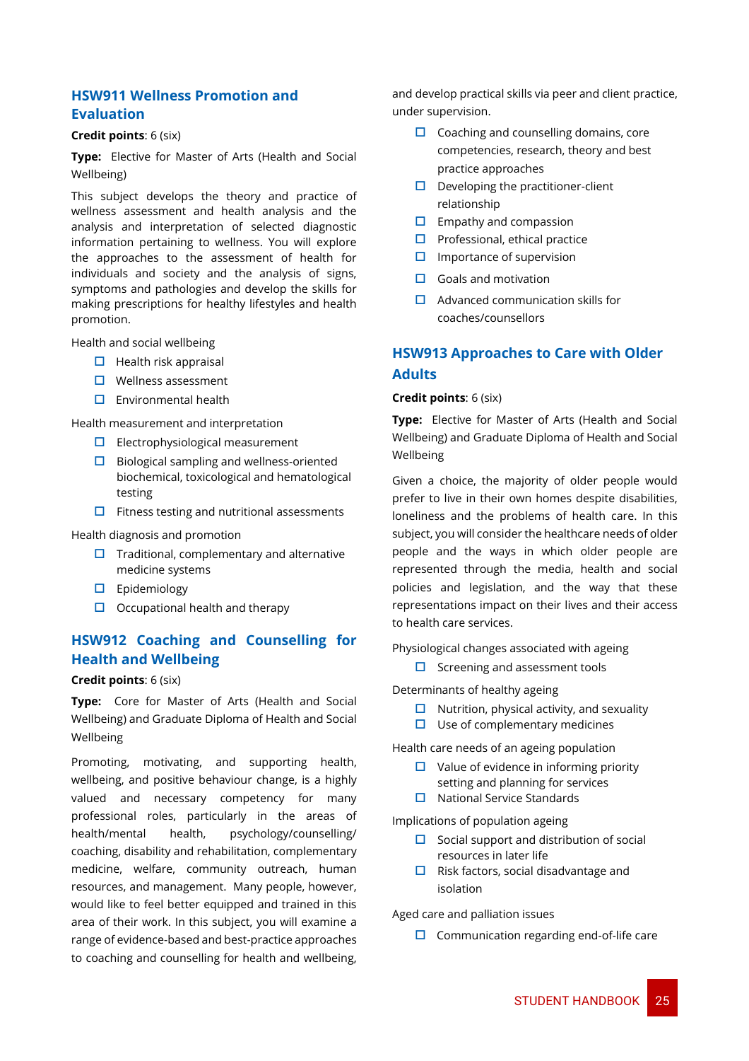## HSW911 Wellness Promotion and Evaluation

**Credit points**: 6 (six)

**Type:** Elective for Master of Arts (Health and Social Wellbeing)

This subject develops the theory and practice of wellness assessment and health analysis and the analysis and interpretation of selected diagnostic information pertaining to wellness. You will explore the approaches to the assessment of health for individuals and society and the analysis of signs, symptoms and pathologies and develop the skills for making prescriptions for healthy lifestyles and health promotion.

Health and social wellbeing

- Health risk appraisal
- Wellness assessment
- Environmental health

Health measurement and interpretation

- Electrophysiological measurement
- Biological sampling and wellness-oriented biochemical, toxicological and hematological testing
- Fitness testing and nutritional assessments

Health diagnosis and promotion

- Traditional, complementary and alternative medicine systems
- Epidemiology
- Occupational health and therapy

## HSW912 Coaching and Counselling for Health and Wellbeing

**Credit points**: 6 (six)

**Type:** Core for Master of Arts (Health and Social Wellbeing) and Graduate Diploma of Health and Social Wellbeing

Promoting, motivating, and supporting health, wellbeing, and positive behaviour change, is a highly valued and necessary competency for many professional roles, particularly in the areas of health/mental health, psychology/counselling/coaching, disability and rehabilitation, complementary medicine, welfare, community outreach, human resources, and management. Many people, however, would like to feel better equipped and trained in this area of their work. In this subject, you will examine a range of evidence-based and best-practice approaches to coaching and counselling for health and wellbeing, and develop practical skills via peer and client practice, under supervision.

- Coaching and counselling domains, core competencies, research, theory and best practice approaches
- Developing the practitioner-client relationship
- Empathy and compassion
- Professional, ethical practice
- Importance of supervision
- Goals and motivation
- Advanced communication skills for coaches/counsellors

## HSW913 Approaches to Care with Older Adults

**Credit points**: 6 (six)

**Type:** Elective for Master of Arts (Health and Social Wellbeing) and Graduate Diploma of Health and Social Wellbeing

Given a choice, the majority of older people would prefer to live in their own homes despite disabilities, loneliness and the problems of health care. In this subject, you will consider the healthcare needs of older people and the ways in which older people are represented through the media, health and social policies and legislation, and the way that these representations impact on their lives and their access to health care services.

Physiological changes associated with ageing

- Screening and assessment tools

Determinants of healthy ageing

- Nutrition, physical activity, and sexuality
- Use of complementary medicines

Health care needs of an ageing population

- Value of evidence in informing priority setting and planning for services
- National Service Standards

Implications of population ageing

- Social support and distribution of social resources in later life
- Risk factors, social disadvantage and isolation

Aged care and palliation issues

- Communication regarding end-of-life care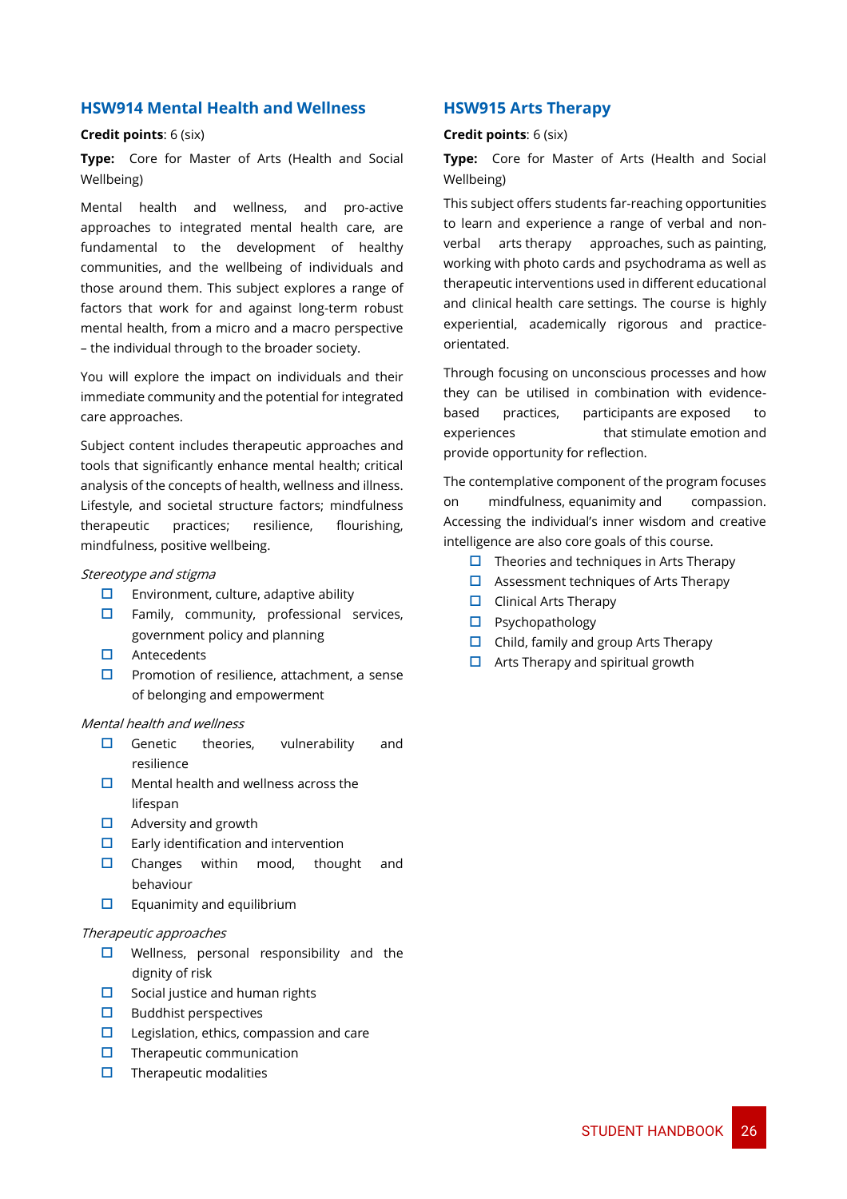## HSW914 Mental Health and Wellness

**Credit points**: 6 (six)

**Type:** Core for Master of Arts (Health and Social Wellbeing)

Mental health and wellness, and pro-active approaches to integrated mental health care, are fundamental to the development of healthy communities, and the wellbeing of individuals and those around them. This subject explores a range of factors that work for and against long-term robust mental health, from a micro and a macro perspective – the individual through to the broader society.

You will explore the impact on individuals and their immediate community and the potential for integrated care approaches.

Subject content includes therapeutic approaches and tools that significantly enhance mental health; critical analysis of the concepts of health, wellness and illness. Lifestyle, and societal structure factors; mindfulness therapeutic practices; resilience, flourishing, mindfulness, positive wellbeing.

*Stereotype and stigma*

- Environment, culture, adaptive ability
- Family, community, professional services, government policy and planning
- Antecedents
- Promotion of resilience, attachment, a sense of belonging and empowerment

*Mental health and wellness*

- Genetic theories, vulnerability and resilience
- Mental health and wellness across the lifespan
- Adversity and growth
- Early identification and intervention
- Changes within mood, thought and behaviour
- Equanimity and equilibrium

*Therapeutic approaches*

- Wellness, personal responsibility and the dignity of risk
- Social justice and human rights
- Buddhist perspectives
- Legislation, ethics, compassion and care
- Therapeutic communication
- Therapeutic modalities

## HSW915 Arts Therapy

**Credit points**: 6 (six)

**Type:** Core for Master of Arts (Health and Social Wellbeing)

This subject offers students far-reaching opportunities to learn and experience a range of verbal and non-verbal arts therapy approaches, such as painting, working with photo cards and psychodrama as well as therapeutic interventions used in different educational and clinical health care settings. The course is highly experiential, academically rigorous and practice-orientated.

Through focusing on unconscious processes and how they can be utilised in combination with evidence-based practices, participants are exposed to experiences that stimulate emotion and provide opportunity for reflection.

The contemplative component of the program focuses on mindfulness, equanimity and compassion. Accessing the individual's inner wisdom and creative intelligence are also core goals of this course.

- Theories and techniques in Arts Therapy
- Assessment techniques of Arts Therapy
- Clinical Arts Therapy
- Psychopathology
- Child, family and group Arts Therapy
- Arts Therapy and spiritual growth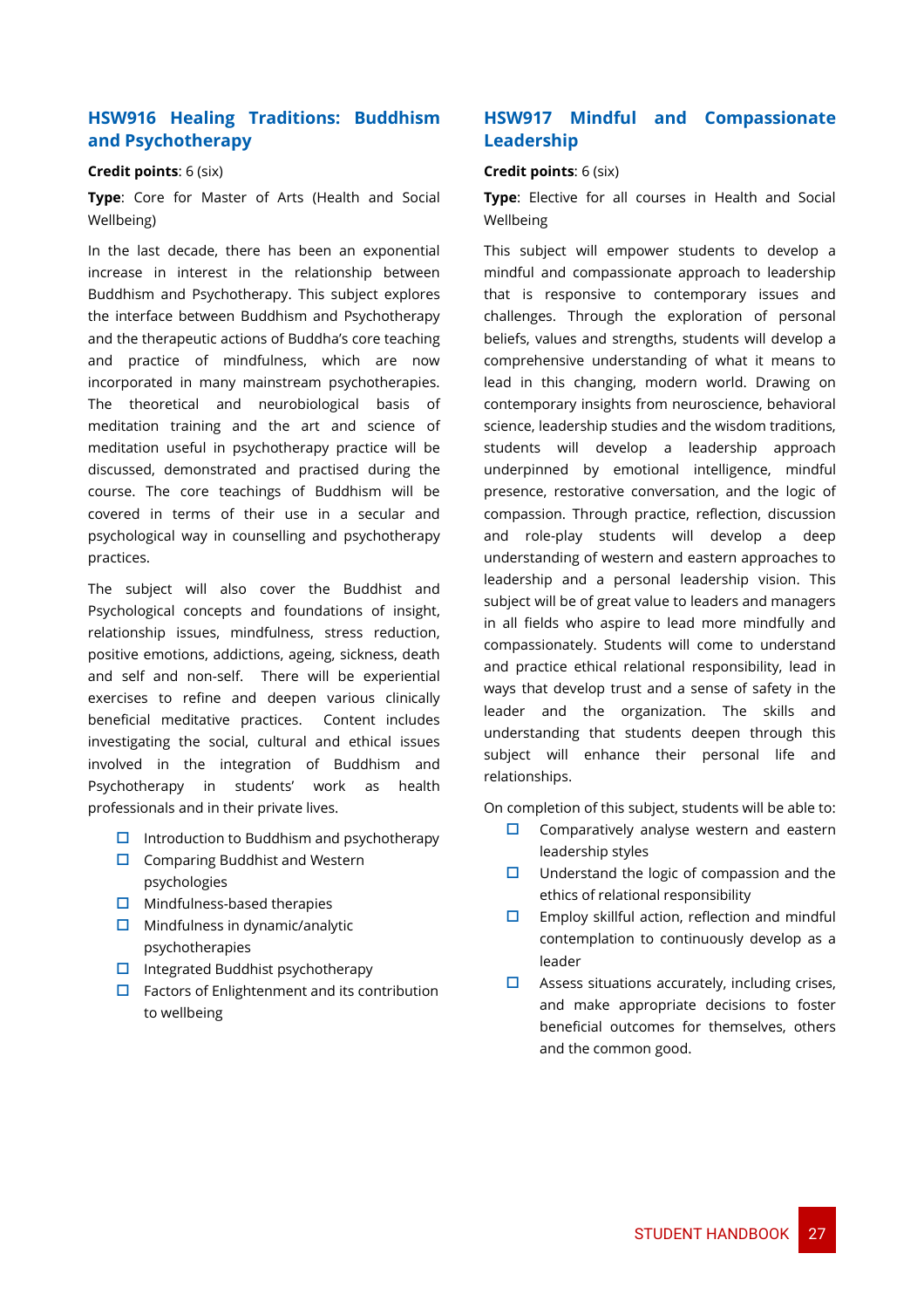## HSW916 Healing Traditions: Buddhism and Psychotherapy

**Credit points**: 6 (six)

**Type**: Core for Master of Arts (Health and Social Wellbeing)

In the last decade, there has been an exponential increase in interest in the relationship between Buddhism and Psychotherapy. This subject explores the interface between Buddhism and Psychotherapy and the therapeutic actions of Buddha's core teaching and practice of mindfulness, which are now incorporated in many mainstream psychotherapies. The theoretical and neurobiological basis of meditation training and the art and science of meditation useful in psychotherapy practice will be discussed, demonstrated and practised during the course. The core teachings of Buddhism will be covered in terms of their use in a secular and psychological way in counselling and psychotherapy practices.

The subject will also cover the Buddhist and Psychological concepts and foundations of insight, relationship issues, mindfulness, stress reduction, positive emotions, addictions, ageing, sickness, death and self and non-self. There will be experiential exercises to refine and deepen various clinically beneficial meditative practices. Content includes investigating the social, cultural and ethical issues involved in the integration of Buddhism and Psychotherapy in students' work as health professionals and in their private lives.

- Introduction to Buddhism and psychotherapy
- Comparing Buddhist and Western psychologies
- Mindfulness-based therapies
- Mindfulness in dynamic/analytic psychotherapies
- Integrated Buddhist psychotherapy
- Factors of Enlightenment and its contribution to wellbeing

## HSW917 Mindful and Compassionate Leadership

**Credit points**: 6 (six)

**Type**: Elective for all courses in Health and Social Wellbeing

This subject will empower students to develop a mindful and compassionate approach to leadership that is responsive to contemporary issues and challenges. Through the exploration of personal beliefs, values and strengths, students will develop a comprehensive understanding of what it means to lead in this changing, modern world. Drawing on contemporary insights from neuroscience, behavioral science, leadership studies and the wisdom traditions, students will develop a leadership approach underpinned by emotional intelligence, mindful presence, restorative conversation, and the logic of compassion. Through practice, reflection, discussion and role-play students will develop a deep understanding of western and eastern approaches to leadership and a personal leadership vision. This subject will be of great value to leaders and managers in all fields who aspire to lead more mindfully and compassionately. Students will come to understand and practice ethical relational responsibility, lead in ways that develop trust and a sense of safety in the leader and the organization. The skills and understanding that students deepen through this subject will enhance their personal life and relationships.

On completion of this subject, students will be able to:

- Comparatively analyse western and eastern leadership styles
- Understand the logic of compassion and the ethics of relational responsibility
- Employ skillful action, reflection and mindful contemplation to continuously develop as a leader
- Assess situations accurately, including crises, and make appropriate decisions to foster beneficial outcomes for themselves, others and the common good.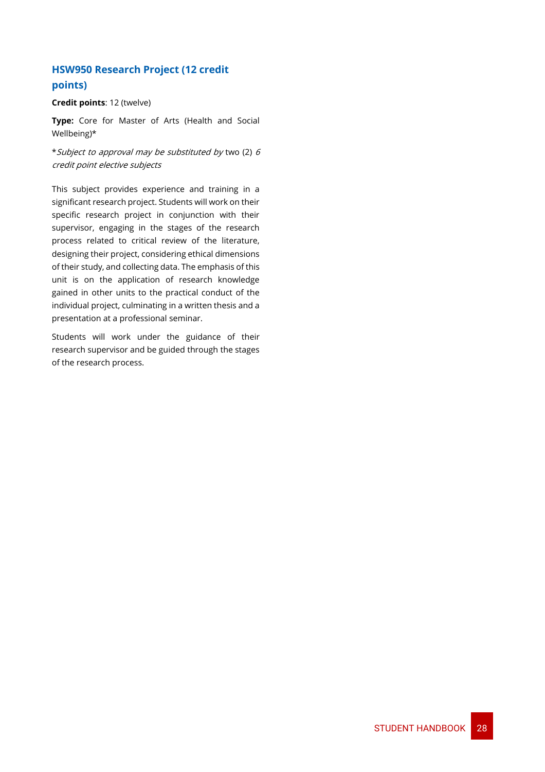### HSW950 Research Project (12 credit points)

**Credit points**: 12 (twelve)

**Type:** Core for Master of Arts (Health and Social Wellbeing)*

**Subject to approval may be substituted by* two (2) *6 credit point elective subjects*

This subject provides experience and training in a significant research project. Students will work on their specific research project in conjunction with their supervisor, engaging in the stages of the research process related to critical review of the literature, designing their project, considering ethical dimensions of their study, and collecting data. The emphasis of this unit is on the application of research knowledge gained in other units to the practical conduct of the individual project, culminating in a written thesis and a presentation at a professional seminar.

Students will work under the guidance of their research supervisor and be guided through the stages of the research process.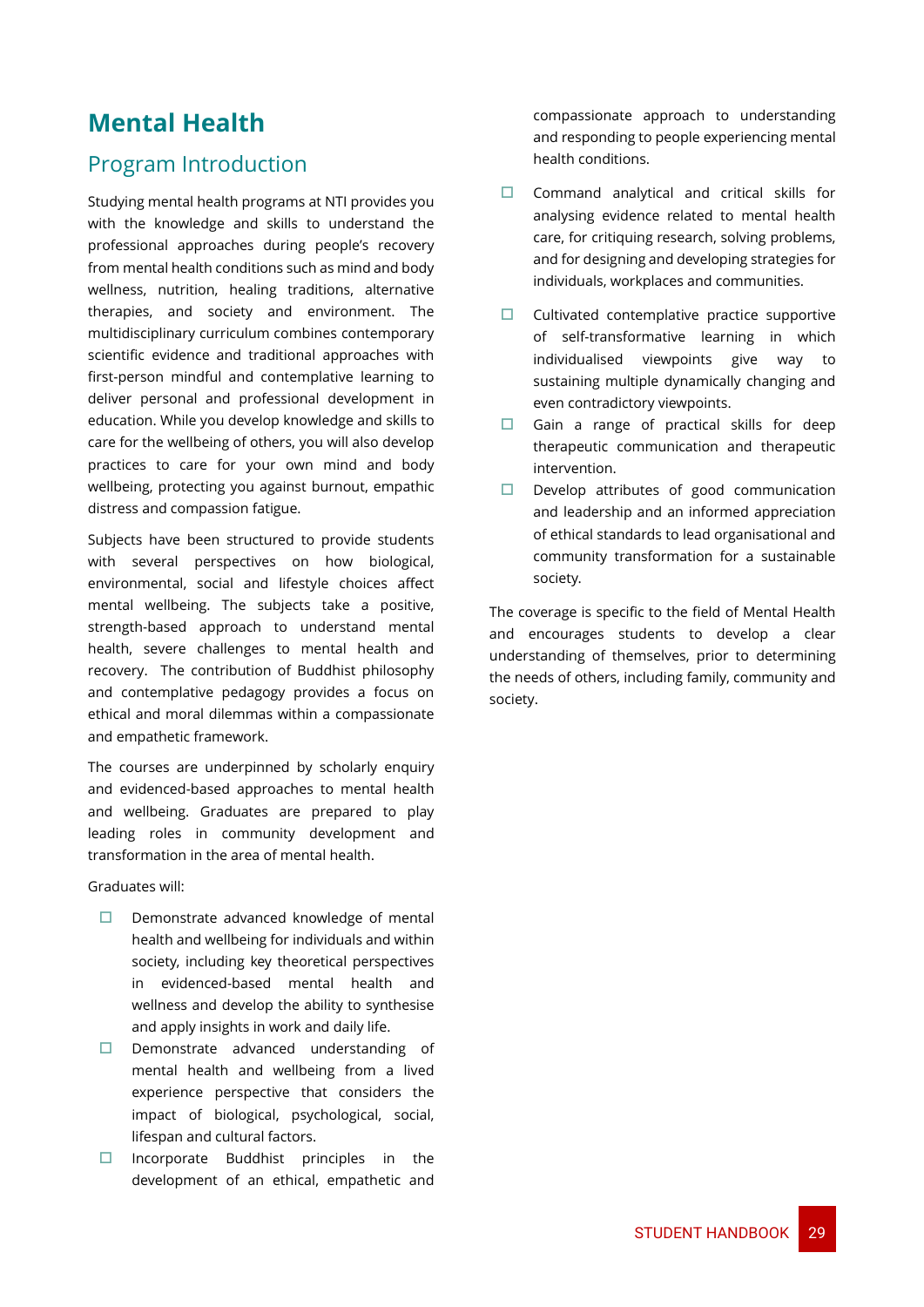# Mental Health

## Program Introduction

Studying mental health programs at NTI provides you with the knowledge and skills to understand the professional approaches during people's recovery from mental health conditions such as mind and body wellness, nutrition, healing traditions, alternative therapies, and society and environment. The multidisciplinary curriculum combines contemporary scientific evidence and traditional approaches with first-person mindful and contemplative learning to deliver personal and professional development in education. While you develop knowledge and skills to care for the wellbeing of others, you will also develop practices to care for your own mind and body wellbeing, protecting you against burnout, empathic distress and compassion fatigue.

Subjects have been structured to provide students with several perspectives on how biological, environmental, social and lifestyle choices affect mental wellbeing. The subjects take a positive, strength-based approach to understand mental health, severe challenges to mental health and recovery. The contribution of Buddhist philosophy and contemplative pedagogy provides a focus on ethical and moral dilemmas within a compassionate and empathetic framework.

The courses are underpinned by scholarly enquiry and evidenced-based approaches to mental health and wellbeing. Graduates are prepared to play leading roles in community development and transformation in the area of mental health.

Graduates will:

- Demonstrate advanced knowledge of mental health and wellbeing for individuals and within society, including key theoretical perspectives in evidenced-based mental health and wellness and develop the ability to synthesise and apply insights in work and daily life.
- Demonstrate advanced understanding of mental health and wellbeing from a lived experience perspective that considers the impact of biological, psychological, social, lifespan and cultural factors.
- Incorporate Buddhist principles in the development of an ethical, empathetic and compassionate approach to understanding and responding to people experiencing mental health conditions.
- Command analytical and critical skills for analysing evidence related to mental health care, for critiquing research, solving problems, and for designing and developing strategies for individuals, workplaces and communities.
- Cultivated contemplative practice supportive of self-transformative learning in which individualised viewpoints give way to sustaining multiple dynamically changing and even contradictory viewpoints.
- Gain a range of practical skills for deep therapeutic communication and therapeutic intervention.
- Develop attributes of good communication and leadership and an informed appreciation of ethical standards to lead organisational and community transformation for a sustainable society.

The coverage is specific to the field of Mental Health and encourages students to develop a clear understanding of themselves, prior to determining the needs of others, including family, community and society.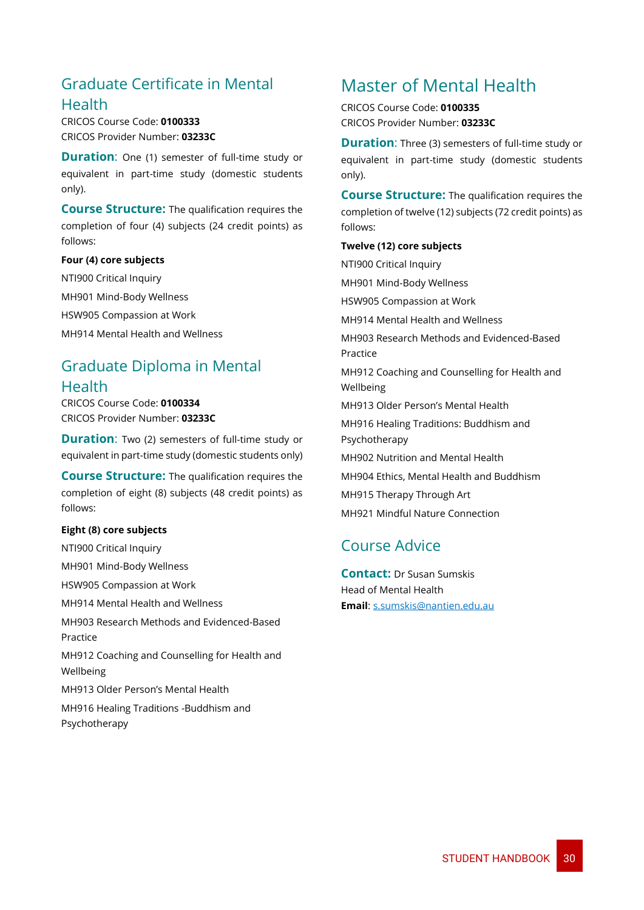## Graduate Certificate in Mental Health

CRICOS Course Code: **0100333**
CRICOS Provider Number: **03233C**

**Duration**: One (1) semester of full-time study or equivalent in part-time study (domestic students only).

**Course Structure:** The qualification requires the completion of four (4) subjects (24 credit points) as follows:

**Four (4) core subjects**

NTI900 Critical Inquiry

MH901 Mind-Body Wellness

HSW905 Compassion at Work

MH914 Mental Health and Wellness

## Graduate Diploma in Mental Health

CRICOS Course Code: **0100334**
CRICOS Provider Number: **03233C**

**Duration**: Two (2) semesters of full-time study or equivalent in part-time study (domestic students only)

**Course Structure:** The qualification requires the completion of eight (8) subjects (48 credit points) as follows:

**Eight (8) core subjects**

NTI900 Critical Inquiry

MH901 Mind-Body Wellness

HSW905 Compassion at Work

MH914 Mental Health and Wellness

MH903 Research Methods and Evidenced-Based Practice

MH912 Coaching and Counselling for Health and Wellbeing

MH913 Older Person's Mental Health

MH916 Healing Traditions -Buddhism and Psychotherapy

## Master of Mental Health

CRICOS Course Code: **0100335**
CRICOS Provider Number: **03233C**

**Duration**: Three (3) semesters of full-time study or equivalent in part-time study (domestic students only).

**Course Structure:** The qualification requires the completion of twelve (12) subjects (72 credit points) as follows:

**Twelve (12) core subjects**

NTI900 Critical Inquiry

MH901 Mind-Body Wellness

HSW905 Compassion at Work

MH914 Mental Health and Wellness

MH903 Research Methods and Evidenced-Based Practice

MH912 Coaching and Counselling for Health and Wellbeing

MH913 Older Person's Mental Health

MH916 Healing Traditions: Buddhism and Psychotherapy

MH902 Nutrition and Mental Health

MH904 Ethics, Mental Health and Buddhism

MH915 Therapy Through Art

MH921 Mindful Nature Connection

## Course Advice

**Contact:** Dr Susan Sumskis
Head of Mental Health
**Email**: s.sumskis@nantien.edu.au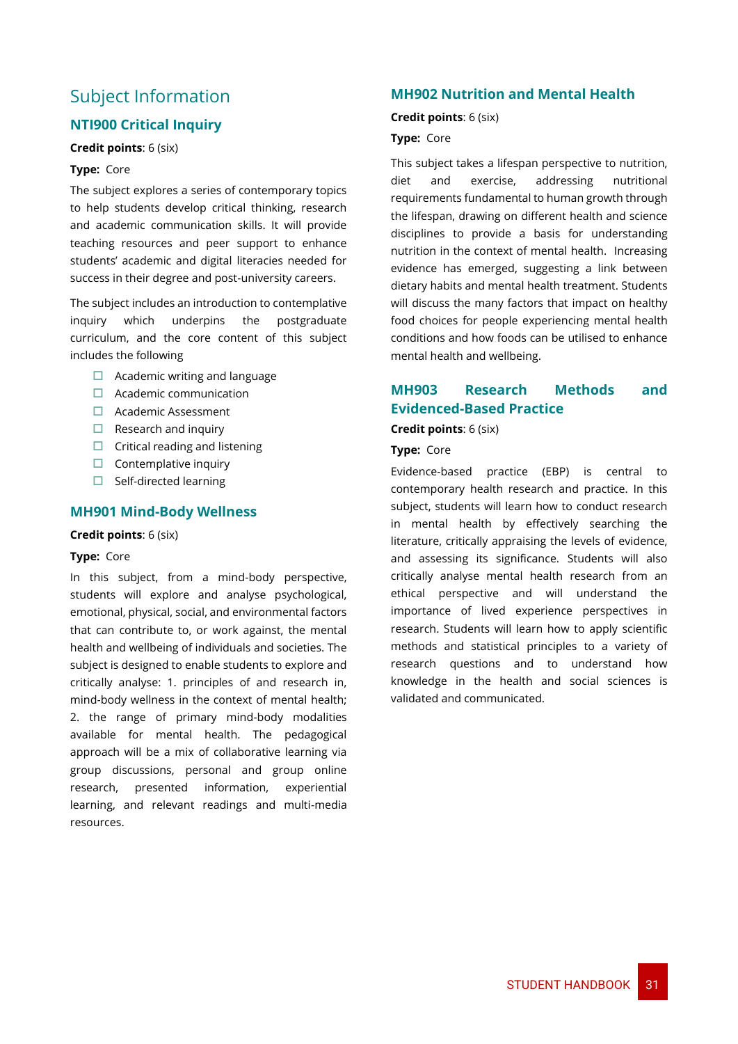# Subject Information

## NTI900 Critical Inquiry

**Credit points**: 6 (six)

**Type:** Core

The subject explores a series of contemporary topics to help students develop critical thinking, research and academic communication skills. It will provide teaching resources and peer support to enhance students' academic and digital literacies needed for success in their degree and post-university careers.

The subject includes an introduction to contemplative inquiry which underpins the postgraduate curriculum, and the core content of this subject includes the following

- Academic writing and language
- Academic communication
- Academic Assessment
- Research and inquiry
- Critical reading and listening
- Contemplative inquiry
- Self-directed learning

## MH901 Mind-Body Wellness

**Credit points**: 6 (six)

**Type:** Core

In this subject, from a mind-body perspective, students will explore and analyse psychological, emotional, physical, social, and environmental factors that can contribute to, or work against, the mental health and wellbeing of individuals and societies. The subject is designed to enable students to explore and critically analyse: 1. principles of and research in, mind-body wellness in the context of mental health; 2. the range of primary mind-body modalities available for mental health. The pedagogical approach will be a mix of collaborative learning via group discussions, personal and group online research, presented information, experiential learning, and relevant readings and multi-media resources.

## MH902 Nutrition and Mental Health

**Credit points**: 6 (six)

**Type:** Core

This subject takes a lifespan perspective to nutrition, diet and exercise, addressing nutritional requirements fundamental to human growth through the lifespan, drawing on different health and science disciplines to provide a basis for understanding nutrition in the context of mental health. Increasing evidence has emerged, suggesting a link between dietary habits and mental health treatment. Students will discuss the many factors that impact on healthy food choices for people experiencing mental health conditions and how foods can be utilised to enhance mental health and wellbeing.

## MH903 Research Methods and Evidenced-Based Practice

**Credit points**: 6 (six)

**Type:** Core

Evidence-based practice (EBP) is central to contemporary health research and practice. In this subject, students will learn how to conduct research in mental health by effectively searching the literature, critically appraising the levels of evidence, and assessing its significance. Students will also critically analyse mental health research from an ethical perspective and will understand the importance of lived experience perspectives in research. Students will learn how to apply scientific methods and statistical principles to a variety of research questions and to understand how knowledge in the health and social sciences is validated and communicated.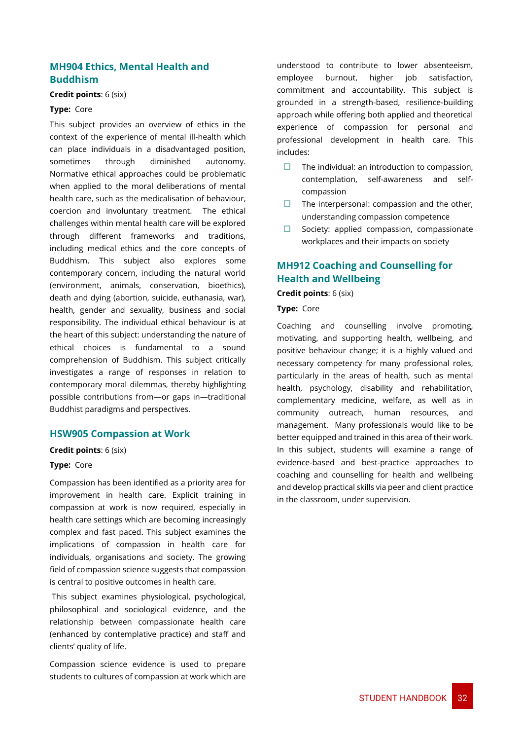## MH904 Ethics, Mental Health and Buddhism

**Credit points**: 6 (six)

**Type:** Core

This subject provides an overview of ethics in the context of the experience of mental ill-health which can place individuals in a disadvantaged position, sometimes through diminished autonomy. Normative ethical approaches could be problematic when applied to the moral deliberations of mental health care, such as the medicalisation of behaviour, coercion and involuntary treatment. The ethical challenges within mental health care will be explored through different frameworks and traditions, including medical ethics and the core concepts of Buddhism. This subject also explores some contemporary concern, including the natural world (environment, animals, conservation, bioethics), death and dying (abortion, suicide, euthanasia, war), health, gender and sexuality, business and social responsibility. The individual ethical behaviour is at the heart of this subject: understanding the nature of ethical choices is fundamental to a sound comprehension of Buddhism. This subject critically investigates a range of responses in relation to contemporary moral dilemmas, thereby highlighting possible contributions from—or gaps in—traditional Buddhist paradigms and perspectives.

## HSW905 Compassion at Work

**Credit points**: 6 (six)

**Type:** Core

Compassion has been identified as a priority area for improvement in health care. Explicit training in compassion at work is now required, especially in health care settings which are becoming increasingly complex and fast paced. This subject examines the implications of compassion in health care for individuals, organisations and society. The growing field of compassion science suggests that compassion is central to positive outcomes in health care.

This subject examines physiological, psychological, philosophical and sociological evidence, and the relationship between compassionate health care (enhanced by contemplative practice) and staff and clients' quality of life.

Compassion science evidence is used to prepare students to cultures of compassion at work which are understood to contribute to lower absenteeism, employee burnout, higher job satisfaction, commitment and accountability. This subject is grounded in a strength-based, resilience-building approach while offering both applied and theoretical experience of compassion for personal and professional development in health care. This includes:

- The individual: an introduction to compassion, contemplation, self-awareness and self-compassion
- The interpersonal: compassion and the other, understanding compassion competence
- Society: applied compassion, compassionate workplaces and their impacts on society

## MH912 Coaching and Counselling for Health and Wellbeing

**Credit points**: 6 (six)

**Type:** Core

Coaching and counselling involve promoting, motivating, and supporting health, wellbeing, and positive behaviour change; it is a highly valued and necessary competency for many professional roles, particularly in the areas of health, such as mental health, psychology, disability and rehabilitation, complementary medicine, welfare, as well as in community outreach, human resources, and management. Many professionals would like to be better equipped and trained in this area of their work. In this subject, students will examine a range of evidence-based and best-practice approaches to coaching and counselling for health and wellbeing and develop practical skills via peer and client practice in the classroom, under supervision.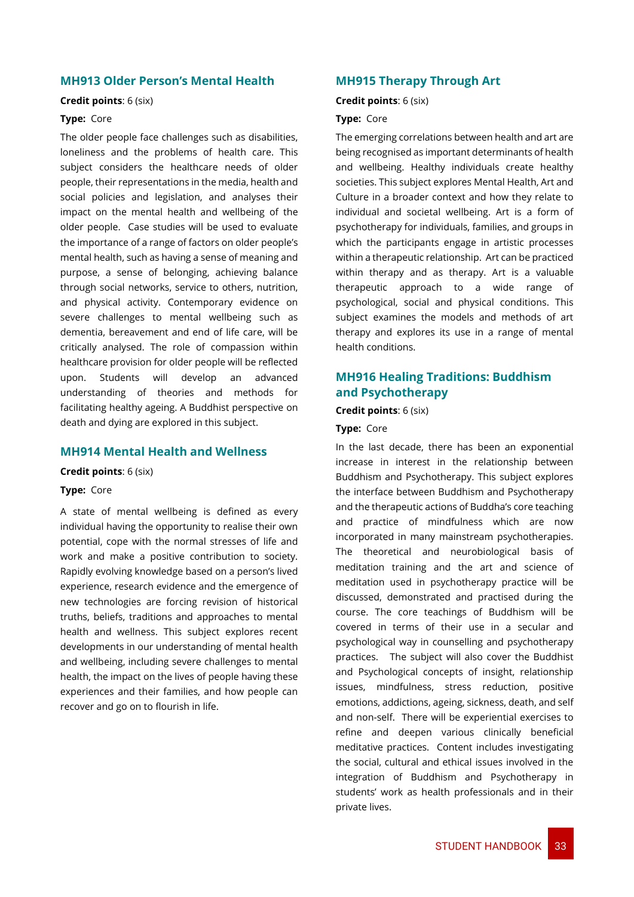### MH913 Older Person's Mental Health

**Credit points**: 6 (six)

**Type:** Core

The older people face challenges such as disabilities, loneliness and the problems of health care. This subject considers the healthcare needs of older people, their representations in the media, health and social policies and legislation, and analyses their impact on the mental health and wellbeing of the older people. Case studies will be used to evaluate the importance of a range of factors on older people's mental health, such as having a sense of meaning and purpose, a sense of belonging, achieving balance through social networks, service to others, nutrition, and physical activity. Contemporary evidence on severe challenges to mental wellbeing such as dementia, bereavement and end of life care, will be critically analysed. The role of compassion within healthcare provision for older people will be reflected upon. Students will develop an advanced understanding of theories and methods for facilitating healthy ageing. A Buddhist perspective on death and dying are explored in this subject.

### MH914 Mental Health and Wellness

**Credit points**: 6 (six)

**Type:** Core

A state of mental wellbeing is defined as every individual having the opportunity to realise their own potential, cope with the normal stresses of life and work and make a positive contribution to society. Rapidly evolving knowledge based on a person's lived experience, research evidence and the emergence of new technologies are forcing revision of historical truths, beliefs, traditions and approaches to mental health and wellness. This subject explores recent developments in our understanding of mental health and wellbeing, including severe challenges to mental health, the impact on the lives of people having these experiences and their families, and how people can recover and go on to flourish in life.

### MH915 Therapy Through Art

**Credit points**: 6 (six)

**Type:** Core

The emerging correlations between health and art are being recognised as important determinants of health and wellbeing. Healthy individuals create healthy societies. This subject explores Mental Health, Art and Culture in a broader context and how they relate to individual and societal wellbeing. Art is a form of psychotherapy for individuals, families, and groups in which the participants engage in artistic processes within a therapeutic relationship. Art can be practiced within therapy and as therapy. Art is a valuable therapeutic approach to a wide range of psychological, social and physical conditions. This subject examines the models and methods of art therapy and explores its use in a range of mental health conditions.

### MH916 Healing Traditions: Buddhism and Psychotherapy

**Credit points**: 6 (six)

**Type:** Core

In the last decade, there has been an exponential increase in interest in the relationship between Buddhism and Psychotherapy. This subject explores the interface between Buddhism and Psychotherapy and the therapeutic actions of Buddha's core teaching and practice of mindfulness which are now incorporated in many mainstream psychotherapies. The theoretical and neurobiological basis of meditation training and the art and science of meditation used in psychotherapy practice will be discussed, demonstrated and practised during the course. The core teachings of Buddhism will be covered in terms of their use in a secular and psychological way in counselling and psychotherapy practices. The subject will also cover the Buddhist and Psychological concepts of insight, relationship issues, mindfulness, stress reduction, positive emotions, addictions, ageing, sickness, death, and self and non-self. There will be experiential exercises to refine and deepen various clinically beneficial meditative practices. Content includes investigating the social, cultural and ethical issues involved in the integration of Buddhism and Psychotherapy in students' work as health professionals and in their private lives.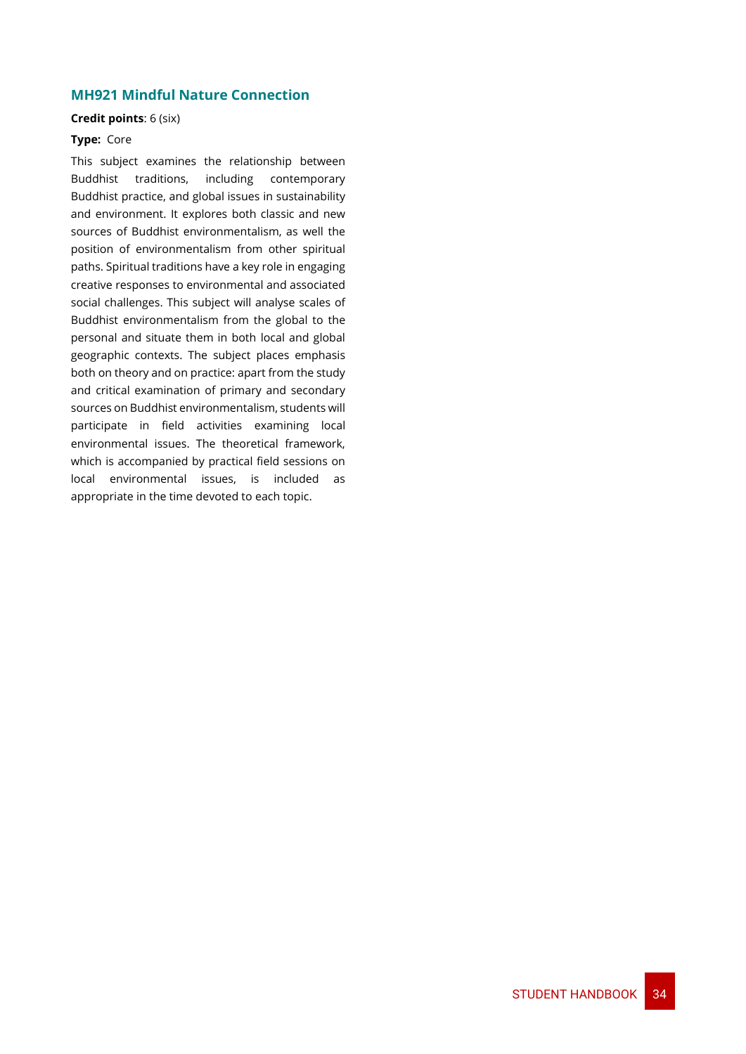### MH921 Mindful Nature Connection

**Credit points**: 6 (six)

**Type:** Core

This subject examines the relationship between Buddhist traditions, including contemporary Buddhist practice, and global issues in sustainability and environment. It explores both classic and new sources of Buddhist environmentalism, as well the position of environmentalism from other spiritual paths. Spiritual traditions have a key role in engaging creative responses to environmental and associated social challenges. This subject will analyse scales of Buddhist environmentalism from the global to the personal and situate them in both local and global geographic contexts. The subject places emphasis both on theory and on practice: apart from the study and critical examination of primary and secondary sources on Buddhist environmentalism, students will participate in field activities examining local environmental issues. The theoretical framework, which is accompanied by practical field sessions on local environmental issues, is included as appropriate in the time devoted to each topic.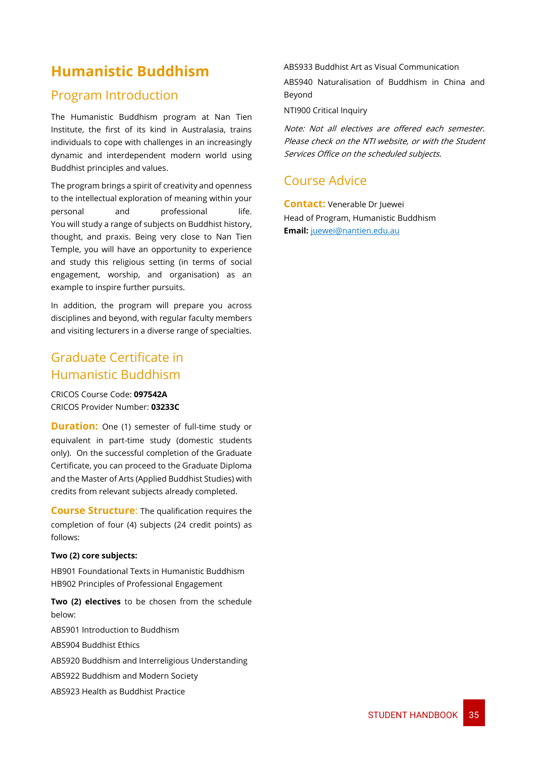# Humanistic Buddhism

## Program Introduction

The Humanistic Buddhism program at Nan Tien Institute, the first of its kind in Australasia, trains individuals to cope with challenges in an increasingly dynamic and interdependent modern world using Buddhist principles and values.

The program brings a spirit of creativity and openness to the intellectual exploration of meaning within your personal and professional life. You will study a range of subjects on Buddhist history, thought, and praxis. Being very close to Nan Tien Temple, you will have an opportunity to experience and study this religious setting (in terms of social engagement, worship, and organisation) as an example to inspire further pursuits.

In addition, the program will prepare you across disciplines and beyond, with regular faculty members and visiting lecturers in a diverse range of specialties.

## Graduate Certificate in Humanistic Buddhism

CRICOS Course Code: **097542A**
CRICOS Provider Number: **03233C**

**Duration:** One (1) semester of full-time study or equivalent in part-time study (domestic students only). On the successful completion of the Graduate Certificate, you can proceed to the Graduate Diploma and the Master of Arts (Applied Buddhist Studies) with credits from relevant subjects already completed.

**Course Structure**: The qualification requires the completion of four (4) subjects (24 credit points) as follows:

**Two (2) core subjects:**

HB901 Foundational Texts in Humanistic Buddhism
HB902 Principles of Professional Engagement

**Two (2) electives** to be chosen from the schedule below:

ABS901 Introduction to Buddhism

ABS904 Buddhist Ethics

ABS920 Buddhism and Interreligious Understanding

ABS922 Buddhism and Modern Society

ABS923 Health as Buddhist Practice

ABS933 Buddhist Art as Visual Communication

ABS940 Naturalisation of Buddhism in China and Beyond

NTI900 Critical Inquiry

*Note: Not all electives are offered each semester. Please check on the NTI website, or with the Student Services Office on the scheduled subjects.*

## Course Advice

**Contact:** Venerable Dr Juewei
Head of Program, Humanistic Buddhism
**Email:** juewei@nantien.edu.au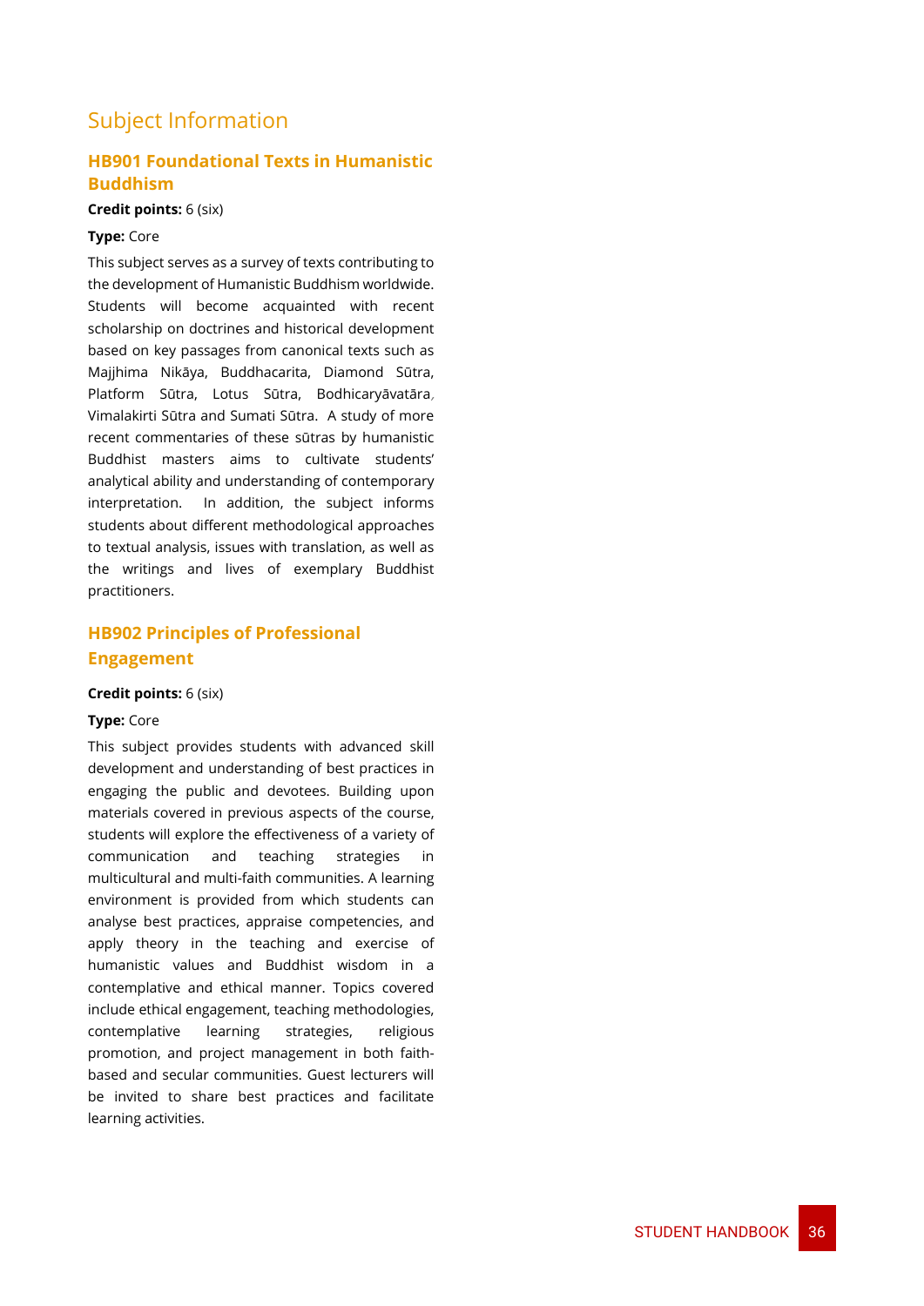## Subject Information

### HB901 Foundational Texts in Humanistic Buddhism

**Credit points:** 6 (six)

**Type:** Core

This subject serves as a survey of texts contributing to the development of Humanistic Buddhism worldwide. Students will become acquainted with recent scholarship on doctrines and historical development based on key passages from canonical texts such as Majjhima Nikāya, Buddhacarita, Diamond Sūtra, Platform Sūtra, Lotus Sūtra, Bodhicaryāvatāra, Vimalakirti Sūtra and Sumati Sūtra. A study of more recent commentaries of these sūtras by humanistic Buddhist masters aims to cultivate students' analytical ability and understanding of contemporary interpretation. In addition, the subject informs students about different methodological approaches to textual analysis, issues with translation, as well as the writings and lives of exemplary Buddhist practitioners.

### HB902 Principles of Professional Engagement

**Credit points:** 6 (six)

**Type:** Core

This subject provides students with advanced skill development and understanding of best practices in engaging the public and devotees. Building upon materials covered in previous aspects of the course, students will explore the effectiveness of a variety of communication and teaching strategies in multicultural and multi-faith communities. A learning environment is provided from which students can analyse best practices, appraise competencies, and apply theory in the teaching and exercise of humanistic values and Buddhist wisdom in a contemplative and ethical manner. Topics covered include ethical engagement, teaching methodologies, contemplative learning strategies, religious promotion, and project management in both faith-based and secular communities. Guest lecturers will be invited to share best practices and facilitate learning activities.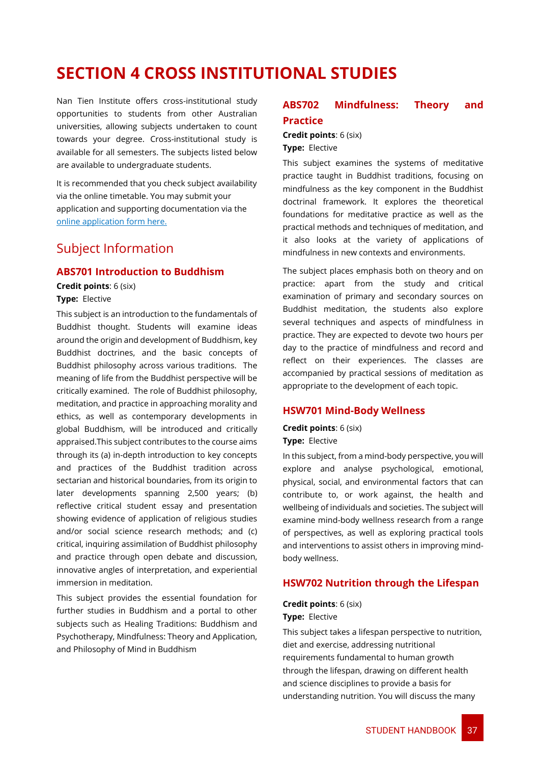# SECTION 4 CROSS INSTITUTIONAL STUDIES

Nan Tien Institute offers cross-institutional study opportunities to students from other Australian universities, allowing subjects undertaken to count towards your degree. Cross-institutional study is available for all semesters. The subjects listed below are available to undergraduate students.

It is recommended that you check subject availability via the online timetable. You may submit your application and supporting documentation via the online application form here.

## Subject Information

### ABS701 Introduction to Buddhism

**Credit points**: 6 (six)

**Type:** Elective

This subject is an introduction to the fundamentals of Buddhist thought. Students will examine ideas around the origin and development of Buddhism, key Buddhist doctrines, and the basic concepts of Buddhist philosophy across various traditions. The meaning of life from the Buddhist perspective will be critically examined. The role of Buddhist philosophy, meditation, and practice in approaching morality and ethics, as well as contemporary developments in global Buddhism, will be introduced and critically appraised.This subject contributes to the course aims through its (a) in-depth introduction to key concepts and practices of the Buddhist tradition across sectarian and historical boundaries, from its origin to later developments spanning 2,500 years; (b) reflective critical student essay and presentation showing evidence of application of religious studies and/or social science research methods; and (c) critical, inquiring assimilation of Buddhist philosophy and practice through open debate and discussion, innovative angles of interpretation, and experiential immersion in meditation.

This subject provides the essential foundation for further studies in Buddhism and a portal to other subjects such as Healing Traditions: Buddhism and Psychotherapy, Mindfulness: Theory and Application, and Philosophy of Mind in Buddhism

### ABS702 Mindfulness: Theory and Practice

**Credit points**: 6 (six)

**Type:** Elective

This subject examines the systems of meditative practice taught in Buddhist traditions, focusing on mindfulness as the key component in the Buddhist doctrinal framework. It explores the theoretical foundations for meditative practice as well as the practical methods and techniques of meditation, and it also looks at the variety of applications of mindfulness in new contexts and environments.

The subject places emphasis both on theory and on practice: apart from the study and critical examination of primary and secondary sources on Buddhist meditation, the students also explore several techniques and aspects of mindfulness in practice. They are expected to devote two hours per day to the practice of mindfulness and record and reflect on their experiences. The classes are accompanied by practical sessions of meditation as appropriate to the development of each topic.

### HSW701 Mind-Body Wellness

**Credit points**: 6 (six)

**Type:** Elective

In this subject, from a mind-body perspective, you will explore and analyse psychological, emotional, physical, social, and environmental factors that can contribute to, or work against, the health and wellbeing of individuals and societies. The subject will examine mind-body wellness research from a range of perspectives, as well as exploring practical tools and interventions to assist others in improving mind-body wellness.

### HSW702 Nutrition through the Lifespan

**Credit points**: 6 (six)

**Type:** Elective

This subject takes a lifespan perspective to nutrition, diet and exercise, addressing nutritional requirements fundamental to human growth through the lifespan, drawing on different health and science disciplines to provide a basis for understanding nutrition. You will discuss the many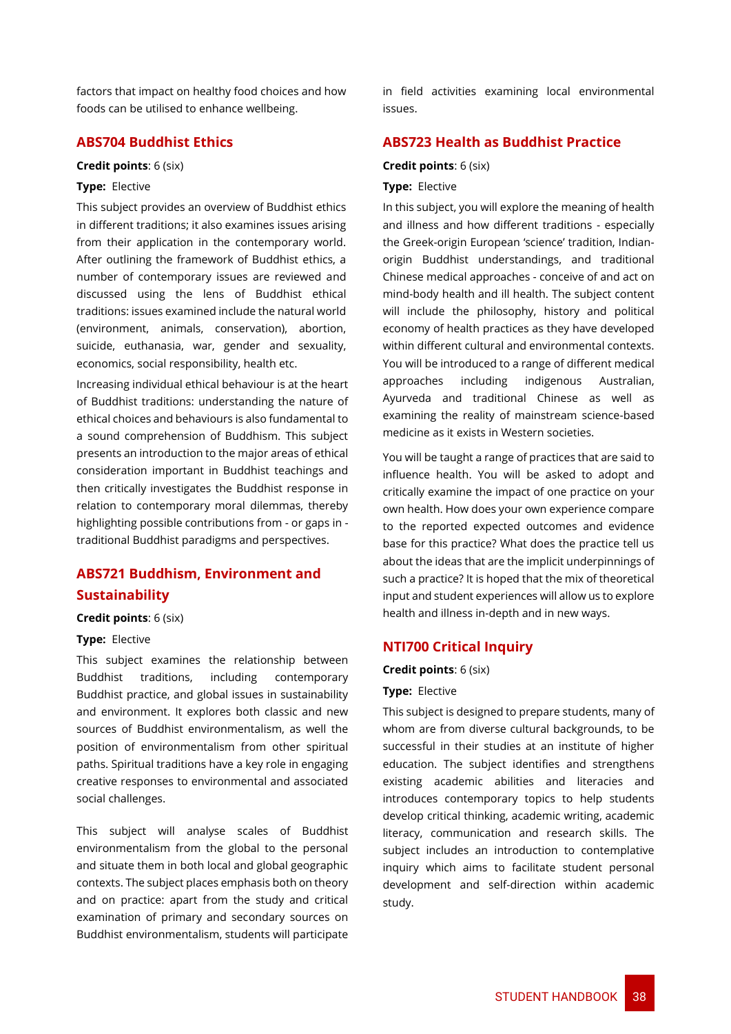factors that impact on healthy food choices and how foods can be utilised to enhance wellbeing.

### ABS704 Buddhist Ethics

**Credit points**: 6 (six)

**Type:** Elective

This subject provides an overview of Buddhist ethics in different traditions; it also examines issues arising from their application in the contemporary world. After outlining the framework of Buddhist ethics, a number of contemporary issues are reviewed and discussed using the lens of Buddhist ethical traditions: issues examined include the natural world (environment, animals, conservation), abortion, suicide, euthanasia, war, gender and sexuality, economics, social responsibility, health etc.

Increasing individual ethical behaviour is at the heart of Buddhist traditions: understanding the nature of ethical choices and behaviours is also fundamental to a sound comprehension of Buddhism. This subject presents an introduction to the major areas of ethical consideration important in Buddhist teachings and then critically investigates the Buddhist response in relation to contemporary moral dilemmas, thereby highlighting possible contributions from - or gaps in - traditional Buddhist paradigms and perspectives.

### ABS721 Buddhism, Environment and Sustainability

**Credit points**: 6 (six)

**Type:** Elective

This subject examines the relationship between Buddhist traditions, including contemporary Buddhist practice, and global issues in sustainability and environment. It explores both classic and new sources of Buddhist environmentalism, as well the position of environmentalism from other spiritual paths. Spiritual traditions have a key role in engaging creative responses to environmental and associated social challenges.

This subject will analyse scales of Buddhist environmentalism from the global to the personal and situate them in both local and global geographic contexts. The subject places emphasis both on theory and on practice: apart from the study and critical examination of primary and secondary sources on Buddhist environmentalism, students will participate in field activities examining local environmental issues.

### ABS723 Health as Buddhist Practice

**Credit points**: 6 (six)

**Type:** Elective

In this subject, you will explore the meaning of health and illness and how different traditions - especially the Greek-origin European 'science' tradition, Indian-origin Buddhist understandings, and traditional Chinese medical approaches - conceive of and act on mind-body health and ill health. The subject content will include the philosophy, history and political economy of health practices as they have developed within different cultural and environmental contexts. You will be introduced to a range of different medical approaches including indigenous Australian, Ayurveda and traditional Chinese as well as examining the reality of mainstream science-based medicine as it exists in Western societies.

You will be taught a range of practices that are said to influence health. You will be asked to adopt and critically examine the impact of one practice on your own health. How does your own experience compare to the reported expected outcomes and evidence base for this practice? What does the practice tell us about the ideas that are the implicit underpinnings of such a practice? It is hoped that the mix of theoretical input and student experiences will allow us to explore health and illness in-depth and in new ways.

### NTI700 Critical Inquiry

**Credit points**: 6 (six)

**Type:** Elective

This subject is designed to prepare students, many of whom are from diverse cultural backgrounds, to be successful in their studies at an institute of higher education. The subject identifies and strengthens existing academic abilities and literacies and introduces contemporary topics to help students develop critical thinking, academic writing, academic literacy, communication and research skills. The subject includes an introduction to contemplative inquiry which aims to facilitate student personal development and self-direction within academic study.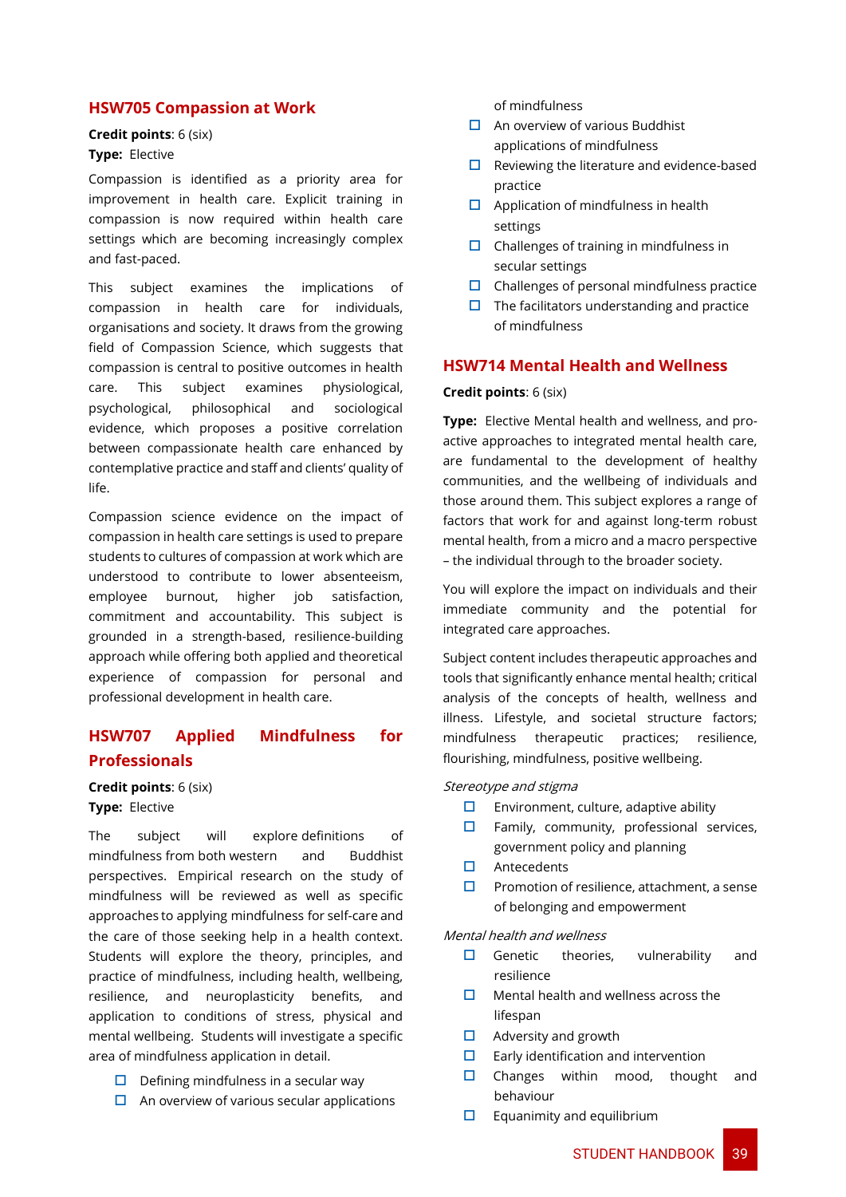## HSW705 Compassion at Work

**Credit points**: 6 (six)

**Type:** Elective

Compassion is identified as a priority area for improvement in health care. Explicit training in compassion is now required within health care settings which are becoming increasingly complex and fast-paced.

This subject examines the implications of compassion in health care for individuals, organisations and society. It draws from the growing field of Compassion Science, which suggests that compassion is central to positive outcomes in health care. This subject examines physiological, psychological, philosophical and sociological evidence, which proposes a positive correlation between compassionate health care enhanced by contemplative practice and staff and clients' quality of life.

Compassion science evidence on the impact of compassion in health care settings is used to prepare students to cultures of compassion at work which are understood to contribute to lower absenteeism, employee burnout, higher job satisfaction, commitment and accountability. This subject is grounded in a strength-based, resilience-building approach while offering both applied and theoretical experience of compassion for personal and professional development in health care.

## HSW707 Applied Mindfulness for Professionals

**Credit points**: 6 (six)

**Type:** Elective

The subject will explore definitions of mindfulness from both western and Buddhist perspectives. Empirical research on the study of mindfulness will be reviewed as well as specific approaches to applying mindfulness for self-care and the care of those seeking help in a health context. Students will explore the theory, principles, and practice of mindfulness, including health, wellbeing, resilience, and neuroplasticity benefits, and application to conditions of stress, physical and mental wellbeing. Students will investigate a specific area of mindfulness application in detail.

- Defining mindfulness in a secular way
- An overview of various secular applications of mindfulness
- An overview of various Buddhist applications of mindfulness
- Reviewing the literature and evidence-based practice
- Application of mindfulness in health settings
- Challenges of training in mindfulness in secular settings
- Challenges of personal mindfulness practice
- The facilitators understanding and practice of mindfulness

## HSW714 Mental Health and Wellness

**Credit points**: 6 (six)

**Type:** Elective Mental health and wellness, and pro-active approaches to integrated mental health care, are fundamental to the development of healthy communities, and the wellbeing of individuals and those around them. This subject explores a range of factors that work for and against long-term robust mental health, from a micro and a macro perspective – the individual through to the broader society.

You will explore the impact on individuals and their immediate community and the potential for integrated care approaches.

Subject content includes therapeutic approaches and tools that significantly enhance mental health; critical analysis of the concepts of health, wellness and illness. Lifestyle, and societal structure factors; mindfulness therapeutic practices; resilience, flourishing, mindfulness, positive wellbeing.

*Stereotype and stigma*

- Environment, culture, adaptive ability
- Family, community, professional services, government policy and planning
- Antecedents
- Promotion of resilience, attachment, a sense of belonging and empowerment

*Mental health and wellness*

- Genetic theories, vulnerability and resilience
- Mental health and wellness across the lifespan
- Adversity and growth
- Early identification and intervention
- Changes within mood, thought and behaviour
- Equanimity and equilibrium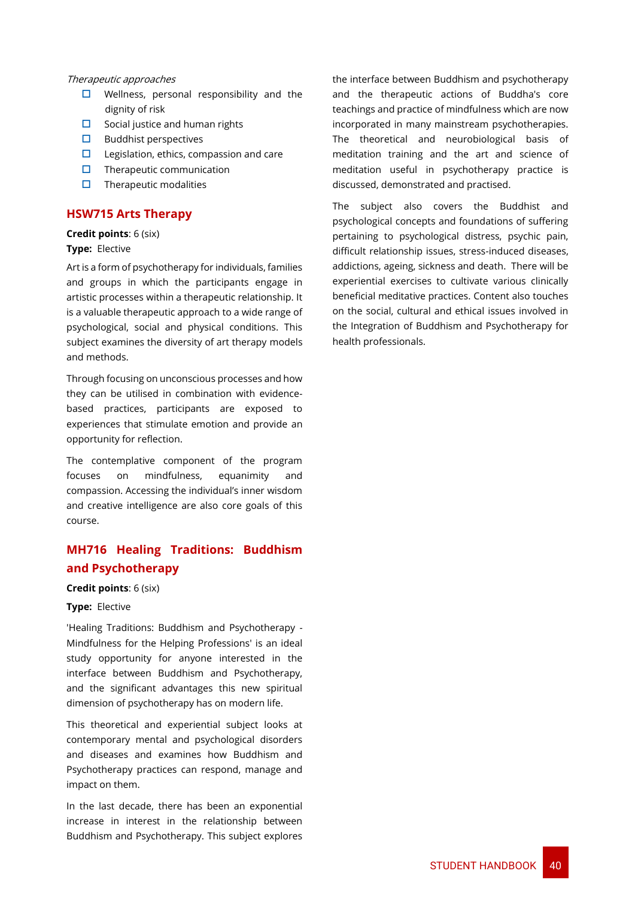*Therapeutic approaches*

- Wellness, personal responsibility and the dignity of risk
- Social justice and human rights
- Buddhist perspectives
- Legislation, ethics, compassion and care
- Therapeutic communication
- Therapeutic modalities

## HSW715 Arts Therapy

**Credit points**: 6 (six)

**Type:** Elective

Art is a form of psychotherapy for individuals, families and groups in which the participants engage in artistic processes within a therapeutic relationship. It is a valuable therapeutic approach to a wide range of psychological, social and physical conditions. This subject examines the diversity of art therapy models and methods.

Through focusing on unconscious processes and how they can be utilised in combination with evidence-based practices, participants are exposed to experiences that stimulate emotion and provide an opportunity for reflection.

The contemplative component of the program focuses on mindfulness, equanimity and compassion. Accessing the individual's inner wisdom and creative intelligence are also core goals of this course.

## MH716 Healing Traditions: Buddhism and Psychotherapy

**Credit points**: 6 (six)

**Type:** Elective

'Healing Traditions: Buddhism and Psychotherapy - Mindfulness for the Helping Professions' is an ideal study opportunity for anyone interested in the interface between Buddhism and Psychotherapy, and the significant advantages this new spiritual dimension of psychotherapy has on modern life.

This theoretical and experiential subject looks at contemporary mental and psychological disorders and diseases and examines how Buddhism and Psychotherapy practices can respond, manage and impact on them.

In the last decade, there has been an exponential increase in interest in the relationship between Buddhism and Psychotherapy. This subject explores the interface between Buddhism and psychotherapy and the therapeutic actions of Buddha's core teachings and practice of mindfulness which are now incorporated in many mainstream psychotherapies. The theoretical and neurobiological basis of meditation training and the art and science of meditation useful in psychotherapy practice is discussed, demonstrated and practised.

The subject also covers the Buddhist and psychological concepts and foundations of suffering pertaining to psychological distress, psychic pain, difficult relationship issues, stress-induced diseases, addictions, ageing, sickness and death. There will be experiential exercises to cultivate various clinically beneficial meditative practices. Content also touches on the social, cultural and ethical issues involved in the Integration of Buddhism and Psychotherapy for health professionals.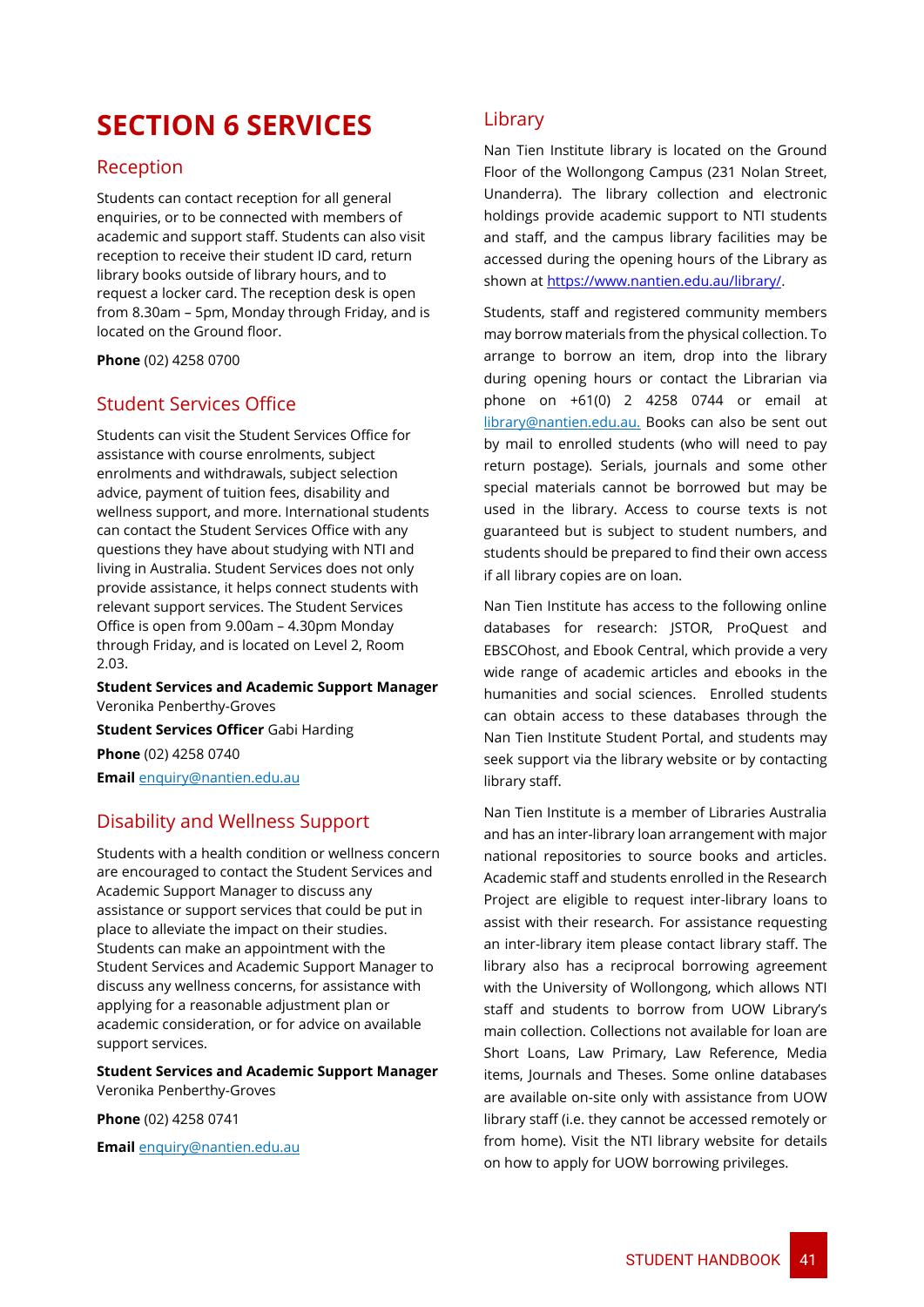# SECTION 6 SERVICES

## Reception

Students can contact reception for all general enquiries, or to be connected with members of academic and support staff. Students can also visit reception to receive their student ID card, return library books outside of library hours, and to request a locker card. The reception desk is open from 8.30am – 5pm, Monday through Friday, and is located on the Ground floor.

**Phone** (02) 4258 0700

## Student Services Office

Students can visit the Student Services Office for assistance with course enrolments, subject enrolments and withdrawals, subject selection advice, payment of tuition fees, disability and wellness support, and more. International students can contact the Student Services Office with any questions they have about studying with NTI and living in Australia. Student Services does not only provide assistance, it helps connect students with relevant support services. The Student Services Office is open from 9.00am – 4.30pm Monday through Friday, and is located on Level 2, Room 2.03.

**Student Services and Academic Support Manager** Veronika Penberthy-Groves

**Student Services Officer** Gabi Harding

**Phone** (02) 4258 0740

**Email** enquiry@nantien.edu.au

## Disability and Wellness Support

Students with a health condition or wellness concern are encouraged to contact the Student Services and Academic Support Manager to discuss any assistance or support services that could be put in place to alleviate the impact on their studies. Students can make an appointment with the Student Services and Academic Support Manager to discuss any wellness concerns, for assistance with applying for a reasonable adjustment plan or academic consideration, or for advice on available support services.

**Student Services and Academic Support Manager** Veronika Penberthy-Groves

**Phone** (02) 4258 0741

**Email** enquiry@nantien.edu.au

## Library

Nan Tien Institute library is located on the Ground Floor of the Wollongong Campus (231 Nolan Street, Unanderra). The library collection and electronic holdings provide academic support to NTI students and staff, and the campus library facilities may be accessed during the opening hours of the Library as shown at https://www.nantien.edu.au/library/.

Students, staff and registered community members may borrow materials from the physical collection. To arrange to borrow an item, drop into the library during opening hours or contact the Librarian via phone on +61(0) 2 4258 0744 or email at library@nantien.edu.au. Books can also be sent out by mail to enrolled students (who will need to pay return postage). Serials, journals and some other special materials cannot be borrowed but may be used in the library. Access to course texts is not guaranteed but is subject to student numbers, and students should be prepared to find their own access if all library copies are on loan.

Nan Tien Institute has access to the following online databases for research: JSTOR, ProQuest and EBSCOhost, and Ebook Central, which provide a very wide range of academic articles and ebooks in the humanities and social sciences. Enrolled students can obtain access to these databases through the Nan Tien Institute Student Portal, and students may seek support via the library website or by contacting library staff.

Nan Tien Institute is a member of Libraries Australia and has an inter-library loan arrangement with major national repositories to source books and articles. Academic staff and students enrolled in the Research Project are eligible to request inter-library loans to assist with their research. For assistance requesting an inter-library item please contact library staff. The library also has a reciprocal borrowing agreement with the University of Wollongong, which allows NTI staff and students to borrow from UOW Library's main collection. Collections not available for loan are Short Loans, Law Primary, Law Reference, Media items, Journals and Theses. Some online databases are available on-site only with assistance from UOW library staff (i.e. they cannot be accessed remotely or from home). Visit the NTI library website for details on how to apply for UOW borrowing privileges.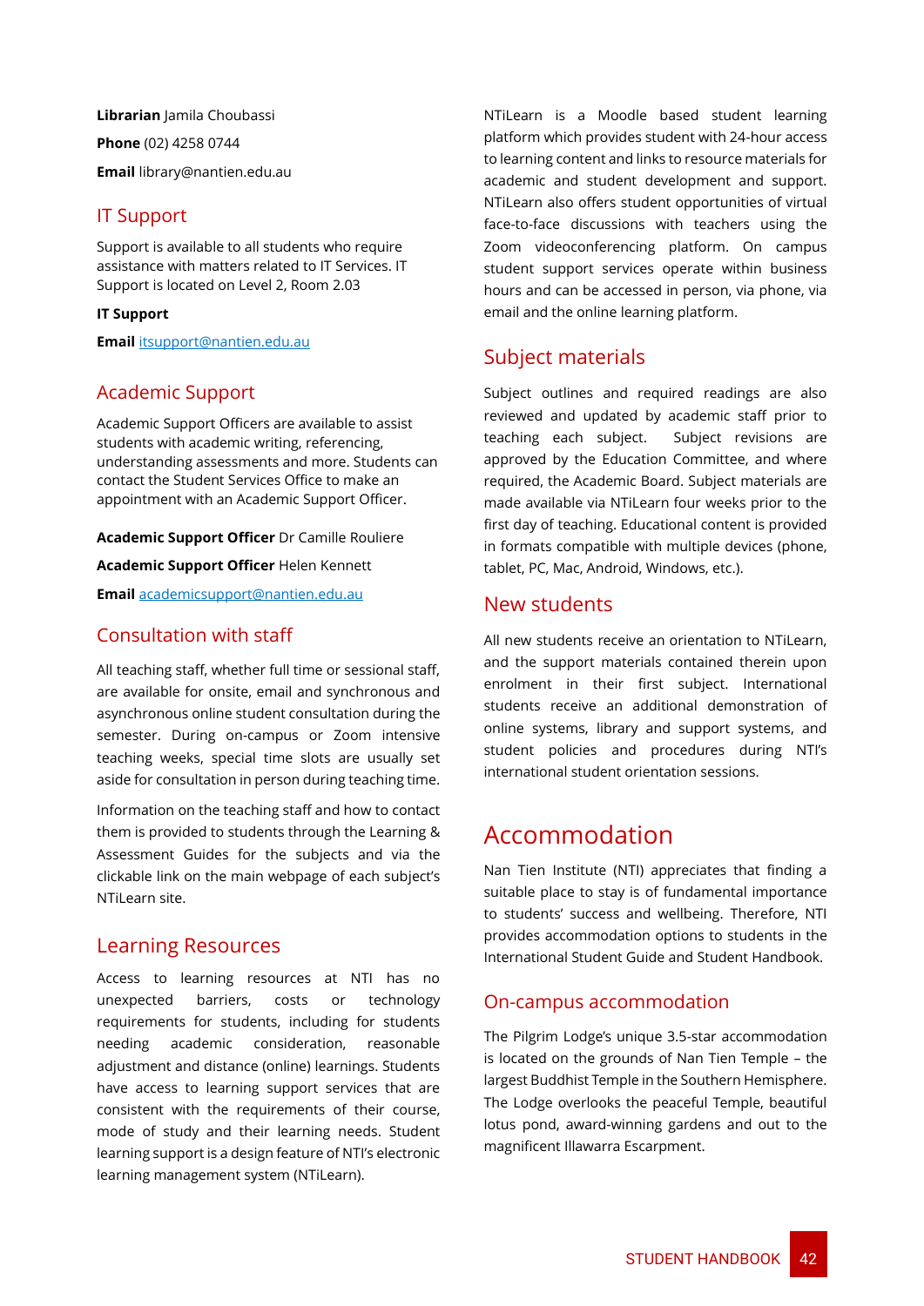**Librarian** Jamila Choubassi

**Phone** (02) 4258 0744

**Email** library@nantien.edu.au

## IT Support

Support is available to all students who require assistance with matters related to IT Services. IT Support is located on Level 2, Room 2.03

**IT Support**

**Email** itsupport@nantien.edu.au

## Academic Support

Academic Support Officers are available to assist students with academic writing, referencing, understanding assessments and more. Students can contact the Student Services Office to make an appointment with an Academic Support Officer.

**Academic Support Officer** Dr Camille Rouliere

**Academic Support Officer** Helen Kennett

**Email** academicsupport@nantien.edu.au

## Consultation with staff

All teaching staff, whether full time or sessional staff, are available for onsite, email and synchronous and asynchronous online student consultation during the semester. During on-campus or Zoom intensive teaching weeks, special time slots are usually set aside for consultation in person during teaching time.

Information on the teaching staff and how to contact them is provided to students through the Learning & Assessment Guides for the subjects and via the clickable link on the main webpage of each subject's NTiLearn site.

## Learning Resources

Access to learning resources at NTI has no unexpected barriers, costs or technology requirements for students, including for students needing academic consideration, reasonable adjustment and distance (online) learnings. Students have access to learning support services that are consistent with the requirements of their course, mode of study and their learning needs. Student learning support is a design feature of NTI's electronic learning management system (NTiLearn).

NTiLearn is a Moodle based student learning platform which provides student with 24-hour access to learning content and links to resource materials for academic and student development and support. NTiLearn also offers student opportunities of virtual face-to-face discussions with teachers using the Zoom videoconferencing platform. On campus student support services operate within business hours and can be accessed in person, via phone, via email and the online learning platform.

## Subject materials

Subject outlines and required readings are also reviewed and updated by academic staff prior to teaching each subject. Subject revisions are approved by the Education Committee, and where required, the Academic Board. Subject materials are made available via NTiLearn four weeks prior to the first day of teaching. Educational content is provided in formats compatible with multiple devices (phone, tablet, PC, Mac, Android, Windows, etc.).

## New students

All new students receive an orientation to NTiLearn, and the support materials contained therein upon enrolment in their first subject. International students receive an additional demonstration of online systems, library and support systems, and student policies and procedures during NTI's international student orientation sessions.

# Accommodation

Nan Tien Institute (NTI) appreciates that finding a suitable place to stay is of fundamental importance to students' success and wellbeing. Therefore, NTI provides accommodation options to students in the International Student Guide and Student Handbook.

## On-campus accommodation

The Pilgrim Lodge's unique 3.5-star accommodation is located on the grounds of Nan Tien Temple – the largest Buddhist Temple in the Southern Hemisphere. The Lodge overlooks the peaceful Temple, beautiful lotus pond, award-winning gardens and out to the magnificent Illawarra Escarpment.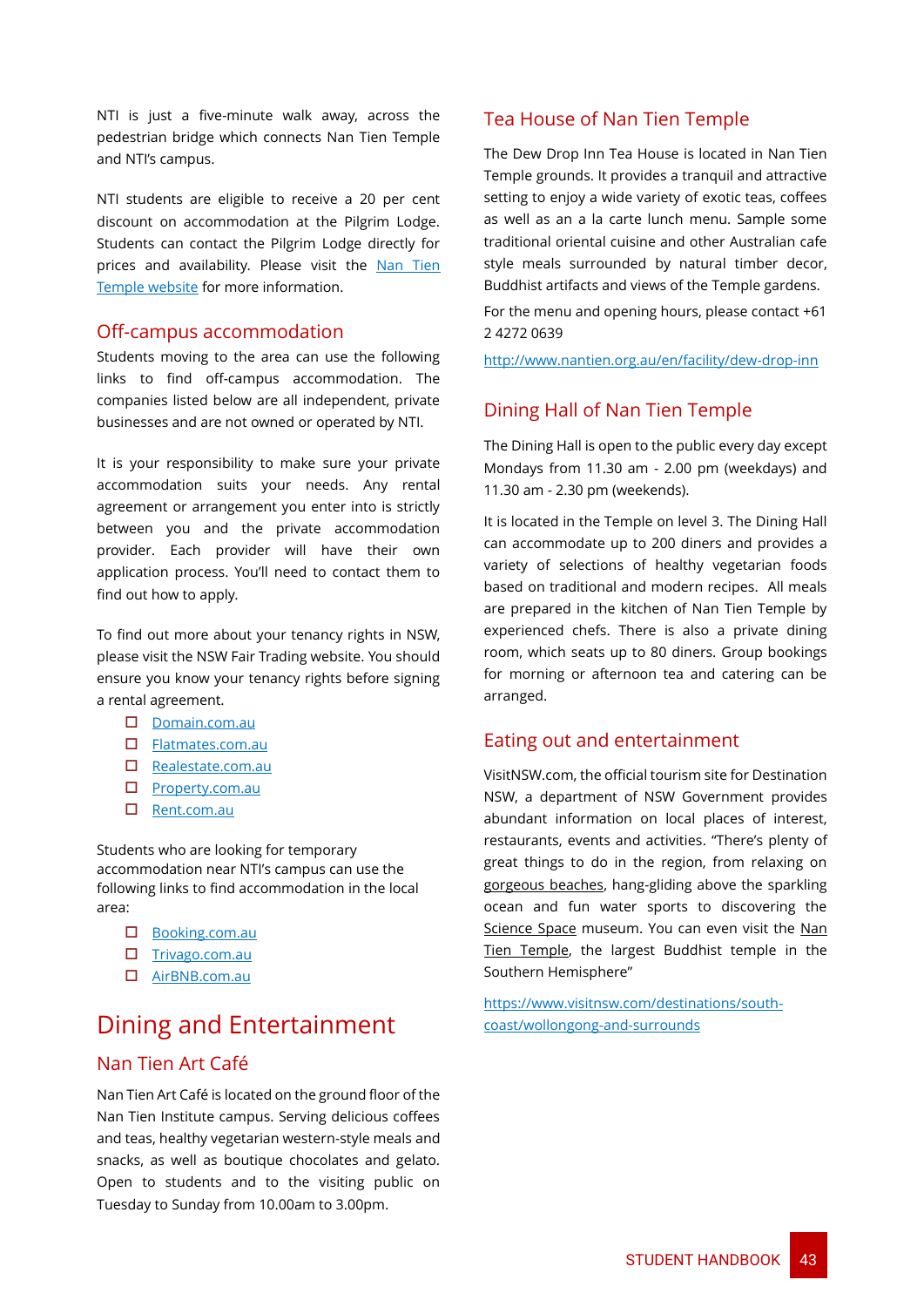NTI is just a five-minute walk away, across the pedestrian bridge which connects Nan Tien Temple and NTI's campus.

NTI students are eligible to receive a 20 per cent discount on accommodation at the Pilgrim Lodge. Students can contact the Pilgrim Lodge directly for prices and availability. Please visit the Nan Tien Temple website for more information.

### Off-campus accommodation

Students moving to the area can use the following links to find off-campus accommodation. The companies listed below are all independent, private businesses and are not owned or operated by NTI.

It is your responsibility to make sure your private accommodation suits your needs. Any rental agreement or arrangement you enter into is strictly between you and the private accommodation provider. Each provider will have their own application process. You'll need to contact them to find out how to apply.

To find out more about your tenancy rights in NSW, please visit the NSW Fair Trading website. You should ensure you know your tenancy rights before signing a rental agreement.

- Domain.com.au
- Flatmates.com.au
- Realestate.com.au
- Property.com.au
- Rent.com.au

Students who are looking for temporary accommodation near NTI's campus can use the following links to find accommodation in the local area:

- Booking.com.au
- Trivago.com.au
- AirBNB.com.au

## Dining and Entertainment

### Nan Tien Art Café

Nan Tien Art Café is located on the ground floor of the Nan Tien Institute campus. Serving delicious coffees and teas, healthy vegetarian western-style meals and snacks, as well as boutique chocolates and gelato. Open to students and to the visiting public on Tuesday to Sunday from 10.00am to 3.00pm.

### Tea House of Nan Tien Temple

The Dew Drop Inn Tea House is located in Nan Tien Temple grounds. It provides a tranquil and attractive setting to enjoy a wide variety of exotic teas, coffees as well as an a la carte lunch menu. Sample some traditional oriental cuisine and other Australian cafe style meals surrounded by natural timber decor, Buddhist artifacts and views of the Temple gardens.

For the menu and opening hours, please contact +61 2 4272 0639

http://www.nantien.org.au/en/facility/dew-drop-inn

### Dining Hall of Nan Tien Temple

The Dining Hall is open to the public every day except Mondays from 11.30 am - 2.00 pm (weekdays) and 11.30 am - 2.30 pm (weekends).

It is located in the Temple on level 3. The Dining Hall can accommodate up to 200 diners and provides a variety of selections of healthy vegetarian foods based on traditional and modern recipes. All meals are prepared in the kitchen of Nan Tien Temple by experienced chefs. There is also a private dining room, which seats up to 80 diners. Group bookings for morning or afternoon tea and catering can be arranged.

### Eating out and entertainment

VisitNSW.com, the official tourism site for Destination NSW, a department of NSW Government provides abundant information on local places of interest, restaurants, events and activities. "There's plenty of great things to do in the region, from relaxing on gorgeous beaches, hang-gliding above the sparkling ocean and fun water sports to discovering the Science Space museum. You can even visit the Nan Tien Temple, the largest Buddhist temple in the Southern Hemisphere"

https://www.visitnsw.com/destinations/south-coast/wollongong-and-surrounds